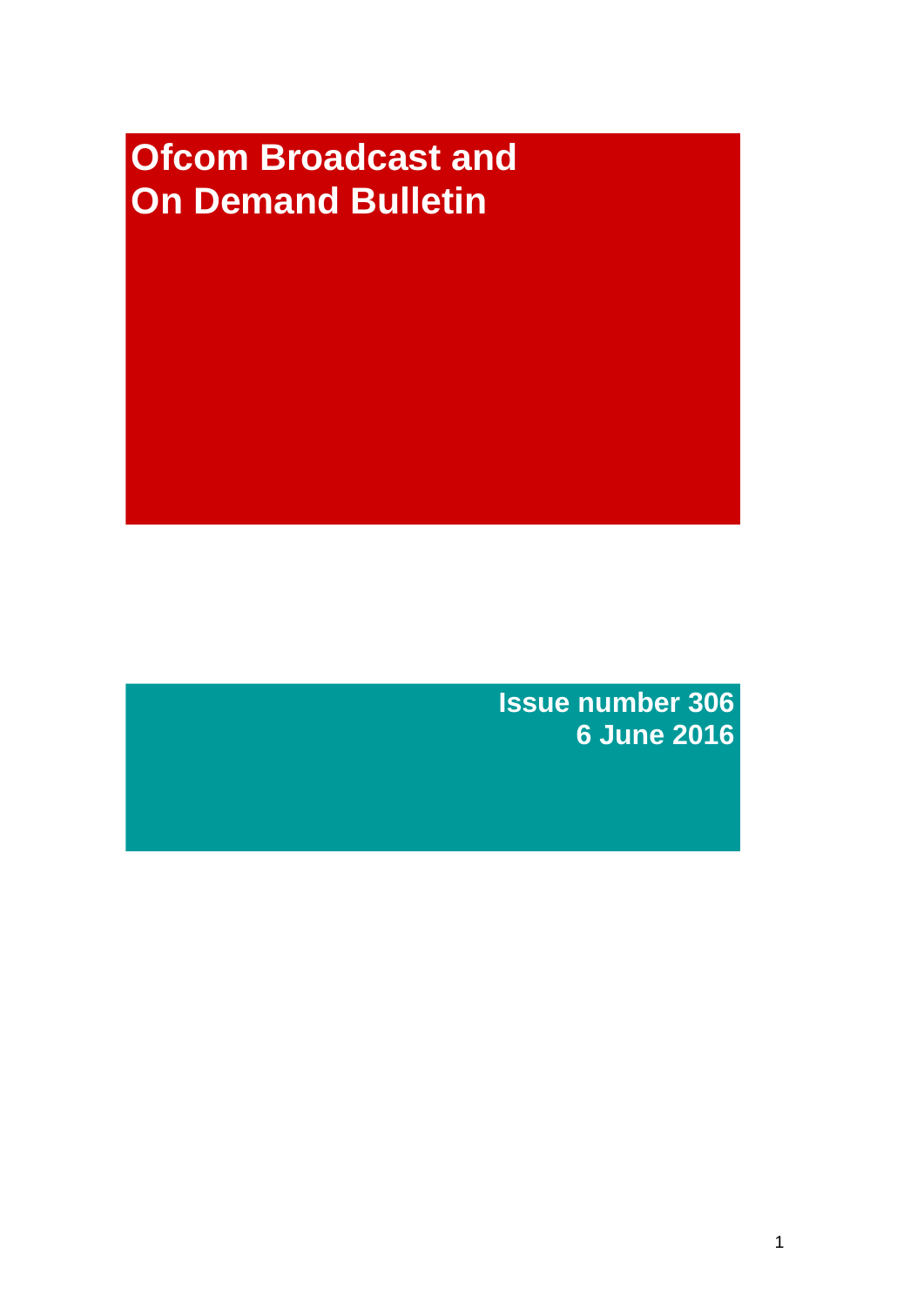# Ofcom Broadcast and On Demand Bulletin

**Issue number 306**
**6 June 2016**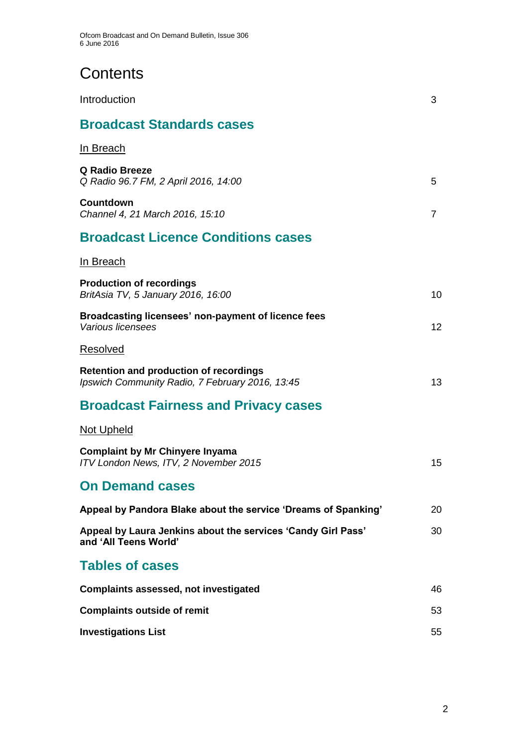# Contents

Introduction 3

## Broadcast Standards cases

In Breach

**Q Radio Breeze**
*Q Radio 96.7 FM, 2 April 2016, 14:00* 5

**Countdown**
*Channel 4, 21 March 2016, 15:10* 7

## Broadcast Licence Conditions cases

In Breach

**Production of recordings**
*BritAsia TV, 5 January 2016, 16:00* 10

**Broadcasting licensees' non-payment of licence fees**
*Various licensees* 12

Resolved

**Retention and production of recordings**
*Ipswich Community Radio, 7 February 2016, 13:45* 13

## Broadcast Fairness and Privacy cases

Not Upheld

**Complaint by Mr Chinyere Inyama**
*ITV London News, ITV, 2 November 2015* 15

## On Demand cases

**Appeal by Pandora Blake about the service 'Dreams of Spanking'** 20

**Appeal by Laura Jenkins about the services 'Candy Girl Pass' and 'All Teens World'** 30

## Tables of cases

**Complaints assessed, not investigated** 46

**Complaints outside of remit** 53

**Investigations List** 55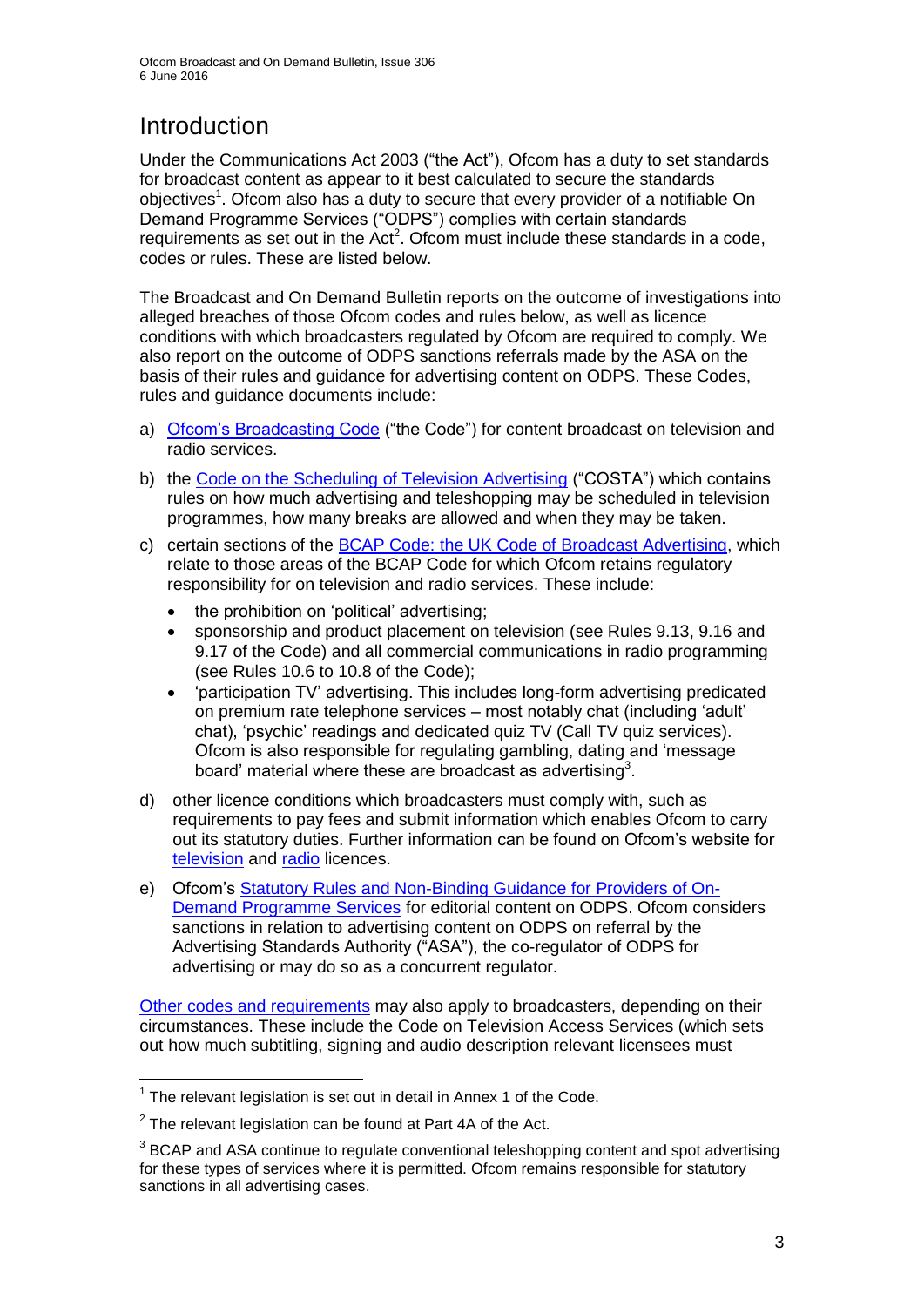# Introduction

Under the Communications Act 2003 ("the Act"), Ofcom has a duty to set standards for broadcast content as appear to it best calculated to secure the standards objectives[1]. Ofcom also has a duty to secure that every provider of a notifiable On Demand Programme Services ("ODPS") complies with certain standards requirements as set out in the Act[2]. Ofcom must include these standards in a code, codes or rules. These are listed below.

The Broadcast and On Demand Bulletin reports on the outcome of investigations into alleged breaches of those Ofcom codes and rules below, as well as licence conditions with which broadcasters regulated by Ofcom are required to comply. We also report on the outcome of ODPS sanctions referrals made by the ASA on the basis of their rules and guidance for advertising content on ODPS. These Codes, rules and guidance documents include:

a) Ofcom's Broadcasting Code ("the Code") for content broadcast on television and radio services.

b) the Code on the Scheduling of Television Advertising ("COSTA") which contains rules on how much advertising and teleshopping may be scheduled in television programmes, how many breaks are allowed and when they may be taken.

c) certain sections of the BCAP Code: the UK Code of Broadcast Advertising, which relate to those areas of the BCAP Code for which Ofcom retains regulatory responsibility for on television and radio services. These include:
   - the prohibition on 'political' advertising;
   - sponsorship and product placement on television (see Rules 9.13, 9.16 and 9.17 of the Code) and all commercial communications in radio programming (see Rules 10.6 to 10.8 of the Code);
   - 'participation TV' advertising. This includes long-form advertising predicated on premium rate telephone services – most notably chat (including 'adult' chat), 'psychic' readings and dedicated quiz TV (Call TV quiz services). Ofcom is also responsible for regulating gambling, dating and 'message board' material where these are broadcast as advertising[3].

d) other licence conditions which broadcasters must comply with, such as requirements to pay fees and submit information which enables Ofcom to carry out its statutory duties. Further information can be found on Ofcom's website for television and radio licences.

e) Ofcom's Statutory Rules and Non-Binding Guidance for Providers of On-Demand Programme Services for editorial content on ODPS. Ofcom considers sanctions in relation to advertising content on ODPS on referral by the Advertising Standards Authority ("ASA"), the co-regulator of ODPS for advertising or may do so as a concurrent regulator.

Other codes and requirements may also apply to broadcasters, depending on their circumstances. These include the Code on Television Access Services (which sets out how much subtitling, signing and audio description relevant licensees must

---

[1] The relevant legislation is set out in detail in Annex 1 of the Code.

[2] The relevant legislation can be found at Part 4A of the Act.

[3] BCAP and ASA continue to regulate conventional teleshopping content and spot advertising for these types of services where it is permitted. Ofcom remains responsible for statutory sanctions in all advertising cases.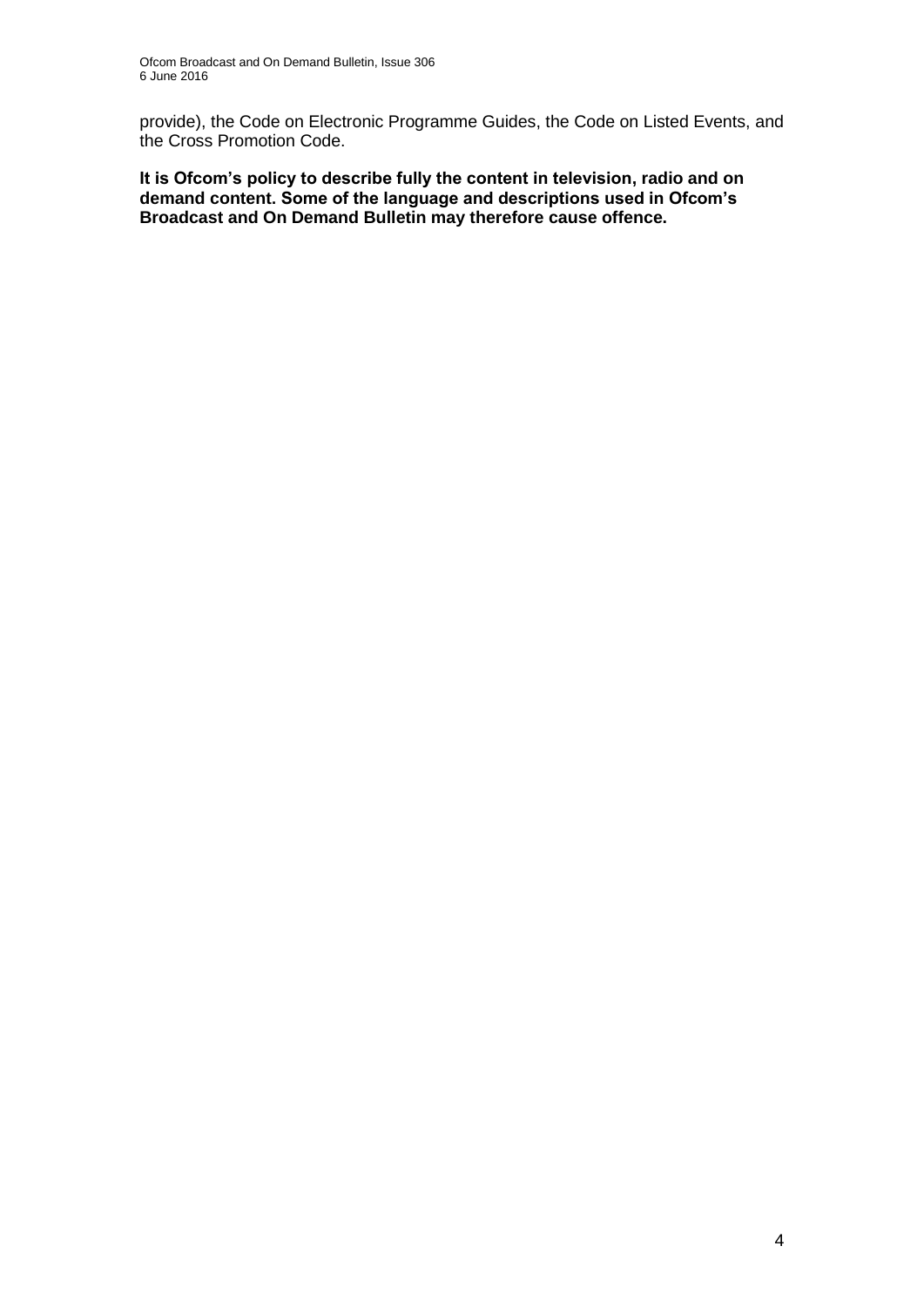provide), the Code on Electronic Programme Guides, the Code on Listed Events, and the Cross Promotion Code.

**It is Ofcom's policy to describe fully the content in television, radio and on demand content. Some of the language and descriptions used in Ofcom's Broadcast and On Demand Bulletin may therefore cause offence.**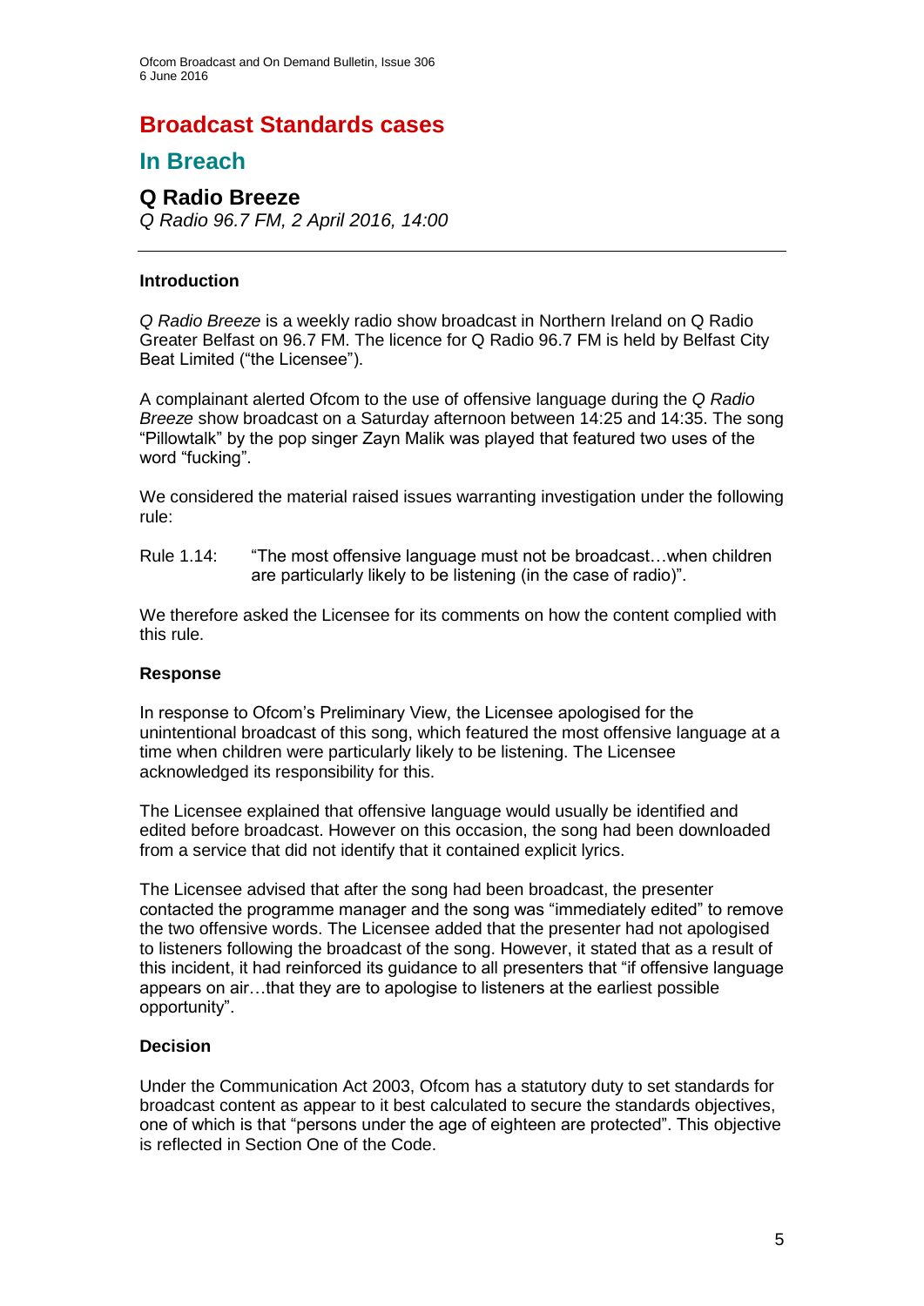# Broadcast Standards cases

## In Breach

### Q Radio Breeze

*Q Radio 96.7 FM, 2 April 2016, 14:00*

---

#### Introduction

*Q Radio Breeze* is a weekly radio show broadcast in Northern Ireland on Q Radio Greater Belfast on 96.7 FM. The licence for Q Radio 96.7 FM is held by Belfast City Beat Limited ("the Licensee").

A complainant alerted Ofcom to the use of offensive language during the *Q Radio Breeze* show broadcast on a Saturday afternoon between 14:25 and 14:35. The song "Pillowtalk" by the pop singer Zayn Malik was played that featured two uses of the word "fucking".

We considered the material raised issues warranting investigation under the following rule:

Rule 1.14: "The most offensive language must not be broadcast…when children are particularly likely to be listening (in the case of radio)".

We therefore asked the Licensee for its comments on how the content complied with this rule.

#### Response

In response to Ofcom's Preliminary View, the Licensee apologised for the unintentional broadcast of this song, which featured the most offensive language at a time when children were particularly likely to be listening. The Licensee acknowledged its responsibility for this.

The Licensee explained that offensive language would usually be identified and edited before broadcast. However on this occasion, the song had been downloaded from a service that did not identify that it contained explicit lyrics.

The Licensee advised that after the song had been broadcast, the presenter contacted the programme manager and the song was "immediately edited" to remove the two offensive words. The Licensee added that the presenter had not apologised to listeners following the broadcast of the song. However, it stated that as a result of this incident, it had reinforced its guidance to all presenters that "if offensive language appears on air…that they are to apologise to listeners at the earliest possible opportunity".

#### Decision

Under the Communication Act 2003, Ofcom has a statutory duty to set standards for broadcast content as appear to it best calculated to secure the standards objectives, one of which is that "persons under the age of eighteen are protected". This objective is reflected in Section One of the Code.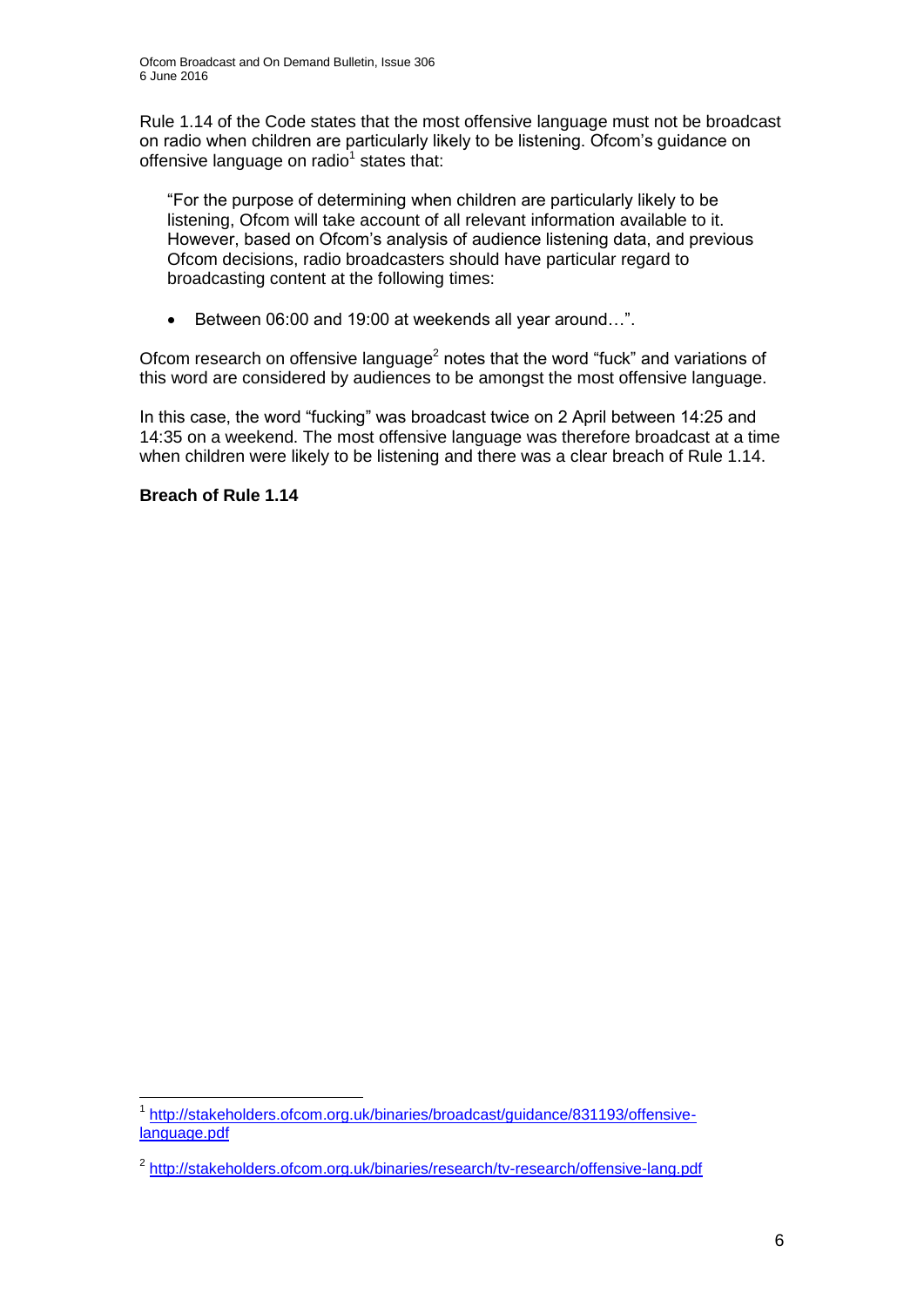Rule 1.14 of the Code states that the most offensive language must not be broadcast on radio when children are particularly likely to be listening. Ofcom's guidance on offensive language on radio[1] states that:

> "For the purpose of determining when children are particularly likely to be listening, Ofcom will take account of all relevant information available to it. However, based on Ofcom's analysis of audience listening data, and previous Ofcom decisions, radio broadcasters should have particular regard to broadcasting content at the following times:
>
> - Between 06:00 and 19:00 at weekends all year around…".

Ofcom research on offensive language[2] notes that the word "fuck" and variations of this word are considered by audiences to be amongst the most offensive language.

In this case, the word "fucking" was broadcast twice on 2 April between 14:25 and 14:35 on a weekend. The most offensive language was therefore broadcast at a time when children were likely to be listening and there was a clear breach of Rule 1.14.

**Breach of Rule 1.14**

---

[1] http://stakeholders.ofcom.org.uk/binaries/broadcast/guidance/831193/offensive-language.pdf

[2] http://stakeholders.ofcom.org.uk/binaries/research/tv-research/offensive-lang.pdf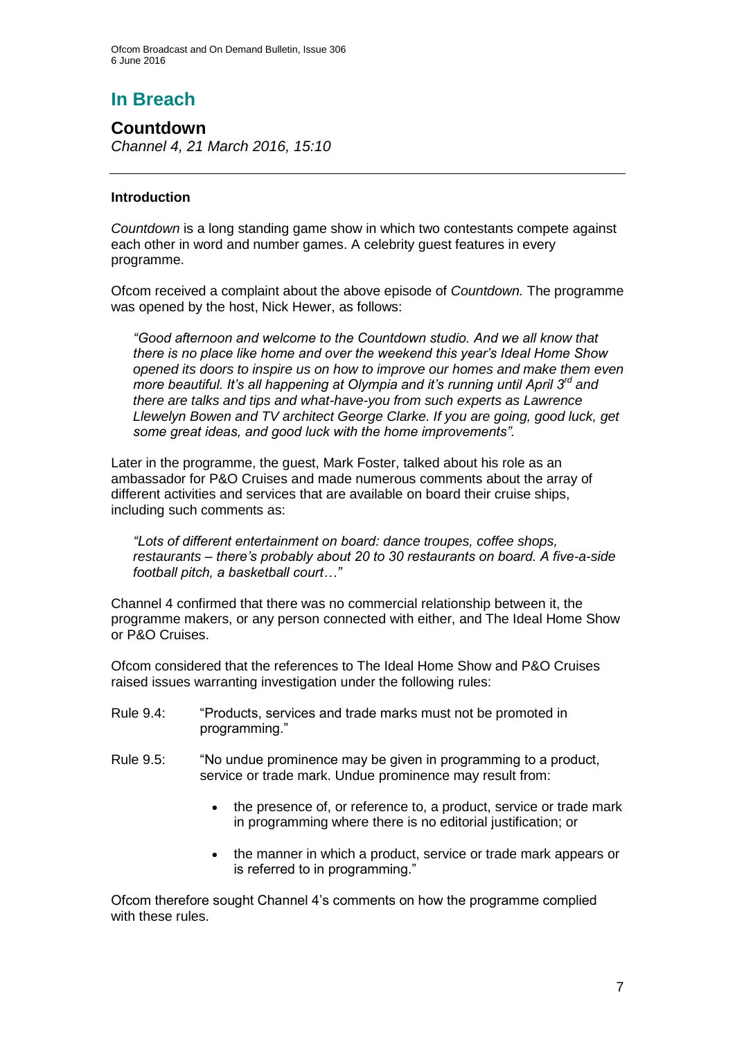## In Breach

### Countdown

*Channel 4, 21 March 2016, 15:10*

---

#### Introduction

*Countdown* is a long standing game show in which two contestants compete against each other in word and number games. A celebrity guest features in every programme.

Ofcom received a complaint about the above episode of *Countdown.* The programme was opened by the host, Nick Hewer, as follows:

> *"Good afternoon and welcome to the Countdown studio. And we all know that there is no place like home and over the weekend this year's Ideal Home Show opened its doors to inspire us on how to improve our homes and make them even more beautiful. It's all happening at Olympia and it's running until April 3rd and there are talks and tips and what-have-you from such experts as Lawrence Llewelyn Bowen and TV architect George Clarke. If you are going, good luck, get some great ideas, and good luck with the home improvements".*

Later in the programme, the guest, Mark Foster, talked about his role as an ambassador for P&O Cruises and made numerous comments about the array of different activities and services that are available on board their cruise ships, including such comments as:

> *"Lots of different entertainment on board: dance troupes, coffee shops, restaurants – there's probably about 20 to 30 restaurants on board. A five-a-side football pitch, a basketball court…"*

Channel 4 confirmed that there was no commercial relationship between it, the programme makers, or any person connected with either, and The Ideal Home Show or P&O Cruises.

Ofcom considered that the references to The Ideal Home Show and P&O Cruises raised issues warranting investigation under the following rules:

Rule 9.4: "Products, services and trade marks must not be promoted in programming."

Rule 9.5: "No undue prominence may be given in programming to a product, service or trade mark. Undue prominence may result from:

- the presence of, or reference to, a product, service or trade mark in programming where there is no editorial justification; or
- the manner in which a product, service or trade mark appears or is referred to in programming."

Ofcom therefore sought Channel 4's comments on how the programme complied with these rules.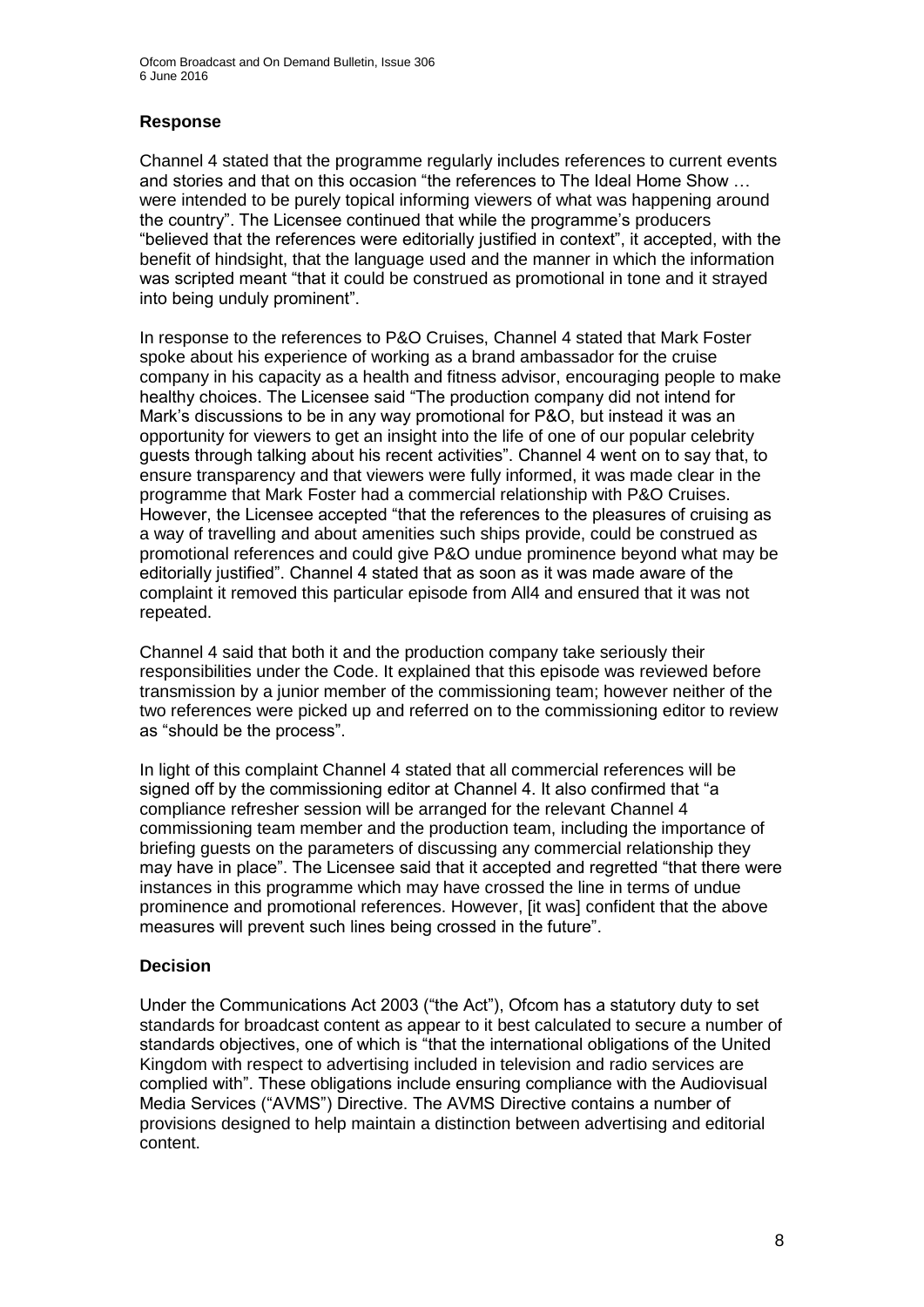### Response

Channel 4 stated that the programme regularly includes references to current events and stories and that on this occasion "the references to The Ideal Home Show … were intended to be purely topical informing viewers of what was happening around the country". The Licensee continued that while the programme's producers "believed that the references were editorially justified in context", it accepted, with the benefit of hindsight, that the language used and the manner in which the information was scripted meant "that it could be construed as promotional in tone and it strayed into being unduly prominent".

In response to the references to P&O Cruises, Channel 4 stated that Mark Foster spoke about his experience of working as a brand ambassador for the cruise company in his capacity as a health and fitness advisor, encouraging people to make healthy choices. The Licensee said "The production company did not intend for Mark's discussions to be in any way promotional for P&O, but instead it was an opportunity for viewers to get an insight into the life of one of our popular celebrity guests through talking about his recent activities". Channel 4 went on to say that, to ensure transparency and that viewers were fully informed, it was made clear in the programme that Mark Foster had a commercial relationship with P&O Cruises. However, the Licensee accepted "that the references to the pleasures of cruising as a way of travelling and about amenities such ships provide, could be construed as promotional references and could give P&O undue prominence beyond what may be editorially justified". Channel 4 stated that as soon as it was made aware of the complaint it removed this particular episode from All4 and ensured that it was not repeated.

Channel 4 said that both it and the production company take seriously their responsibilities under the Code. It explained that this episode was reviewed before transmission by a junior member of the commissioning team; however neither of the two references were picked up and referred on to the commissioning editor to review as "should be the process".

In light of this complaint Channel 4 stated that all commercial references will be signed off by the commissioning editor at Channel 4. It also confirmed that "a compliance refresher session will be arranged for the relevant Channel 4 commissioning team member and the production team, including the importance of briefing guests on the parameters of discussing any commercial relationship they may have in place". The Licensee said that it accepted and regretted "that there were instances in this programme which may have crossed the line in terms of undue prominence and promotional references. However, [it was] confident that the above measures will prevent such lines being crossed in the future".

### Decision

Under the Communications Act 2003 ("the Act"), Ofcom has a statutory duty to set standards for broadcast content as appear to it best calculated to secure a number of standards objectives, one of which is "that the international obligations of the United Kingdom with respect to advertising included in television and radio services are complied with". These obligations include ensuring compliance with the Audiovisual Media Services ("AVMS") Directive. The AVMS Directive contains a number of provisions designed to help maintain a distinction between advertising and editorial content.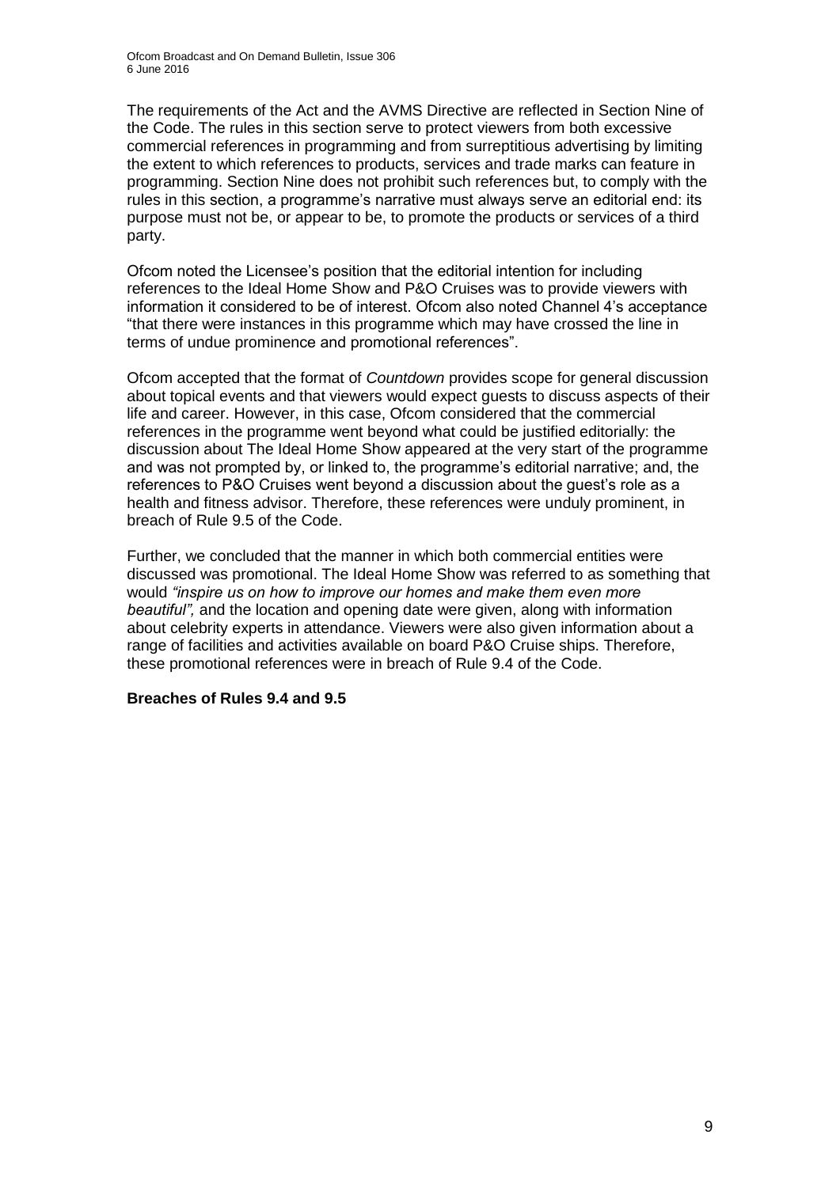The requirements of the Act and the AVMS Directive are reflected in Section Nine of the Code. The rules in this section serve to protect viewers from both excessive commercial references in programming and from surreptitious advertising by limiting the extent to which references to products, services and trade marks can feature in programming. Section Nine does not prohibit such references but, to comply with the rules in this section, a programme's narrative must always serve an editorial end: its purpose must not be, or appear to be, to promote the products or services of a third party.

Ofcom noted the Licensee's position that the editorial intention for including references to the Ideal Home Show and P&O Cruises was to provide viewers with information it considered to be of interest. Ofcom also noted Channel 4's acceptance "that there were instances in this programme which may have crossed the line in terms of undue prominence and promotional references".

Ofcom accepted that the format of *Countdown* provides scope for general discussion about topical events and that viewers would expect guests to discuss aspects of their life and career. However, in this case, Ofcom considered that the commercial references in the programme went beyond what could be justified editorially: the discussion about The Ideal Home Show appeared at the very start of the programme and was not prompted by, or linked to, the programme's editorial narrative; and, the references to P&O Cruises went beyond a discussion about the guest's role as a health and fitness advisor. Therefore, these references were unduly prominent, in breach of Rule 9.5 of the Code.

Further, we concluded that the manner in which both commercial entities were discussed was promotional. The Ideal Home Show was referred to as something that would *"inspire us on how to improve our homes and make them even more beautiful",* and the location and opening date were given, along with information about celebrity experts in attendance. Viewers were also given information about a range of facilities and activities available on board P&O Cruise ships. Therefore, these promotional references were in breach of Rule 9.4 of the Code.

**Breaches of Rules 9.4 and 9.5**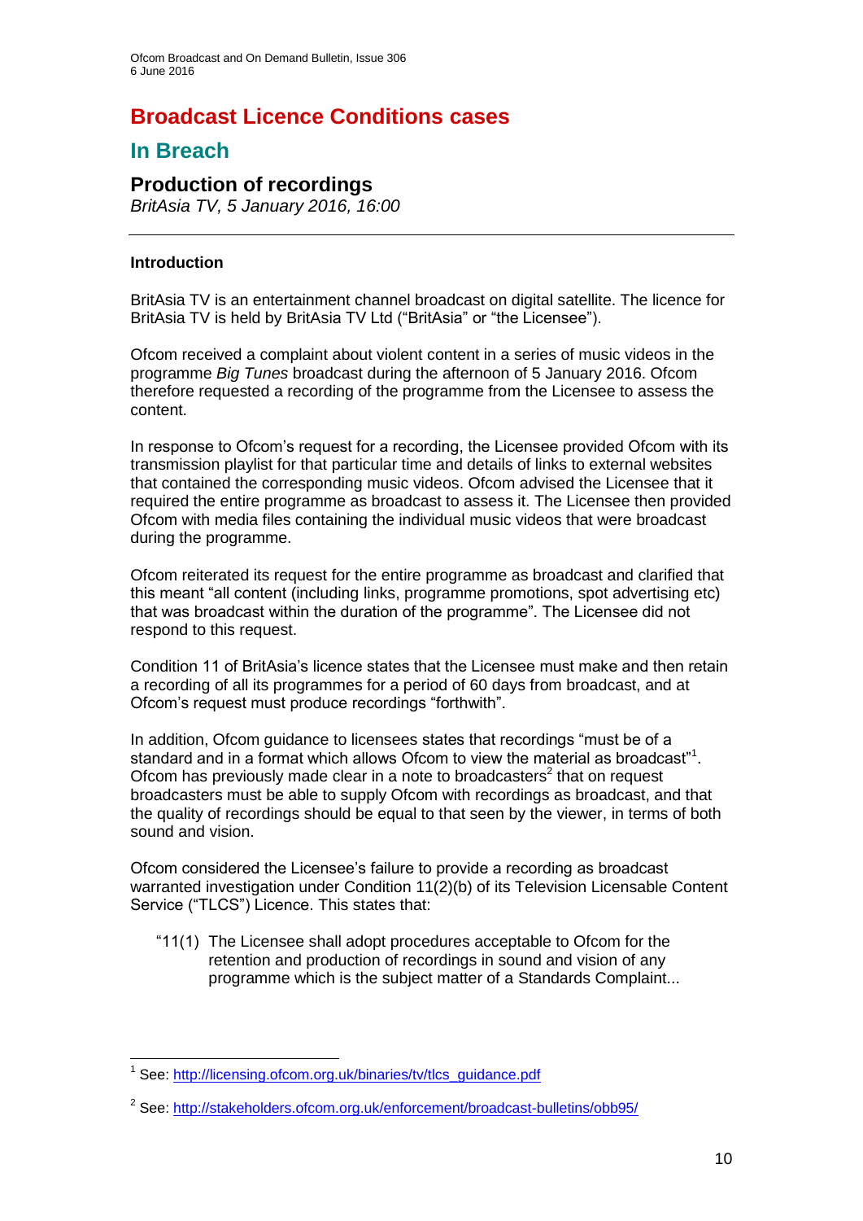# Broadcast Licence Conditions cases

## In Breach

### Production of recordings

*BritAsia TV, 5 January 2016, 16:00*

---

#### Introduction

BritAsia TV is an entertainment channel broadcast on digital satellite. The licence for BritAsia TV is held by BritAsia TV Ltd ("BritAsia" or "the Licensee").

Ofcom received a complaint about violent content in a series of music videos in the programme *Big Tunes* broadcast during the afternoon of 5 January 2016. Ofcom therefore requested a recording of the programme from the Licensee to assess the content.

In response to Ofcom's request for a recording, the Licensee provided Ofcom with its transmission playlist for that particular time and details of links to external websites that contained the corresponding music videos. Ofcom advised the Licensee that it required the entire programme as broadcast to assess it. The Licensee then provided Ofcom with media files containing the individual music videos that were broadcast during the programme.

Ofcom reiterated its request for the entire programme as broadcast and clarified that this meant "all content (including links, programme promotions, spot advertising etc) that was broadcast within the duration of the programme". The Licensee did not respond to this request.

Condition 11 of BritAsia's licence states that the Licensee must make and then retain a recording of all its programmes for a period of 60 days from broadcast, and at Ofcom's request must produce recordings "forthwith".

In addition, Ofcom guidance to licensees states that recordings "must be of a standard and in a format which allows Ofcom to view the material as broadcast"[1]. Ofcom has previously made clear in a note to broadcasters[2] that on request broadcasters must be able to supply Ofcom with recordings as broadcast, and that the quality of recordings should be equal to that seen by the viewer, in terms of both sound and vision.

Ofcom considered the Licensee's failure to provide a recording as broadcast warranted investigation under Condition 11(2)(b) of its Television Licensable Content Service ("TLCS") Licence. This states that:

> "11(1) The Licensee shall adopt procedures acceptable to Ofcom for the retention and production of recordings in sound and vision of any programme which is the subject matter of a Standards Complaint...

---

[1] See: http://licensing.ofcom.org.uk/binaries/tv/tlcs_guidance.pdf

[2] See: http://stakeholders.ofcom.org.uk/enforcement/broadcast-bulletins/obb95/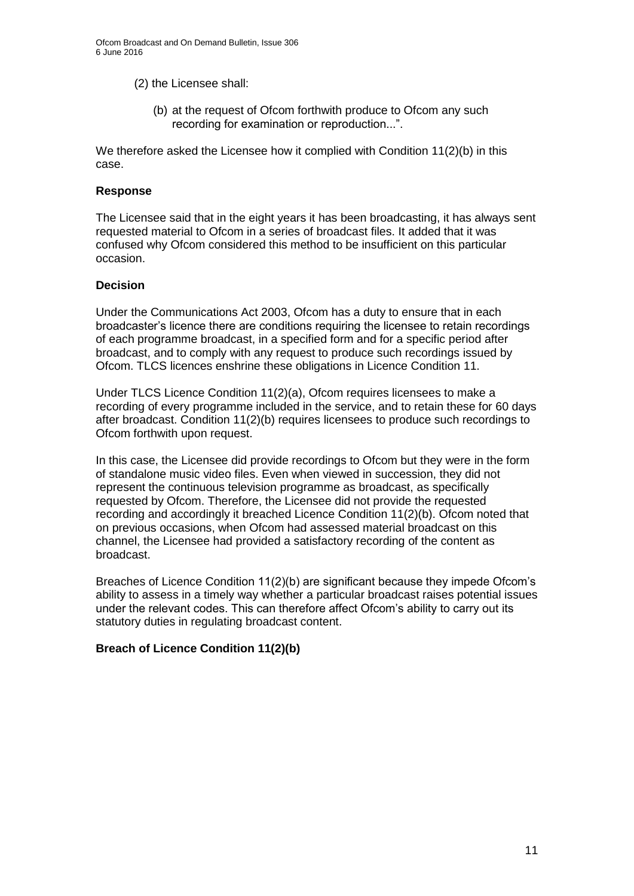(2) the Licensee shall:

(b) at the request of Ofcom forthwith produce to Ofcom any such recording for examination or reproduction...".

We therefore asked the Licensee how it complied with Condition 11(2)(b) in this case.

### Response

The Licensee said that in the eight years it has been broadcasting, it has always sent requested material to Ofcom in a series of broadcast files. It added that it was confused why Ofcom considered this method to be insufficient on this particular occasion.

### Decision

Under the Communications Act 2003, Ofcom has a duty to ensure that in each broadcaster's licence there are conditions requiring the licensee to retain recordings of each programme broadcast, in a specified form and for a specific period after broadcast, and to comply with any request to produce such recordings issued by Ofcom. TLCS licences enshrine these obligations in Licence Condition 11.

Under TLCS Licence Condition 11(2)(a), Ofcom requires licensees to make a recording of every programme included in the service, and to retain these for 60 days after broadcast. Condition 11(2)(b) requires licensees to produce such recordings to Ofcom forthwith upon request.

In this case, the Licensee did provide recordings to Ofcom but they were in the form of standalone music video files. Even when viewed in succession, they did not represent the continuous television programme as broadcast, as specifically requested by Ofcom. Therefore, the Licensee did not provide the requested recording and accordingly it breached Licence Condition 11(2)(b). Ofcom noted that on previous occasions, when Ofcom had assessed material broadcast on this channel, the Licensee had provided a satisfactory recording of the content as broadcast.

Breaches of Licence Condition 11(2)(b) are significant because they impede Ofcom's ability to assess in a timely way whether a particular broadcast raises potential issues under the relevant codes. This can therefore affect Ofcom's ability to carry out its statutory duties in regulating broadcast content.

### Breach of Licence Condition 11(2)(b)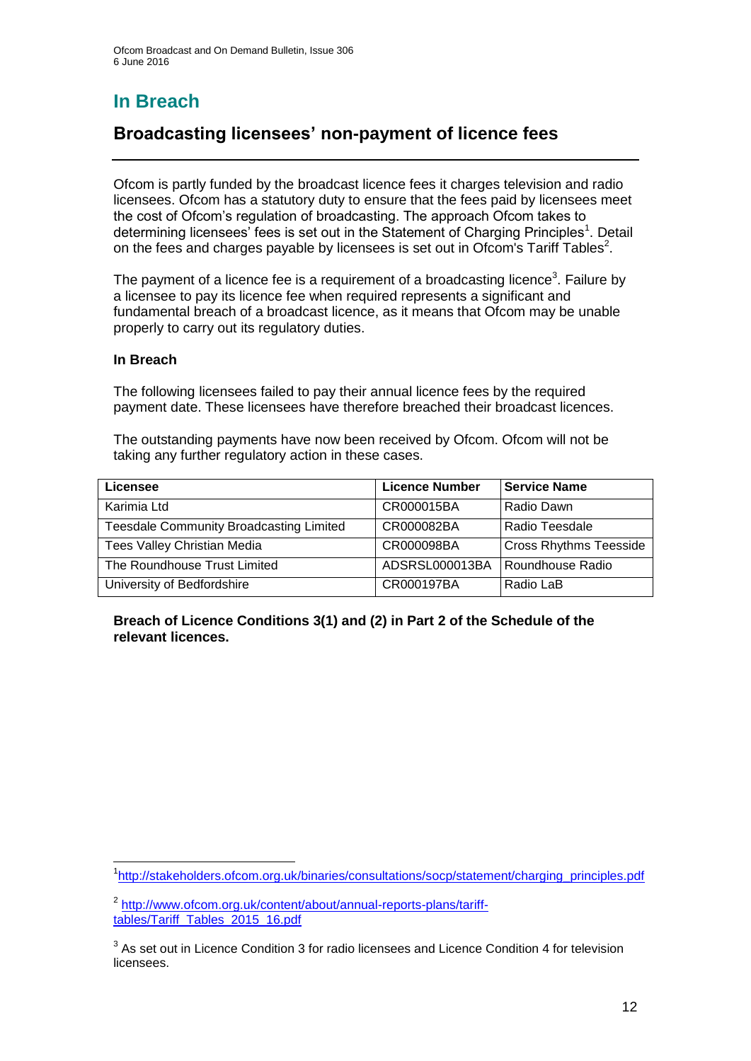# In Breach

## Broadcasting licensees' non-payment of licence fees

Ofcom is partly funded by the broadcast licence fees it charges television and radio licensees. Ofcom has a statutory duty to ensure that the fees paid by licensees meet the cost of Ofcom's regulation of broadcasting. The approach Ofcom takes to determining licensees' fees is set out in the Statement of Charging Principles[1]. Detail on the fees and charges payable by licensees is set out in Ofcom's Tariff Tables[2].

The payment of a licence fee is a requirement of a broadcasting licence[3]. Failure by a licensee to pay its licence fee when required represents a significant and fundamental breach of a broadcast licence, as it means that Ofcom may be unable properly to carry out its regulatory duties.

### In Breach

The following licensees failed to pay their annual licence fees by the required payment date. These licensees have therefore breached their broadcast licences.

The outstanding payments have now been received by Ofcom. Ofcom will not be taking any further regulatory action in these cases.

| Licensee | Licence Number | Service Name |
|---|---|---|
| Karimia Ltd | CR000015BA | Radio Dawn |
| Teesdale Community Broadcasting Limited | CR000082BA | Radio Teesdale |
| Tees Valley Christian Media | CR000098BA | Cross Rhythms Teesside |
| The Roundhouse Trust Limited | ADSRSL000013BA | Roundhouse Radio |
| University of Bedfordshire | CR000197BA | Radio LaB |

**Breach of Licence Conditions 3(1) and (2) in Part 2 of the Schedule of the relevant licences.**

---

[1] http://stakeholders.ofcom.org.uk/binaries/consultations/socp/statement/charging_principles.pdf

[2] http://www.ofcom.org.uk/content/about/annual-reports-plans/tariff-tables/Tariff_Tables_2015_16.pdf

[3] As set out in Licence Condition 3 for radio licensees and Licence Condition 4 for television licensees.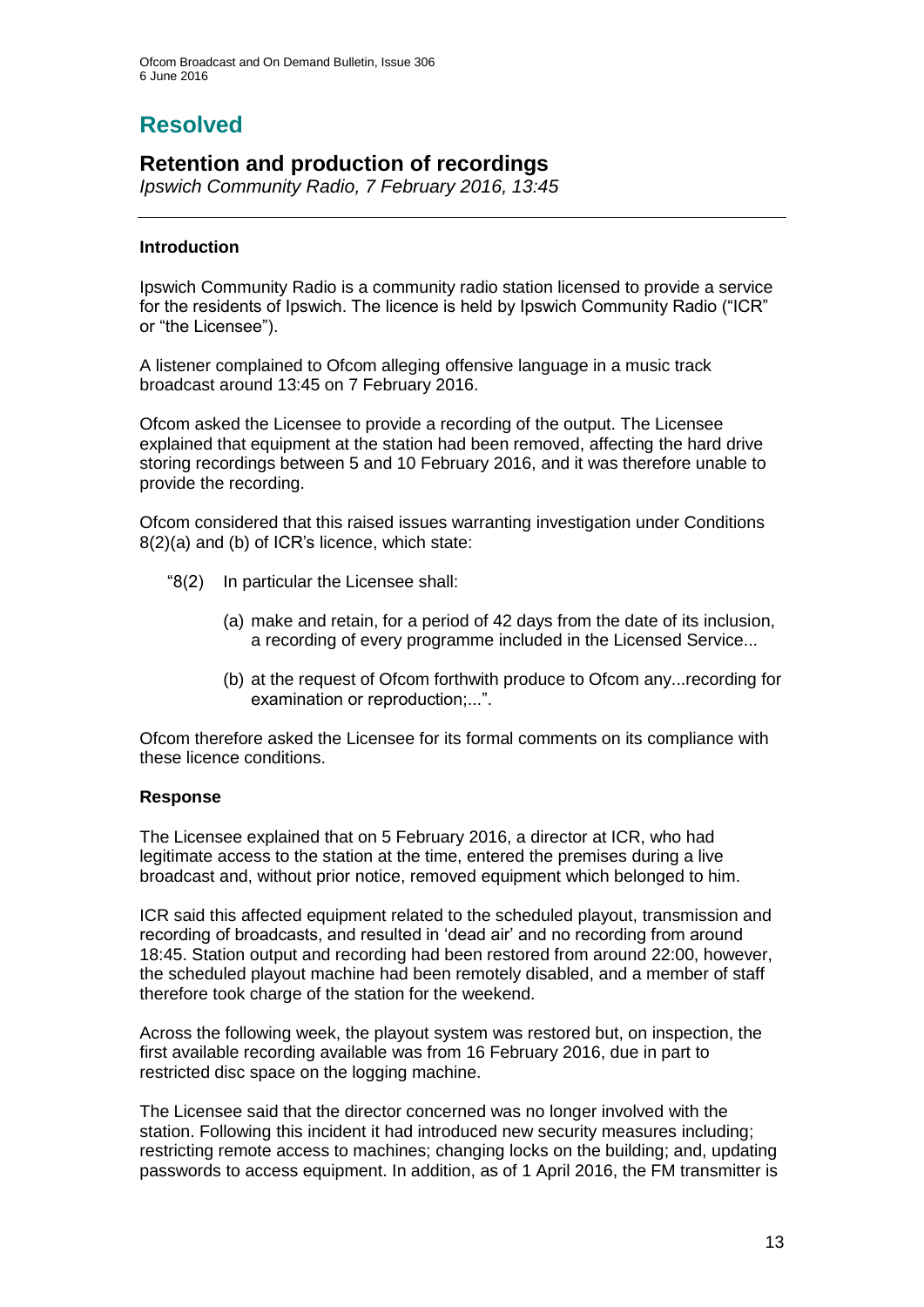# Resolved

## Retention and production of recordings

*Ipswich Community Radio, 7 February 2016, 13:45*

---

### Introduction

Ipswich Community Radio is a community radio station licensed to provide a service for the residents of Ipswich. The licence is held by Ipswich Community Radio ("ICR" or "the Licensee").

A listener complained to Ofcom alleging offensive language in a music track broadcast around 13:45 on 7 February 2016.

Ofcom asked the Licensee to provide a recording of the output. The Licensee explained that equipment at the station had been removed, affecting the hard drive storing recordings between 5 and 10 February 2016, and it was therefore unable to provide the recording.

Ofcom considered that this raised issues warranting investigation under Conditions 8(2)(a) and (b) of ICR's licence, which state:

> "8(2) In particular the Licensee shall:
>
> (a) make and retain, for a period of 42 days from the date of its inclusion, a recording of every programme included in the Licensed Service...
>
> (b) at the request of Ofcom forthwith produce to Ofcom any...recording for examination or reproduction;...".

Ofcom therefore asked the Licensee for its formal comments on its compliance with these licence conditions.

### Response

The Licensee explained that on 5 February 2016, a director at ICR, who had legitimate access to the station at the time, entered the premises during a live broadcast and, without prior notice, removed equipment which belonged to him.

ICR said this affected equipment related to the scheduled playout, transmission and recording of broadcasts, and resulted in 'dead air' and no recording from around 18:45. Station output and recording had been restored from around 22:00, however, the scheduled playout machine had been remotely disabled, and a member of staff therefore took charge of the station for the weekend.

Across the following week, the playout system was restored but, on inspection, the first available recording available was from 16 February 2016, due in part to restricted disc space on the logging machine.

The Licensee said that the director concerned was no longer involved with the station. Following this incident it had introduced new security measures including; restricting remote access to machines; changing locks on the building; and, updating passwords to access equipment. In addition, as of 1 April 2016, the FM transmitter is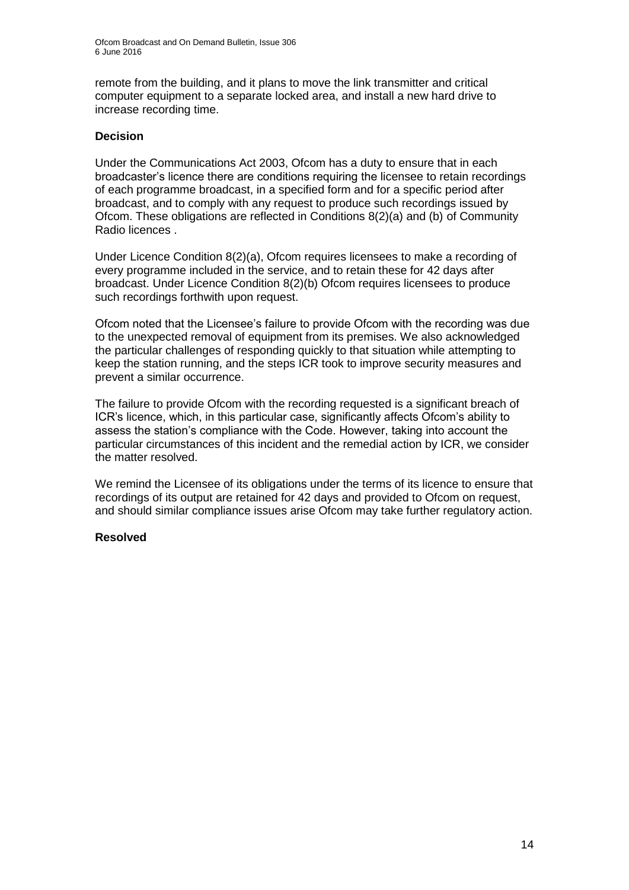remote from the building, and it plans to move the link transmitter and critical computer equipment to a separate locked area, and install a new hard drive to increase recording time.

### Decision

Under the Communications Act 2003, Ofcom has a duty to ensure that in each broadcaster's licence there are conditions requiring the licensee to retain recordings of each programme broadcast, in a specified form and for a specific period after broadcast, and to comply with any request to produce such recordings issued by Ofcom. These obligations are reflected in Conditions 8(2)(a) and (b) of Community Radio licences .

Under Licence Condition 8(2)(a), Ofcom requires licensees to make a recording of every programme included in the service, and to retain these for 42 days after broadcast. Under Licence Condition 8(2)(b) Ofcom requires licensees to produce such recordings forthwith upon request.

Ofcom noted that the Licensee's failure to provide Ofcom with the recording was due to the unexpected removal of equipment from its premises. We also acknowledged the particular challenges of responding quickly to that situation while attempting to keep the station running, and the steps ICR took to improve security measures and prevent a similar occurrence.

The failure to provide Ofcom with the recording requested is a significant breach of ICR's licence, which, in this particular case, significantly affects Ofcom's ability to assess the station's compliance with the Code. However, taking into account the particular circumstances of this incident and the remedial action by ICR, we consider the matter resolved.

We remind the Licensee of its obligations under the terms of its licence to ensure that recordings of its output are retained for 42 days and provided to Ofcom on request, and should similar compliance issues arise Ofcom may take further regulatory action.

### Resolved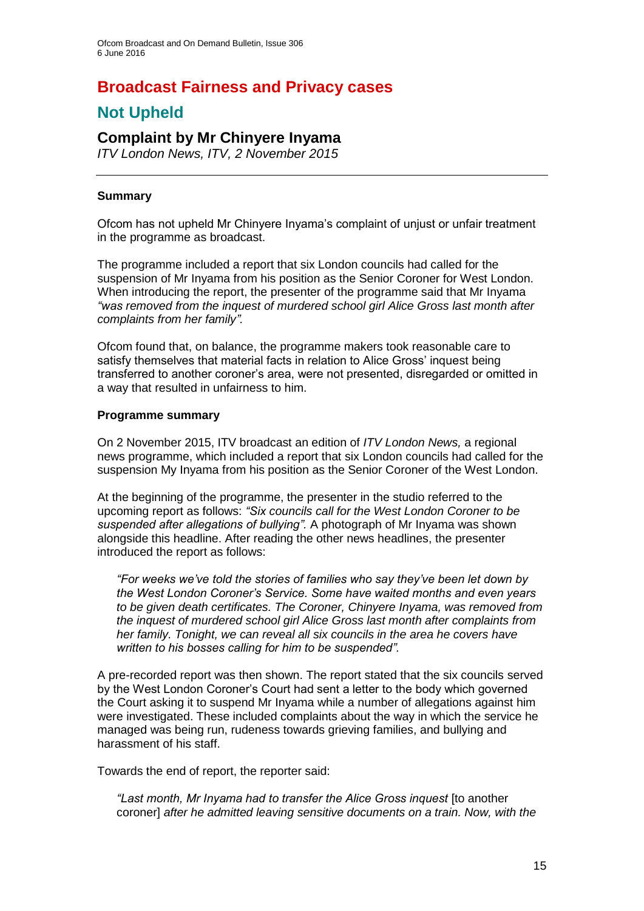# Broadcast Fairness and Privacy cases

## Not Upheld

### Complaint by Mr Chinyere Inyama

*ITV London News, ITV, 2 November 2015*

---

**Summary**

Ofcom has not upheld Mr Chinyere Inyama's complaint of unjust or unfair treatment in the programme as broadcast.

The programme included a report that six London councils had called for the suspension of Mr Inyama from his position as the Senior Coroner for West London. When introducing the report, the presenter of the programme said that Mr Inyama *"was removed from the inquest of murdered school girl Alice Gross last month after complaints from her family".*

Ofcom found that, on balance, the programme makers took reasonable care to satisfy themselves that material facts in relation to Alice Gross' inquest being transferred to another coroner's area, were not presented, disregarded or omitted in a way that resulted in unfairness to him.

**Programme summary**

On 2 November 2015, ITV broadcast an edition of *ITV London News,* a regional news programme, which included a report that six London councils had called for the suspension My Inyama from his position as the Senior Coroner of the West London.

At the beginning of the programme, the presenter in the studio referred to the upcoming report as follows: *"Six councils call for the West London Coroner to be suspended after allegations of bullying".* A photograph of Mr Inyama was shown alongside this headline. After reading the other news headlines, the presenter introduced the report as follows:

> *"For weeks we've told the stories of families who say they've been let down by the West London Coroner's Service. Some have waited months and even years to be given death certificates. The Coroner, Chinyere Inyama, was removed from the inquest of murdered school girl Alice Gross last month after complaints from her family. Tonight, we can reveal all six councils in the area he covers have written to his bosses calling for him to be suspended".*

A pre-recorded report was then shown. The report stated that the six councils served by the West London Coroner's Court had sent a letter to the body which governed the Court asking it to suspend Mr Inyama while a number of allegations against him were investigated. These included complaints about the way in which the service he managed was being run, rudeness towards grieving families, and bullying and harassment of his staff.

Towards the end of report, the reporter said:

> *"Last month, Mr Inyama had to transfer the Alice Gross inquest* [to another coroner] *after he admitted leaving sensitive documents on a train. Now, with the*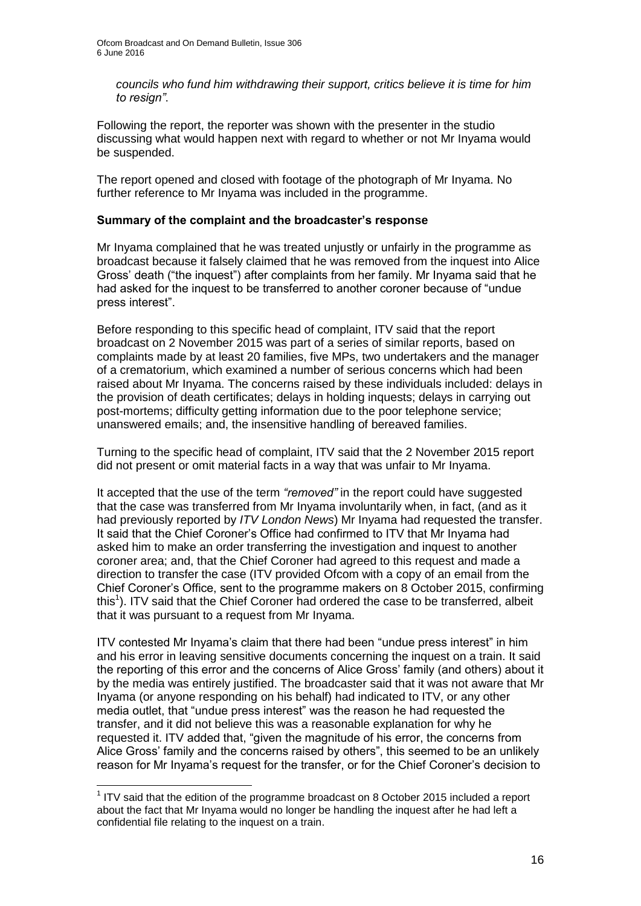*councils who fund him withdrawing their support, critics believe it is time for him to resign"*.

Following the report, the reporter was shown with the presenter in the studio discussing what would happen next with regard to whether or not Mr Inyama would be suspended.

The report opened and closed with footage of the photograph of Mr Inyama. No further reference to Mr Inyama was included in the programme.

**Summary of the complaint and the broadcaster's response**

Mr Inyama complained that he was treated unjustly or unfairly in the programme as broadcast because it falsely claimed that he was removed from the inquest into Alice Gross' death ("the inquest") after complaints from her family. Mr Inyama said that he had asked for the inquest to be transferred to another coroner because of "undue press interest".

Before responding to this specific head of complaint, ITV said that the report broadcast on 2 November 2015 was part of a series of similar reports, based on complaints made by at least 20 families, five MPs, two undertakers and the manager of a crematorium, which examined a number of serious concerns which had been raised about Mr Inyama. The concerns raised by these individuals included: delays in the provision of death certificates; delays in holding inquests; delays in carrying out post-mortems; difficulty getting information due to the poor telephone service; unanswered emails; and, the insensitive handling of bereaved families.

Turning to the specific head of complaint, ITV said that the 2 November 2015 report did not present or omit material facts in a way that was unfair to Mr Inyama.

It accepted that the use of the term *"removed"* in the report could have suggested that the case was transferred from Mr Inyama involuntarily when, in fact, (and as it had previously reported by *ITV London News*) Mr Inyama had requested the transfer. It said that the Chief Coroner's Office had confirmed to ITV that Mr Inyama had asked him to make an order transferring the investigation and inquest to another coroner area; and, that the Chief Coroner had agreed to this request and made a direction to transfer the case (ITV provided Ofcom with a copy of an email from the Chief Coroner's Office, sent to the programme makers on 8 October 2015, confirming this[1]). ITV said that the Chief Coroner had ordered the case to be transferred, albeit that it was pursuant to a request from Mr Inyama.

ITV contested Mr Inyama's claim that there had been "undue press interest" in him and his error in leaving sensitive documents concerning the inquest on a train. It said the reporting of this error and the concerns of Alice Gross' family (and others) about it by the media was entirely justified. The broadcaster said that it was not aware that Mr Inyama (or anyone responding on his behalf) had indicated to ITV, or any other media outlet, that "undue press interest" was the reason he had requested the transfer, and it did not believe this was a reasonable explanation for why he requested it. ITV added that, "given the magnitude of his error, the concerns from Alice Gross' family and the concerns raised by others", this seemed to be an unlikely reason for Mr Inyama's request for the transfer, or for the Chief Coroner's decision to

[1] ITV said that the edition of the programme broadcast on 8 October 2015 included a report about the fact that Mr Inyama would no longer be handling the inquest after he had left a confidential file relating to the inquest on a train.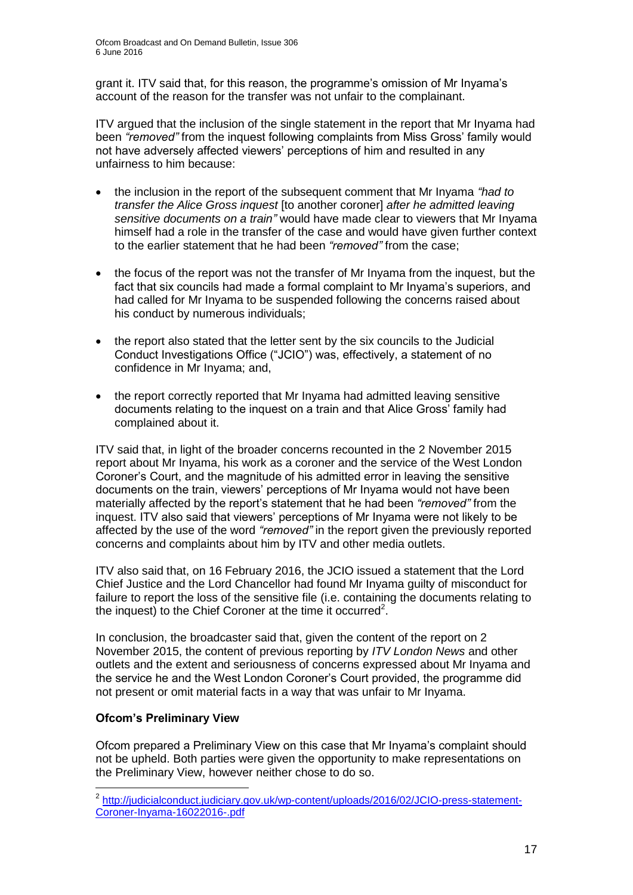grant it. ITV said that, for this reason, the programme's omission of Mr Inyama's account of the reason for the transfer was not unfair to the complainant.

ITV argued that the inclusion of the single statement in the report that Mr Inyama had been *"removed"* from the inquest following complaints from Miss Gross' family would not have adversely affected viewers' perceptions of him and resulted in any unfairness to him because:

- the inclusion in the report of the subsequent comment that Mr Inyama *"had to transfer the Alice Gross inquest* [to another coroner] *after he admitted leaving sensitive documents on a train"* would have made clear to viewers that Mr Inyama himself had a role in the transfer of the case and would have given further context to the earlier statement that he had been *"removed"* from the case;
- the focus of the report was not the transfer of Mr Inyama from the inquest, but the fact that six councils had made a formal complaint to Mr Inyama's superiors, and had called for Mr Inyama to be suspended following the concerns raised about his conduct by numerous individuals;
- the report also stated that the letter sent by the six councils to the Judicial Conduct Investigations Office ("JCIO") was, effectively, a statement of no confidence in Mr Inyama; and,
- the report correctly reported that Mr Inyama had admitted leaving sensitive documents relating to the inquest on a train and that Alice Gross' family had complained about it.

ITV said that, in light of the broader concerns recounted in the 2 November 2015 report about Mr Inyama, his work as a coroner and the service of the West London Coroner's Court, and the magnitude of his admitted error in leaving the sensitive documents on the train, viewers' perceptions of Mr Inyama would not have been materially affected by the report's statement that he had been *"removed"* from the inquest. ITV also said that viewers' perceptions of Mr Inyama were not likely to be affected by the use of the word *"removed"* in the report given the previously reported concerns and complaints about him by ITV and other media outlets.

ITV also said that, on 16 February 2016, the JCIO issued a statement that the Lord Chief Justice and the Lord Chancellor had found Mr Inyama guilty of misconduct for failure to report the loss of the sensitive file (i.e. containing the documents relating to the inquest) to the Chief Coroner at the time it occurred[2].

In conclusion, the broadcaster said that, given the content of the report on 2 November 2015, the content of previous reporting by *ITV London News* and other outlets and the extent and seriousness of concerns expressed about Mr Inyama and the service he and the West London Coroner's Court provided, the programme did not present or omit material facts in a way that was unfair to Mr Inyama.

**Ofcom's Preliminary View**

Ofcom prepared a Preliminary View on this case that Mr Inyama's complaint should not be upheld. Both parties were given the opportunity to make representations on the Preliminary View, however neither chose to do so.

---

[2] http://judicialconduct.judiciary.gov.uk/wp-content/uploads/2016/02/JCIO-press-statement-Coroner-Inyama-16022016-.pdf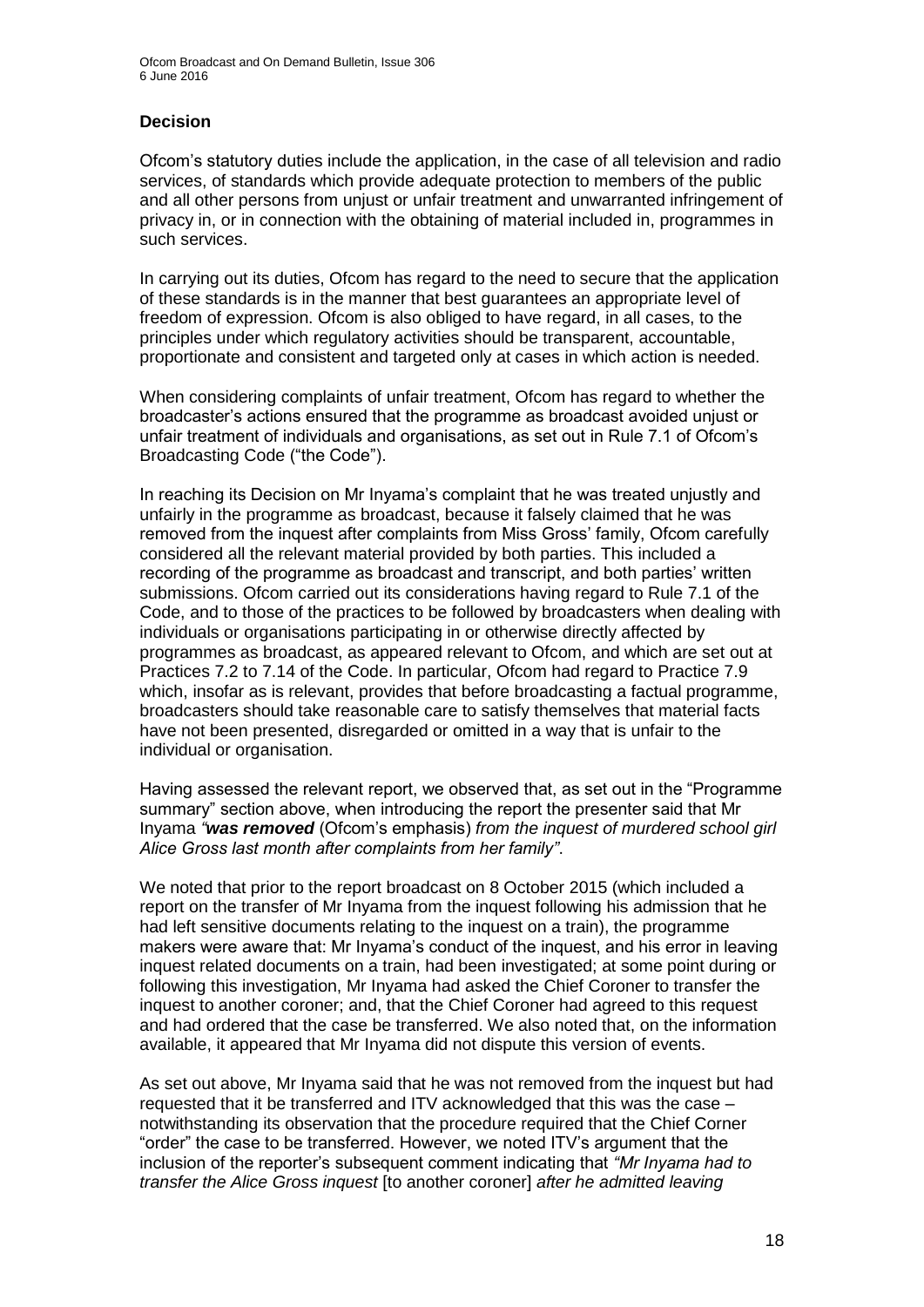## Decision

Ofcom's statutory duties include the application, in the case of all television and radio services, of standards which provide adequate protection to members of the public and all other persons from unjust or unfair treatment and unwarranted infringement of privacy in, or in connection with the obtaining of material included in, programmes in such services.

In carrying out its duties, Ofcom has regard to the need to secure that the application of these standards is in the manner that best guarantees an appropriate level of freedom of expression. Ofcom is also obliged to have regard, in all cases, to the principles under which regulatory activities should be transparent, accountable, proportionate and consistent and targeted only at cases in which action is needed.

When considering complaints of unfair treatment, Ofcom has regard to whether the broadcaster's actions ensured that the programme as broadcast avoided unjust or unfair treatment of individuals and organisations, as set out in Rule 7.1 of Ofcom's Broadcasting Code ("the Code").

In reaching its Decision on Mr Inyama's complaint that he was treated unjustly and unfairly in the programme as broadcast, because it falsely claimed that he was removed from the inquest after complaints from Miss Gross' family, Ofcom carefully considered all the relevant material provided by both parties. This included a recording of the programme as broadcast and transcript, and both parties' written submissions. Ofcom carried out its considerations having regard to Rule 7.1 of the Code, and to those of the practices to be followed by broadcasters when dealing with individuals or organisations participating in or otherwise directly affected by programmes as broadcast, as appeared relevant to Ofcom, and which are set out at Practices 7.2 to 7.14 of the Code. In particular, Ofcom had regard to Practice 7.9 which, insofar as is relevant, provides that before broadcasting a factual programme, broadcasters should take reasonable care to satisfy themselves that material facts have not been presented, disregarded or omitted in a way that is unfair to the individual or organisation.

Having assessed the relevant report, we observed that, as set out in the "Programme summary" section above, when introducing the report the presenter said that Mr Inyama *"**was removed** (Ofcom's emphasis) from the inquest of murdered school girl Alice Gross last month after complaints from her family".*

We noted that prior to the report broadcast on 8 October 2015 (which included a report on the transfer of Mr Inyama from the inquest following his admission that he had left sensitive documents relating to the inquest on a train), the programme makers were aware that: Mr Inyama's conduct of the inquest, and his error in leaving inquest related documents on a train, had been investigated; at some point during or following this investigation, Mr Inyama had asked the Chief Coroner to transfer the inquest to another coroner; and, that the Chief Coroner had agreed to this request and had ordered that the case be transferred. We also noted that, on the information available, it appeared that Mr Inyama did not dispute this version of events.

As set out above, Mr Inyama said that he was not removed from the inquest but had requested that it be transferred and ITV acknowledged that this was the case – notwithstanding its observation that the procedure required that the Chief Corner "order" the case to be transferred. However, we noted ITV's argument that the inclusion of the reporter's subsequent comment indicating that *"Mr Inyama had to transfer the Alice Gross inquest* [to another coroner] *after he admitted leaving*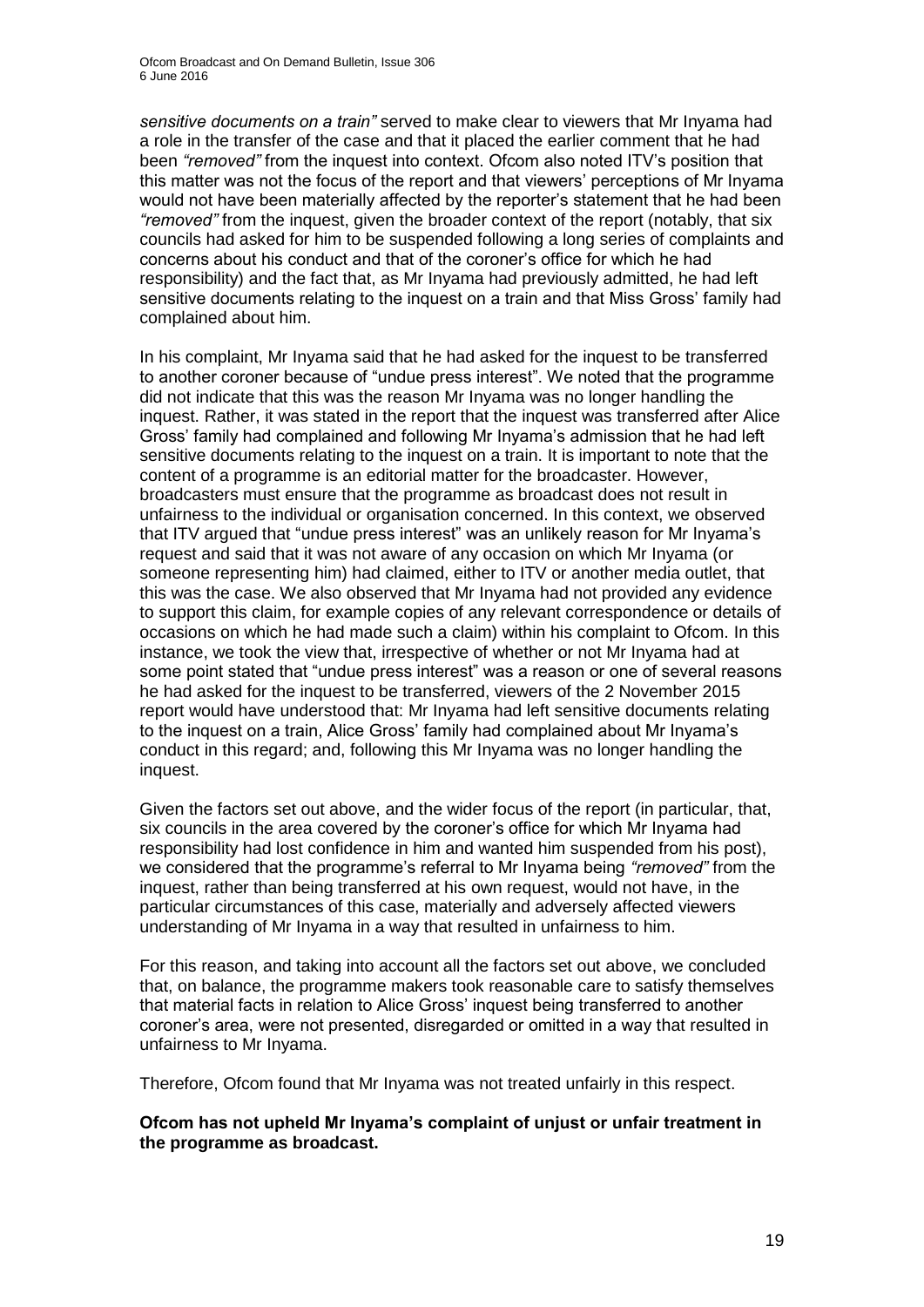*sensitive documents on a train"* served to make clear to viewers that Mr Inyama had a role in the transfer of the case and that it placed the earlier comment that he had been *"removed"* from the inquest into context. Ofcom also noted ITV's position that this matter was not the focus of the report and that viewers' perceptions of Mr Inyama would not have been materially affected by the reporter's statement that he had been *"removed"* from the inquest, given the broader context of the report (notably, that six councils had asked for him to be suspended following a long series of complaints and concerns about his conduct and that of the coroner's office for which he had responsibility) and the fact that, as Mr Inyama had previously admitted, he had left sensitive documents relating to the inquest on a train and that Miss Gross' family had complained about him.

In his complaint, Mr Inyama said that he had asked for the inquest to be transferred to another coroner because of "undue press interest". We noted that the programme did not indicate that this was the reason Mr Inyama was no longer handling the inquest. Rather, it was stated in the report that the inquest was transferred after Alice Gross' family had complained and following Mr Inyama's admission that he had left sensitive documents relating to the inquest on a train. It is important to note that the content of a programme is an editorial matter for the broadcaster. However, broadcasters must ensure that the programme as broadcast does not result in unfairness to the individual or organisation concerned. In this context, we observed that ITV argued that "undue press interest" was an unlikely reason for Mr Inyama's request and said that it was not aware of any occasion on which Mr Inyama (or someone representing him) had claimed, either to ITV or another media outlet, that this was the case. We also observed that Mr Inyama had not provided any evidence to support this claim, for example copies of any relevant correspondence or details of occasions on which he had made such a claim) within his complaint to Ofcom. In this instance, we took the view that, irrespective of whether or not Mr Inyama had at some point stated that "undue press interest" was a reason or one of several reasons he had asked for the inquest to be transferred, viewers of the 2 November 2015 report would have understood that: Mr Inyama had left sensitive documents relating to the inquest on a train, Alice Gross' family had complained about Mr Inyama's conduct in this regard; and, following this Mr Inyama was no longer handling the inquest.

Given the factors set out above, and the wider focus of the report (in particular, that, six councils in the area covered by the coroner's office for which Mr Inyama had responsibility had lost confidence in him and wanted him suspended from his post), we considered that the programme's referral to Mr Inyama being *"removed"* from the inquest, rather than being transferred at his own request, would not have, in the particular circumstances of this case, materially and adversely affected viewers understanding of Mr Inyama in a way that resulted in unfairness to him.

For this reason, and taking into account all the factors set out above, we concluded that, on balance, the programme makers took reasonable care to satisfy themselves that material facts in relation to Alice Gross' inquest being transferred to another coroner's area, were not presented, disregarded or omitted in a way that resulted in unfairness to Mr Inyama.

Therefore, Ofcom found that Mr Inyama was not treated unfairly in this respect.

**Ofcom has not upheld Mr Inyama's complaint of unjust or unfair treatment in the programme as broadcast.**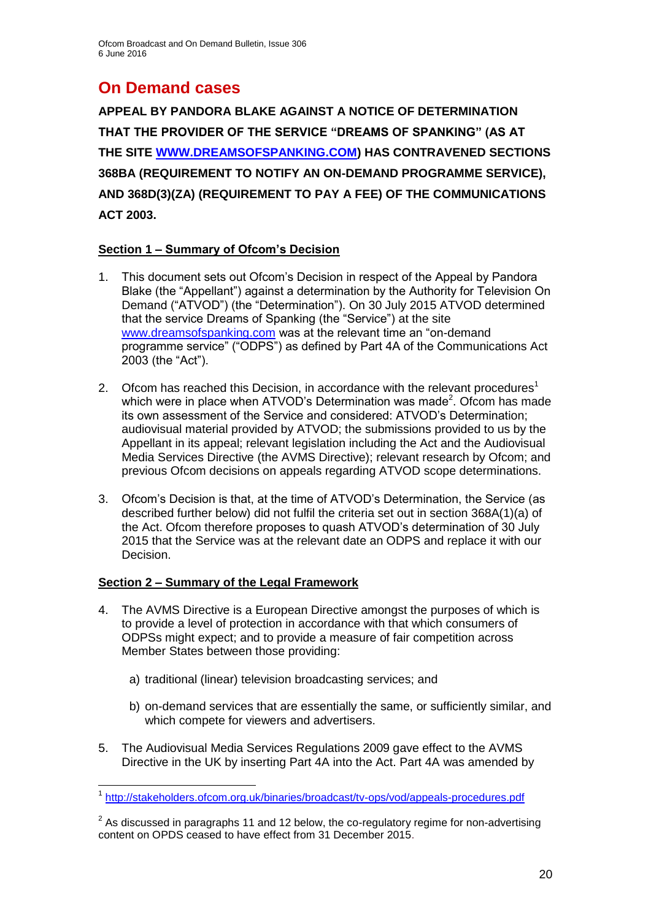## On Demand cases

**APPEAL BY PANDORA BLAKE AGAINST A NOTICE OF DETERMINATION THAT THE PROVIDER OF THE SERVICE "DREAMS OF SPANKING" (AS AT THE SITE [WWW.DREAMSOFSPANKING.COM](http://www.dreamsofspanking.com)) HAS CONTRAVENED SECTIONS 368BA (REQUIREMENT TO NOTIFY AN ON-DEMAND PROGRAMME SERVICE), AND 368D(3)(ZA) (REQUIREMENT TO PAY A FEE) OF THE COMMUNICATIONS ACT 2003.**

### Section 1 – Summary of Ofcom's Decision

1. This document sets out Ofcom's Decision in respect of the Appeal by Pandora Blake (the "Appellant") against a determination by the Authority for Television On Demand ("ATVOD") (the "Determination"). On 30 July 2015 ATVOD determined that the service Dreams of Spanking (the "Service") at the site [www.dreamsofspanking.com](http://www.dreamsofspanking.com) was at the relevant time an "on-demand programme service" ("ODPS") as defined by Part 4A of the Communications Act 2003 (the "Act").

2. Ofcom has reached this Decision, in accordance with the relevant procedures[1] which were in place when ATVOD's Determination was made[2]. Ofcom has made its own assessment of the Service and considered: ATVOD's Determination; audiovisual material provided by ATVOD; the submissions provided to us by the Appellant in its appeal; relevant legislation including the Act and the Audiovisual Media Services Directive (the AVMS Directive); relevant research by Ofcom; and previous Ofcom decisions on appeals regarding ATVOD scope determinations.

3. Ofcom's Decision is that, at the time of ATVOD's Determination, the Service (as described further below) did not fulfil the criteria set out in section 368A(1)(a) of the Act. Ofcom therefore proposes to quash ATVOD's determination of 30 July 2015 that the Service was at the relevant date an ODPS and replace it with our Decision.

### Section 2 – Summary of the Legal Framework

4. The AVMS Directive is a European Directive amongst the purposes of which is to provide a level of protection in accordance with that which consumers of ODPSs might expect; and to provide a measure of fair competition across Member States between those providing:

   a) traditional (linear) television broadcasting services; and

   b) on-demand services that are essentially the same, or sufficiently similar, and which compete for viewers and advertisers.

5. The Audiovisual Media Services Regulations 2009 gave effect to the AVMS Directive in the UK by inserting Part 4A into the Act. Part 4A was amended by

---

[1] http://stakeholders.ofcom.org.uk/binaries/broadcast/tv-ops/vod/appeals-procedures.pdf

[2] As discussed in paragraphs 11 and 12 below, the co-regulatory regime for non-advertising content on OPDS ceased to have effect from 31 December 2015.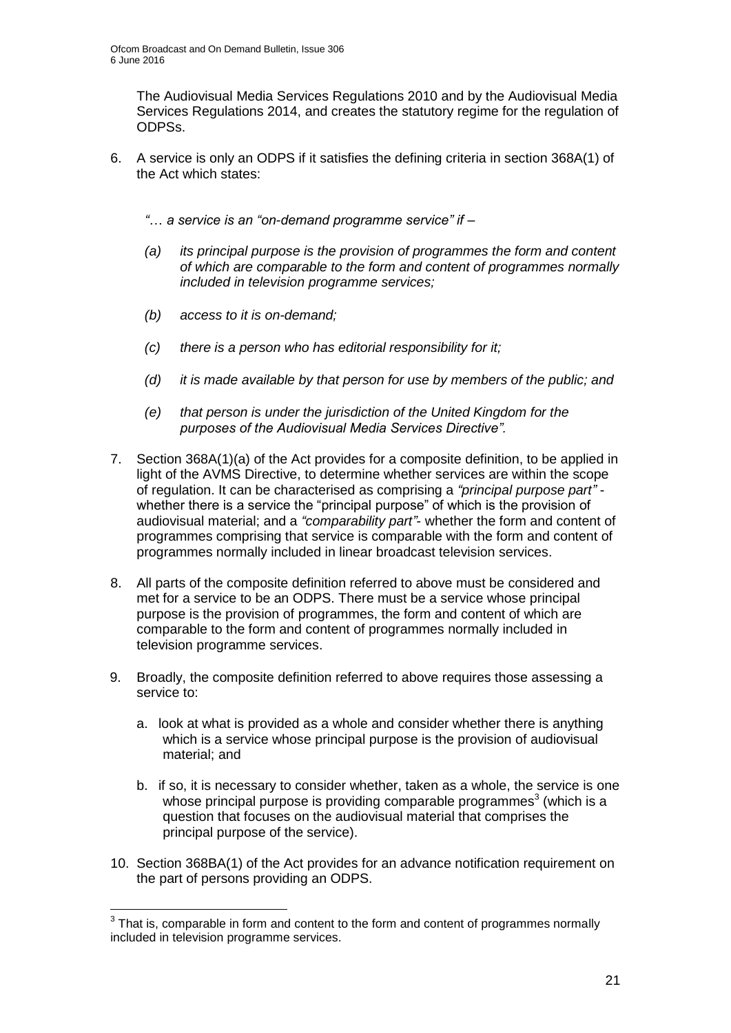The Audiovisual Media Services Regulations 2010 and by the Audiovisual Media Services Regulations 2014, and creates the statutory regime for the regulation of ODPSs.

6. A service is only an ODPS if it satisfies the defining criteria in section 368A(1) of the Act which states:

   *"… a service is an "on-demand programme service" if –*

   *(a) its principal purpose is the provision of programmes the form and content of which are comparable to the form and content of programmes normally included in television programme services;*

   *(b) access to it is on-demand;*

   *(c) there is a person who has editorial responsibility for it;*

   *(d) it is made available by that person for use by members of the public; and*

   *(e) that person is under the jurisdiction of the United Kingdom for the purposes of the Audiovisual Media Services Directive".*

7. Section 368A(1)(a) of the Act provides for a composite definition, to be applied in light of the AVMS Directive, to determine whether services are within the scope of regulation. It can be characterised as comprising a *"principal purpose part"* - whether there is a service the "principal purpose" of which is the provision of audiovisual material; and a *"comparability part"*- whether the form and content of programmes comprising that service is comparable with the form and content of programmes normally included in linear broadcast television services.

8. All parts of the composite definition referred to above must be considered and met for a service to be an ODPS. There must be a service whose principal purpose is the provision of programmes, the form and content of which are comparable to the form and content of programmes normally included in television programme services.

9. Broadly, the composite definition referred to above requires those assessing a service to:

   a. look at what is provided as a whole and consider whether there is anything which is a service whose principal purpose is the provision of audiovisual material; and

   b. if so, it is necessary to consider whether, taken as a whole, the service is one whose principal purpose is providing comparable programmes[3] (which is a question that focuses on the audiovisual material that comprises the principal purpose of the service).

10. Section 368BA(1) of the Act provides for an advance notification requirement on the part of persons providing an ODPS.

[3] That is, comparable in form and content to the form and content of programmes normally included in television programme services.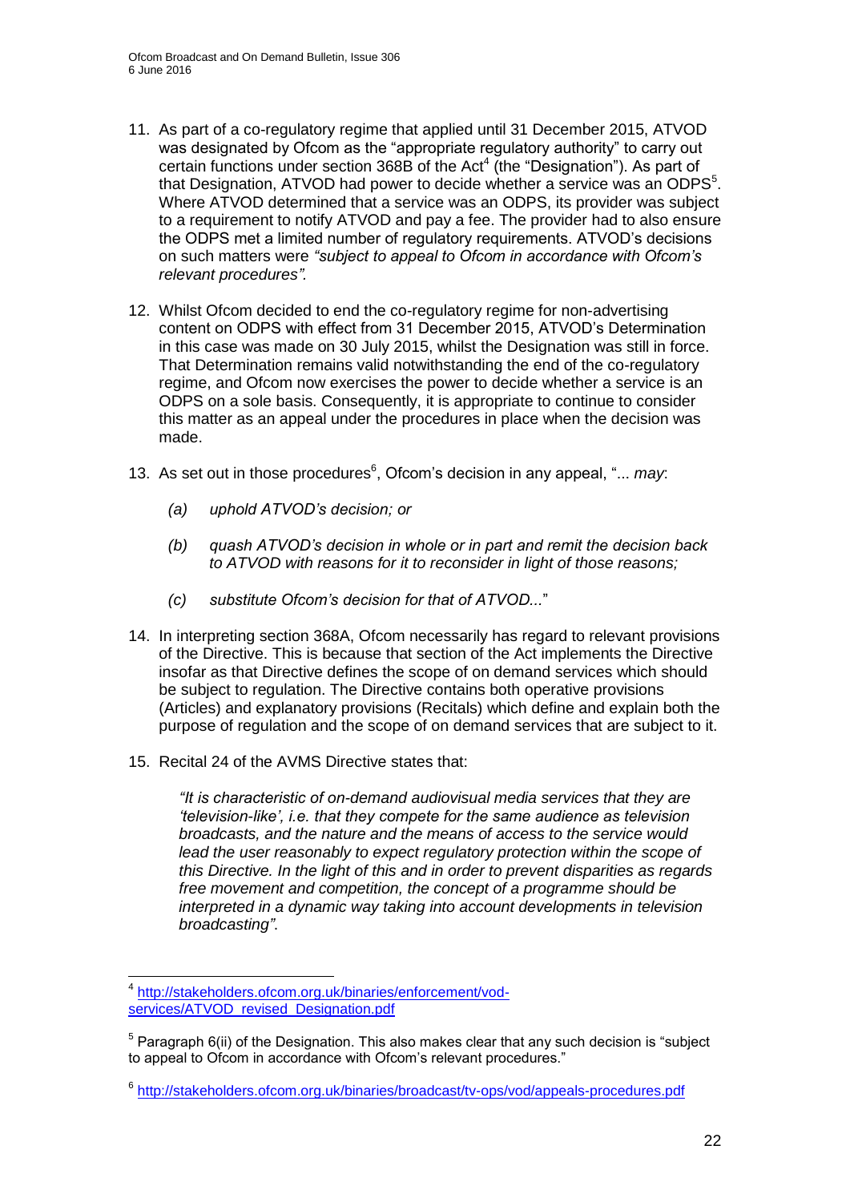11. As part of a co-regulatory regime that applied until 31 December 2015, ATVOD was designated by Ofcom as the "appropriate regulatory authority" to carry out certain functions under section 368B of the Act[4] (the "Designation"). As part of that Designation, ATVOD had power to decide whether a service was an ODPS[5]. Where ATVOD determined that a service was an ODPS, its provider was subject to a requirement to notify ATVOD and pay a fee. The provider had to also ensure the ODPS met a limited number of regulatory requirements. ATVOD's decisions on such matters were *"subject to appeal to Ofcom in accordance with Ofcom's relevant procedures"*.

12. Whilst Ofcom decided to end the co-regulatory regime for non-advertising content on ODPS with effect from 31 December 2015, ATVOD's Determination in this case was made on 30 July 2015, whilst the Designation was still in force. That Determination remains valid notwithstanding the end of the co-regulatory regime, and Ofcom now exercises the power to decide whether a service is an ODPS on a sole basis. Consequently, it is appropriate to continue to consider this matter as an appeal under the procedures in place when the decision was made.

13. As set out in those procedures[6], Ofcom's decision in any appeal, "... *may*:

    *(a) uphold ATVOD's decision; or*

    *(b) quash ATVOD's decision in whole or in part and remit the decision back to ATVOD with reasons for it to reconsider in light of those reasons;*

    *(c) substitute Ofcom's decision for that of ATVOD...*"

14. In interpreting section 368A, Ofcom necessarily has regard to relevant provisions of the Directive. This is because that section of the Act implements the Directive insofar as that Directive defines the scope of on demand services which should be subject to regulation. The Directive contains both operative provisions (Articles) and explanatory provisions (Recitals) which define and explain both the purpose of regulation and the scope of on demand services that are subject to it.

15. Recital 24 of the AVMS Directive states that:

    *"It is characteristic of on-demand audiovisual media services that they are 'television-like', i.e. that they compete for the same audience as television broadcasts, and the nature and the means of access to the service would lead the user reasonably to expect regulatory protection within the scope of this Directive. In the light of this and in order to prevent disparities as regards free movement and competition, the concept of a programme should be interpreted in a dynamic way taking into account developments in television broadcasting"*.

---

[4] http://stakeholders.ofcom.org.uk/binaries/enforcement/vod-services/ATVOD_revised_Designation.pdf

[5] Paragraph 6(ii) of the Designation. This also makes clear that any such decision is "subject to appeal to Ofcom in accordance with Ofcom's relevant procedures."

[6] http://stakeholders.ofcom.org.uk/binaries/broadcast/tv-ops/vod/appeals-procedures.pdf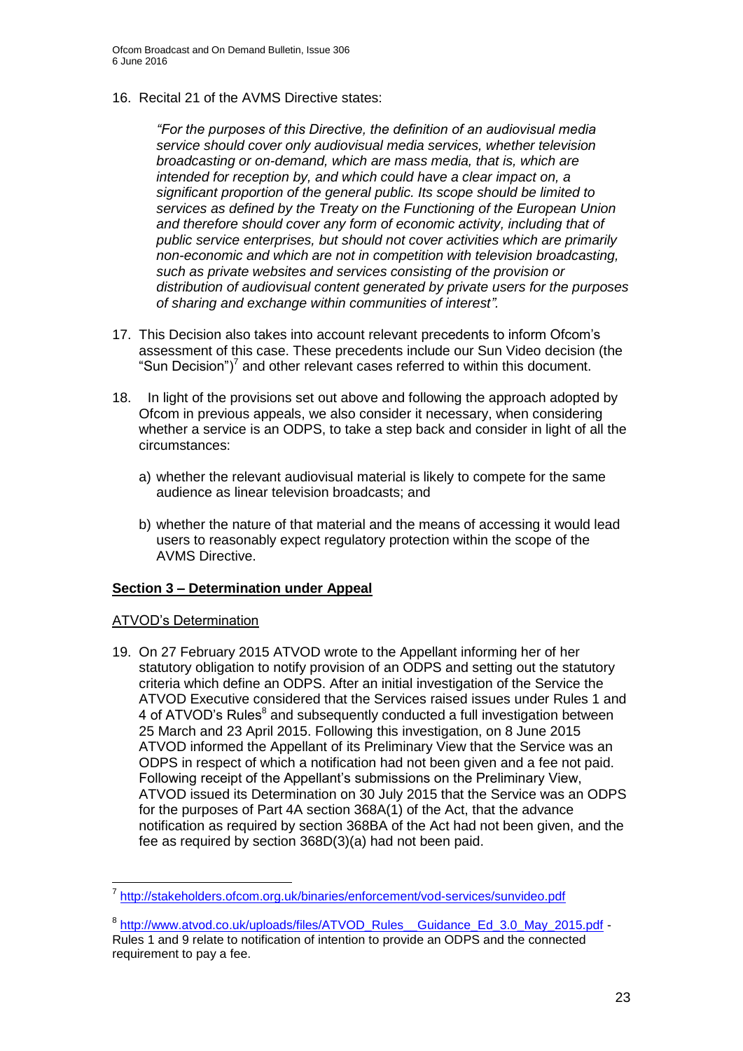16. Recital 21 of the AVMS Directive states:

    *"For the purposes of this Directive, the definition of an audiovisual media service should cover only audiovisual media services, whether television broadcasting or on-demand, which are mass media, that is, which are intended for reception by, and which could have a clear impact on, a significant proportion of the general public. Its scope should be limited to services as defined by the Treaty on the Functioning of the European Union and therefore should cover any form of economic activity, including that of public service enterprises, but should not cover activities which are primarily non-economic and which are not in competition with television broadcasting, such as private websites and services consisting of the provision or distribution of audiovisual content generated by private users for the purposes of sharing and exchange within communities of interest".*

17. This Decision also takes into account relevant precedents to inform Ofcom's assessment of this case. These precedents include our Sun Video decision (the "Sun Decision")[7] and other relevant cases referred to within this document.

18. In light of the provisions set out above and following the approach adopted by Ofcom in previous appeals, we also consider it necessary, when considering whether a service is an ODPS, to take a step back and consider in light of all the circumstances:

    a) whether the relevant audiovisual material is likely to compete for the same audience as linear television broadcasts; and

    b) whether the nature of that material and the means of accessing it would lead users to reasonably expect regulatory protection within the scope of the AVMS Directive.

## Section 3 – Determination under Appeal

### ATVOD's Determination

19. On 27 February 2015 ATVOD wrote to the Appellant informing her of her statutory obligation to notify provision of an ODPS and setting out the statutory criteria which define an ODPS. After an initial investigation of the Service the ATVOD Executive considered that the Services raised issues under Rules 1 and 4 of ATVOD's Rules[8] and subsequently conducted a full investigation between 25 March and 23 April 2015. Following this investigation, on 8 June 2015 ATVOD informed the Appellant of its Preliminary View that the Service was an ODPS in respect of which a notification had not been given and a fee not paid. Following receipt of the Appellant's submissions on the Preliminary View, ATVOD issued its Determination on 30 July 2015 that the Service was an ODPS for the purposes of Part 4A section 368A(1) of the Act, that the advance notification as required by section 368BA of the Act had not been given, and the fee as required by section 368D(3)(a) had not been paid.

---

[7] http://stakeholders.ofcom.org.uk/binaries/enforcement/vod-services/sunvideo.pdf

[8] http://www.atvod.co.uk/uploads/files/ATVOD_Rules__Guidance_Ed_3.0_May_2015.pdf - Rules 1 and 9 relate to notification of intention to provide an ODPS and the connected requirement to pay a fee.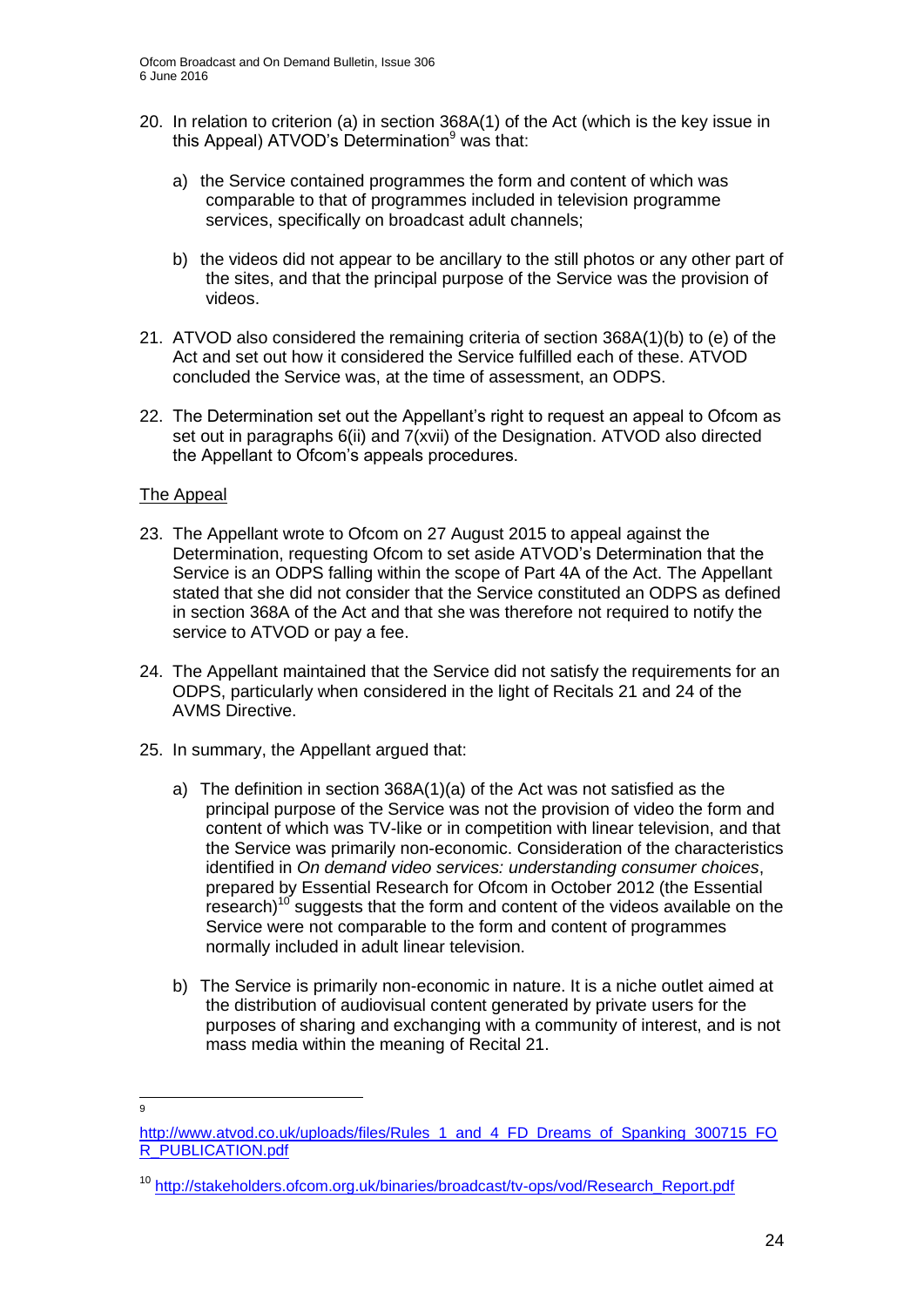20. In relation to criterion (a) in section 368A(1) of the Act (which is the key issue in this Appeal) ATVOD's Determination[9] was that:

    a) the Service contained programmes the form and content of which was comparable to that of programmes included in television programme services, specifically on broadcast adult channels;

    b) the videos did not appear to be ancillary to the still photos or any other part of the sites, and that the principal purpose of the Service was the provision of videos.

21. ATVOD also considered the remaining criteria of section 368A(1)(b) to (e) of the Act and set out how it considered the Service fulfilled each of these. ATVOD concluded the Service was, at the time of assessment, an ODPS.

22. The Determination set out the Appellant's right to request an appeal to Ofcom as set out in paragraphs 6(ii) and 7(xvii) of the Designation. ATVOD also directed the Appellant to Ofcom's appeals procedures.

The Appeal

23. The Appellant wrote to Ofcom on 27 August 2015 to appeal against the Determination, requesting Ofcom to set aside ATVOD's Determination that the Service is an ODPS falling within the scope of Part 4A of the Act. The Appellant stated that she did not consider that the Service constituted an ODPS as defined in section 368A of the Act and that she was therefore not required to notify the service to ATVOD or pay a fee.

24. The Appellant maintained that the Service did not satisfy the requirements for an ODPS, particularly when considered in the light of Recitals 21 and 24 of the AVMS Directive.

25. In summary, the Appellant argued that:

    a) The definition in section 368A(1)(a) of the Act was not satisfied as the principal purpose of the Service was not the provision of video the form and content of which was TV-like or in competition with linear television, and that the Service was primarily non-economic. Consideration of the characteristics identified in *On demand video services: understanding consumer choices*, prepared by Essential Research for Ofcom in October 2012 (the Essential research)[10] suggests that the form and content of the videos available on the Service were not comparable to the form and content of programmes normally included in adult linear television.

    b) The Service is primarily non-economic in nature. It is a niche outlet aimed at the distribution of audiovisual content generated by private users for the purposes of sharing and exchanging with a community of interest, and is not mass media within the meaning of Recital 21.

---

[9] http://www.atvod.co.uk/uploads/files/Rules_1_and_4_FD_Dreams_of_Spanking_300715_FOR_PUBLICATION.pdf

[10] http://stakeholders.ofcom.org.uk/binaries/broadcast/tv-ops/vod/Research_Report.pdf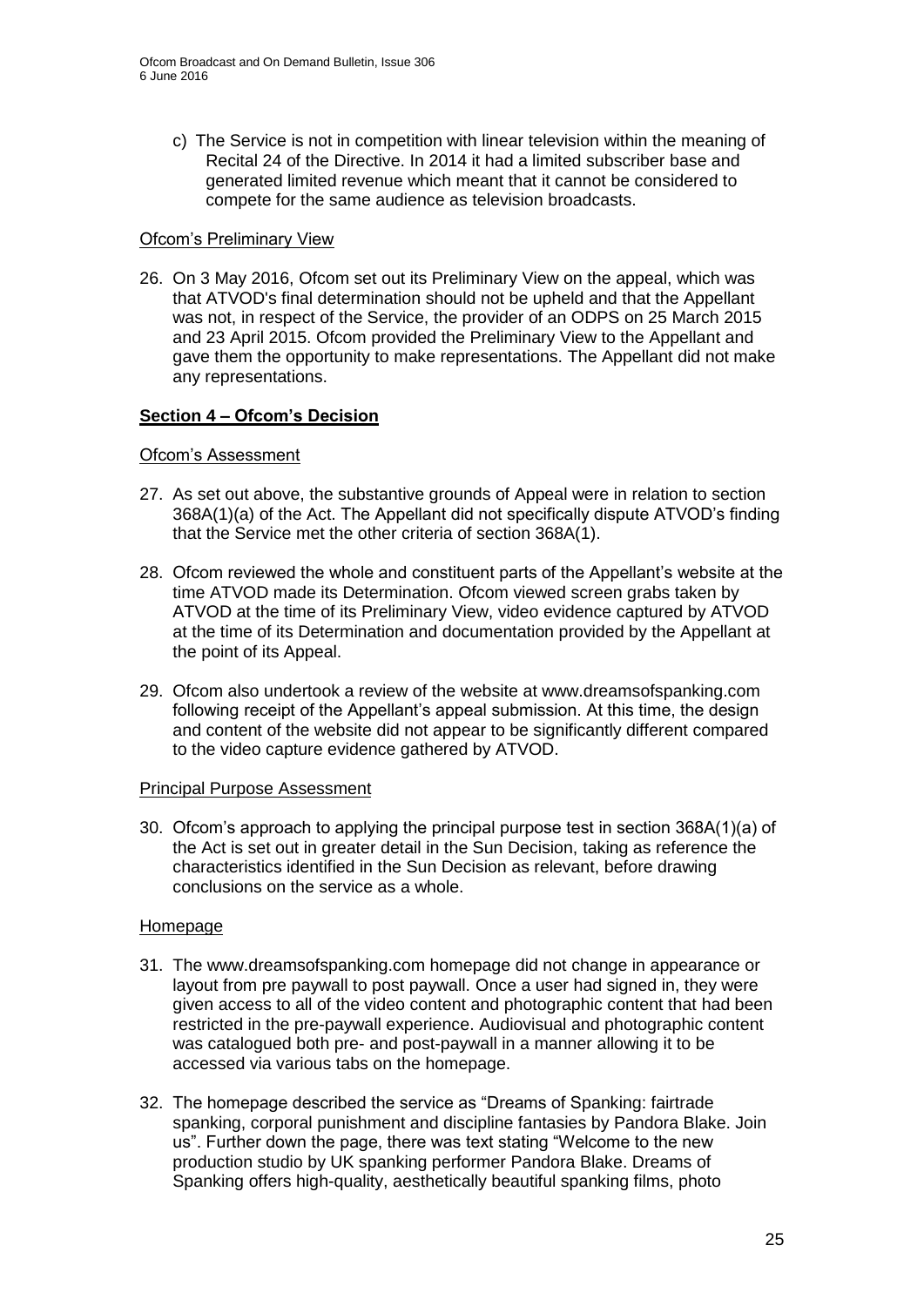c) The Service is not in competition with linear television within the meaning of Recital 24 of the Directive. In 2014 it had a limited subscriber base and generated limited revenue which meant that it cannot be considered to compete for the same audience as television broadcasts.

### Ofcom's Preliminary View

26. On 3 May 2016, Ofcom set out its Preliminary View on the appeal, which was that ATVOD's final determination should not be upheld and that the Appellant was not, in respect of the Service, the provider of an ODPS on 25 March 2015 and 23 April 2015. Ofcom provided the Preliminary View to the Appellant and gave them the opportunity to make representations. The Appellant did not make any representations.

## Section 4 – Ofcom's Decision

### Ofcom's Assessment

27. As set out above, the substantive grounds of Appeal were in relation to section 368A(1)(a) of the Act. The Appellant did not specifically dispute ATVOD's finding that the Service met the other criteria of section 368A(1).

28. Ofcom reviewed the whole and constituent parts of the Appellant's website at the time ATVOD made its Determination. Ofcom viewed screen grabs taken by ATVOD at the time of its Preliminary View, video evidence captured by ATVOD at the time of its Determination and documentation provided by the Appellant at the point of its Appeal.

29. Ofcom also undertook a review of the website at www.dreamsofspanking.com following receipt of the Appellant's appeal submission. At this time, the design and content of the website did not appear to be significantly different compared to the video capture evidence gathered by ATVOD.

### Principal Purpose Assessment

30. Ofcom's approach to applying the principal purpose test in section 368A(1)(a) of the Act is set out in greater detail in the Sun Decision, taking as reference the characteristics identified in the Sun Decision as relevant, before drawing conclusions on the service as a whole.

### Homepage

31. The www.dreamsofspanking.com homepage did not change in appearance or layout from pre paywall to post paywall. Once a user had signed in, they were given access to all of the video content and photographic content that had been restricted in the pre-paywall experience. Audiovisual and photographic content was catalogued both pre- and post-paywall in a manner allowing it to be accessed via various tabs on the homepage.

32. The homepage described the service as "Dreams of Spanking: fairtrade spanking, corporal punishment and discipline fantasies by Pandora Blake. Join us". Further down the page, there was text stating "Welcome to the new production studio by UK spanking performer Pandora Blake. Dreams of Spanking offers high-quality, aesthetically beautiful spanking films, photo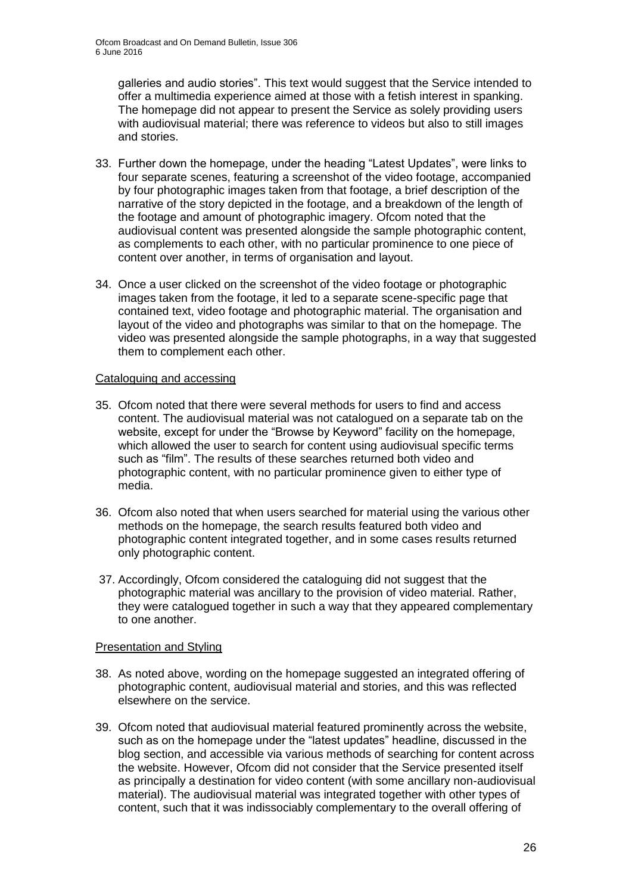galleries and audio stories". This text would suggest that the Service intended to offer a multimedia experience aimed at those with a fetish interest in spanking. The homepage did not appear to present the Service as solely providing users with audiovisual material; there was reference to videos but also to still images and stories.

33. Further down the homepage, under the heading "Latest Updates", were links to four separate scenes, featuring a screenshot of the video footage, accompanied by four photographic images taken from that footage, a brief description of the narrative of the story depicted in the footage, and a breakdown of the length of the footage and amount of photographic imagery. Ofcom noted that the audiovisual content was presented alongside the sample photographic content, as complements to each other, with no particular prominence to one piece of content over another, in terms of organisation and layout.

34. Once a user clicked on the screenshot of the video footage or photographic images taken from the footage, it led to a separate scene-specific page that contained text, video footage and photographic material. The organisation and layout of the video and photographs was similar to that on the homepage. The video was presented alongside the sample photographs, in a way that suggested them to complement each other.

Cataloguing and accessing

35. Ofcom noted that there were several methods for users to find and access content. The audiovisual material was not catalogued on a separate tab on the website, except for under the "Browse by Keyword" facility on the homepage, which allowed the user to search for content using audiovisual specific terms such as "film". The results of these searches returned both video and photographic content, with no particular prominence given to either type of media.

36. Ofcom also noted that when users searched for material using the various other methods on the homepage, the search results featured both video and photographic content integrated together, and in some cases results returned only photographic content.

37. Accordingly, Ofcom considered the cataloguing did not suggest that the photographic material was ancillary to the provision of video material. Rather, they were catalogued together in such a way that they appeared complementary to one another.

Presentation and Styling

38. As noted above, wording on the homepage suggested an integrated offering of photographic content, audiovisual material and stories, and this was reflected elsewhere on the service.

39. Ofcom noted that audiovisual material featured prominently across the website, such as on the homepage under the "latest updates" headline, discussed in the blog section, and accessible via various methods of searching for content across the website. However, Ofcom did not consider that the Service presented itself as principally a destination for video content (with some ancillary non-audiovisual material). The audiovisual material was integrated together with other types of content, such that it was indissociably complementary to the overall offering of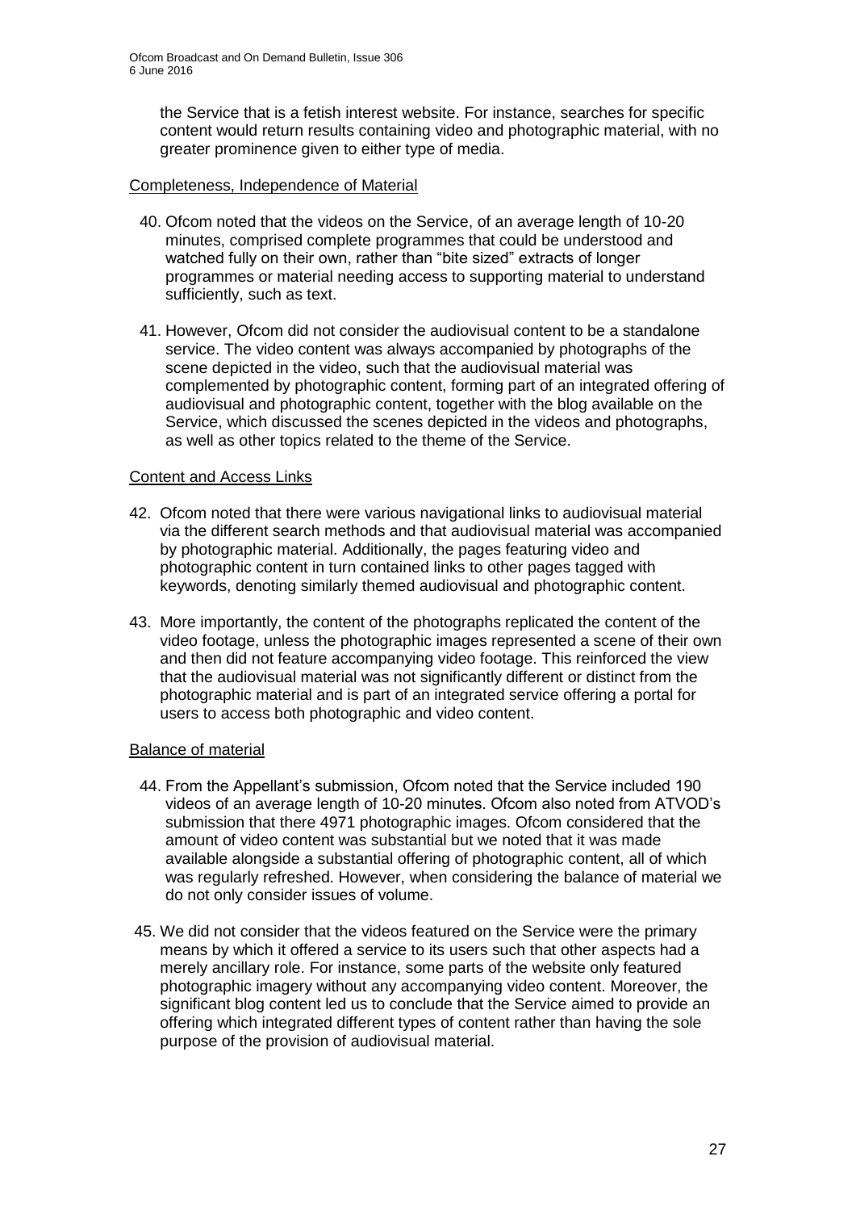the Service that is a fetish interest website. For instance, searches for specific content would return results containing video and photographic material, with no greater prominence given to either type of media.

Completeness, Independence of Material

40. Ofcom noted that the videos on the Service, of an average length of 10-20 minutes, comprised complete programmes that could be understood and watched fully on their own, rather than "bite sized" extracts of longer programmes or material needing access to supporting material to understand sufficiently, such as text.

41. However, Ofcom did not consider the audiovisual content to be a standalone service. The video content was always accompanied by photographs of the scene depicted in the video, such that the audiovisual material was complemented by photographic content, forming part of an integrated offering of audiovisual and photographic content, together with the blog available on the Service, which discussed the scenes depicted in the videos and photographs, as well as other topics related to the theme of the Service.

Content and Access Links

42. Ofcom noted that there were various navigational links to audiovisual material via the different search methods and that audiovisual material was accompanied by photographic material. Additionally, the pages featuring video and photographic content in turn contained links to other pages tagged with keywords, denoting similarly themed audiovisual and photographic content.

43. More importantly, the content of the photographs replicated the content of the video footage, unless the photographic images represented a scene of their own and then did not feature accompanying video footage. This reinforced the view that the audiovisual material was not significantly different or distinct from the photographic material and is part of an integrated service offering a portal for users to access both photographic and video content.

Balance of material

44. From the Appellant's submission, Ofcom noted that the Service included 190 videos of an average length of 10-20 minutes. Ofcom also noted from ATVOD's submission that there 4971 photographic images. Ofcom considered that the amount of video content was substantial but we noted that it was made available alongside a substantial offering of photographic content, all of which was regularly refreshed. However, when considering the balance of material we do not only consider issues of volume.

45. We did not consider that the videos featured on the Service were the primary means by which it offered a service to its users such that other aspects had a merely ancillary role. For instance, some parts of the website only featured photographic imagery without any accompanying video content. Moreover, the significant blog content led us to conclude that the Service aimed to provide an offering which integrated different types of content rather than having the sole purpose of the provision of audiovisual material.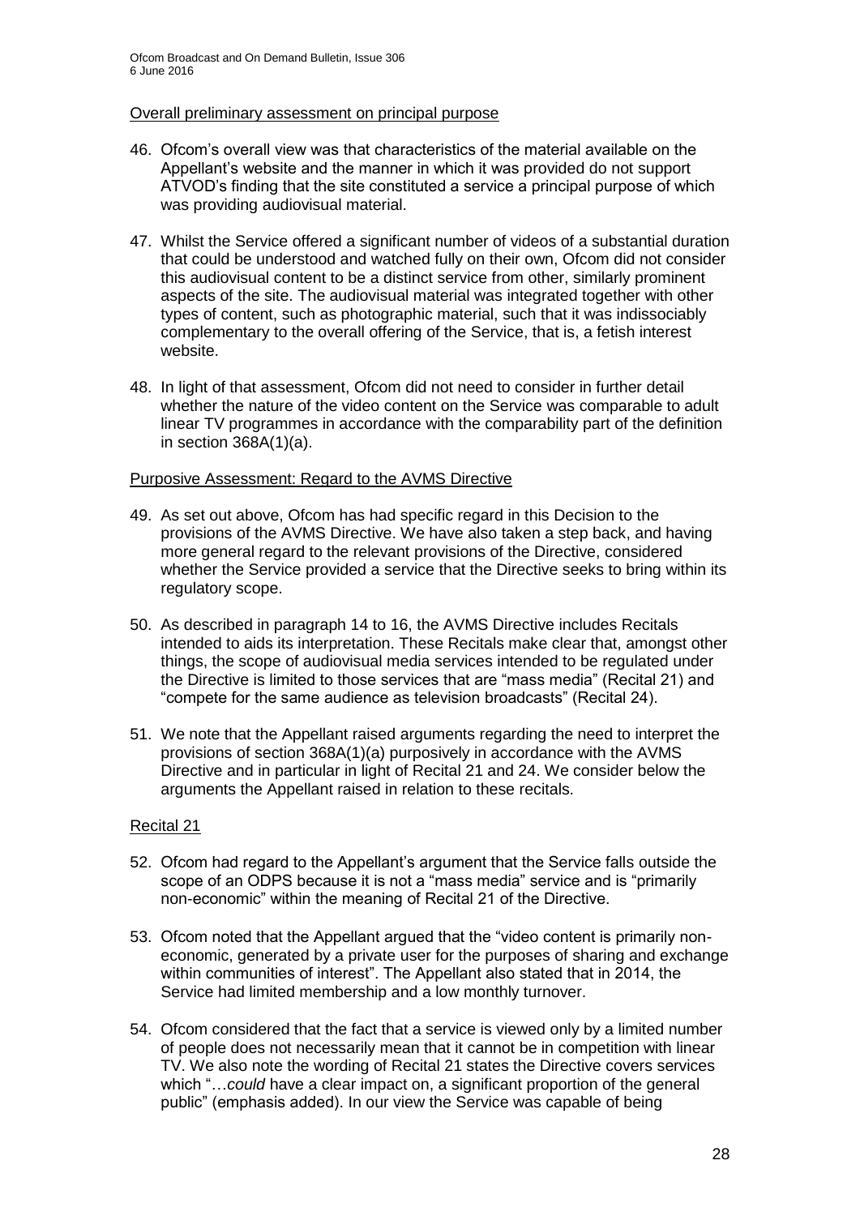Overall preliminary assessment on principal purpose

46. Ofcom's overall view was that characteristics of the material available on the Appellant's website and the manner in which it was provided do not support ATVOD's finding that the site constituted a service a principal purpose of which was providing audiovisual material.

47. Whilst the Service offered a significant number of videos of a substantial duration that could be understood and watched fully on their own, Ofcom did not consider this audiovisual content to be a distinct service from other, similarly prominent aspects of the site. The audiovisual material was integrated together with other types of content, such as photographic material, such that it was indissociably complementary to the overall offering of the Service, that is, a fetish interest website.

48. In light of that assessment, Ofcom did not need to consider in further detail whether the nature of the video content on the Service was comparable to adult linear TV programmes in accordance with the comparability part of the definition in section 368A(1)(a).

Purposive Assessment: Regard to the AVMS Directive

49. As set out above, Ofcom has had specific regard in this Decision to the provisions of the AVMS Directive. We have also taken a step back, and having more general regard to the relevant provisions of the Directive, considered whether the Service provided a service that the Directive seeks to bring within its regulatory scope.

50. As described in paragraph 14 to 16, the AVMS Directive includes Recitals intended to aids its interpretation. These Recitals make clear that, amongst other things, the scope of audiovisual media services intended to be regulated under the Directive is limited to those services that are "mass media" (Recital 21) and "compete for the same audience as television broadcasts" (Recital 24).

51. We note that the Appellant raised arguments regarding the need to interpret the provisions of section 368A(1)(a) purposively in accordance with the AVMS Directive and in particular in light of Recital 21 and 24. We consider below the arguments the Appellant raised in relation to these recitals.

Recital 21

52. Ofcom had regard to the Appellant's argument that the Service falls outside the scope of an ODPS because it is not a "mass media" service and is "primarily non-economic" within the meaning of Recital 21 of the Directive.

53. Ofcom noted that the Appellant argued that the "video content is primarily non-economic, generated by a private user for the purposes of sharing and exchange within communities of interest". The Appellant also stated that in 2014, the Service had limited membership and a low monthly turnover.

54. Ofcom considered that the fact that a service is viewed only by a limited number of people does not necessarily mean that it cannot be in competition with linear TV. We also note the wording of Recital 21 states the Directive covers services which "…*could* have a clear impact on, a significant proportion of the general public" (emphasis added). In our view the Service was capable of being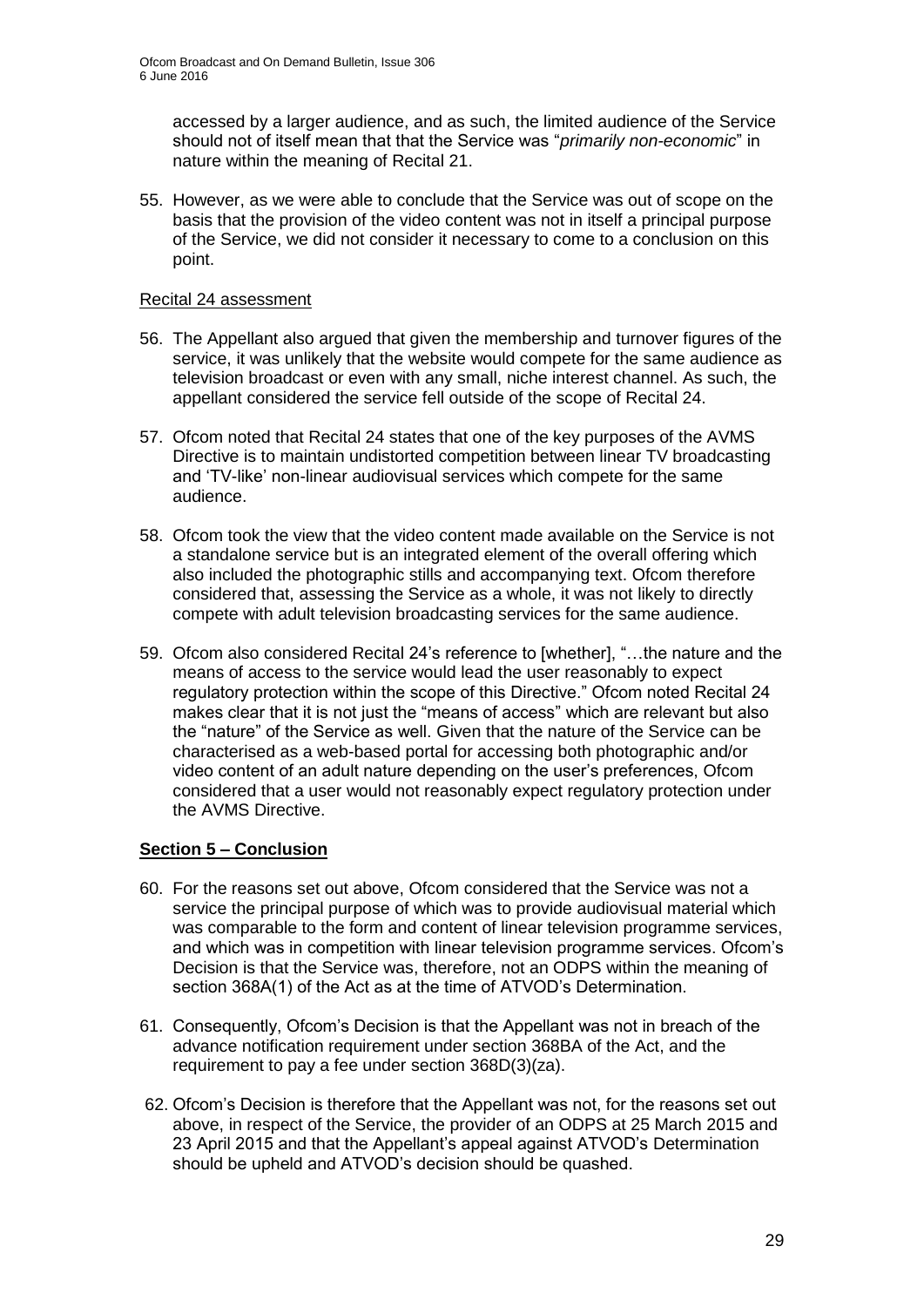accessed by a larger audience, and as such, the limited audience of the Service should not of itself mean that that the Service was "*primarily non-economic*" in nature within the meaning of Recital 21.

55. However, as we were able to conclude that the Service was out of scope on the basis that the provision of the video content was not in itself a principal purpose of the Service, we did not consider it necessary to come to a conclusion on this point.

Recital 24 assessment

56. The Appellant also argued that given the membership and turnover figures of the service, it was unlikely that the website would compete for the same audience as television broadcast or even with any small, niche interest channel. As such, the appellant considered the service fell outside of the scope of Recital 24.

57. Ofcom noted that Recital 24 states that one of the key purposes of the AVMS Directive is to maintain undistorted competition between linear TV broadcasting and 'TV-like' non-linear audiovisual services which compete for the same audience.

58. Ofcom took the view that the video content made available on the Service is not a standalone service but is an integrated element of the overall offering which also included the photographic stills and accompanying text. Ofcom therefore considered that, assessing the Service as a whole, it was not likely to directly compete with adult television broadcasting services for the same audience.

59. Ofcom also considered Recital 24's reference to [whether], "…the nature and the means of access to the service would lead the user reasonably to expect regulatory protection within the scope of this Directive." Ofcom noted Recital 24 makes clear that it is not just the "means of access" which are relevant but also the "nature" of the Service as well. Given that the nature of the Service can be characterised as a web-based portal for accessing both photographic and/or video content of an adult nature depending on the user's preferences, Ofcom considered that a user would not reasonably expect regulatory protection under the AVMS Directive.

## Section 5 – Conclusion

60. For the reasons set out above, Ofcom considered that the Service was not a service the principal purpose of which was to provide audiovisual material which was comparable to the form and content of linear television programme services, and which was in competition with linear television programme services. Ofcom's Decision is that the Service was, therefore, not an ODPS within the meaning of section 368A(1) of the Act as at the time of ATVOD's Determination.

61. Consequently, Ofcom's Decision is that the Appellant was not in breach of the advance notification requirement under section 368BA of the Act, and the requirement to pay a fee under section 368D(3)(za).

62. Ofcom's Decision is therefore that the Appellant was not, for the reasons set out above, in respect of the Service, the provider of an ODPS at 25 March 2015 and 23 April 2015 and that the Appellant's appeal against ATVOD's Determination should be upheld and ATVOD's decision should be quashed.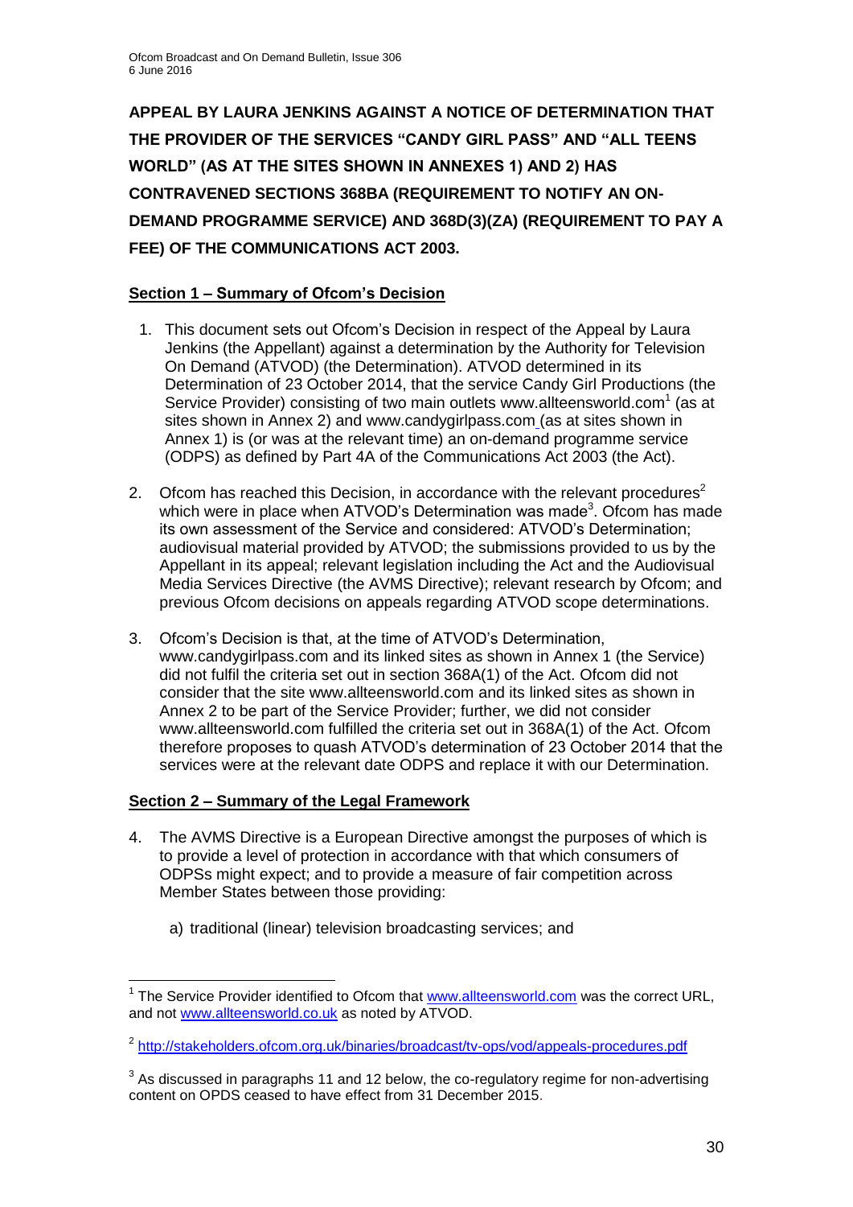**APPEAL BY LAURA JENKINS AGAINST A NOTICE OF DETERMINATION THAT THE PROVIDER OF THE SERVICES "CANDY GIRL PASS" AND "ALL TEENS WORLD" (AS AT THE SITES SHOWN IN ANNEXES 1) AND 2) HAS CONTRAVENED SECTIONS 368BA (REQUIREMENT TO NOTIFY AN ON-DEMAND PROGRAMME SERVICE) AND 368D(3)(ZA) (REQUIREMENT TO PAY A FEE) OF THE COMMUNICATIONS ACT 2003.**

**Section 1 – Summary of Ofcom's Decision**

1. This document sets out Ofcom's Decision in respect of the Appeal by Laura Jenkins (the Appellant) against a determination by the Authority for Television On Demand (ATVOD) (the Determination). ATVOD determined in its Determination of 23 October 2014, that the service Candy Girl Productions (the Service Provider) consisting of two main outlets www.allteensworld.com[1] (as at sites shown in Annex 2) and www.candygirlpass.com (as at sites shown in Annex 1) is (or was at the relevant time) an on-demand programme service (ODPS) as defined by Part 4A of the Communications Act 2003 (the Act).

2. Ofcom has reached this Decision, in accordance with the relevant procedures[2] which were in place when ATVOD's Determination was made[3]. Ofcom has made its own assessment of the Service and considered: ATVOD's Determination; audiovisual material provided by ATVOD; the submissions provided to us by the Appellant in its appeal; relevant legislation including the Act and the Audiovisual Media Services Directive (the AVMS Directive); relevant research by Ofcom; and previous Ofcom decisions on appeals regarding ATVOD scope determinations.

3. Ofcom's Decision is that, at the time of ATVOD's Determination, www.candygirlpass.com and its linked sites as shown in Annex 1 (the Service) did not fulfil the criteria set out in section 368A(1) of the Act. Ofcom did not consider that the site www.allteensworld.com and its linked sites as shown in Annex 2 to be part of the Service Provider; further, we did not consider www.allteensworld.com fulfilled the criteria set out in 368A(1) of the Act. Ofcom therefore proposes to quash ATVOD's determination of 23 October 2014 that the services were at the relevant date ODPS and replace it with our Determination.

**Section 2 – Summary of the Legal Framework**

4. The AVMS Directive is a European Directive amongst the purposes of which is to provide a level of protection in accordance with that which consumers of ODPSs might expect; and to provide a measure of fair competition across Member States between those providing:

    a) traditional (linear) television broadcasting services; and

---

[1] The Service Provider identified to Ofcom that www.allteensworld.com was the correct URL, and not www.allteensworld.co.uk as noted by ATVOD.

[2] http://stakeholders.ofcom.org.uk/binaries/broadcast/tv-ops/vod/appeals-procedures.pdf

[3] As discussed in paragraphs 11 and 12 below, the co-regulatory regime for non-advertising content on OPDS ceased to have effect from 31 December 2015.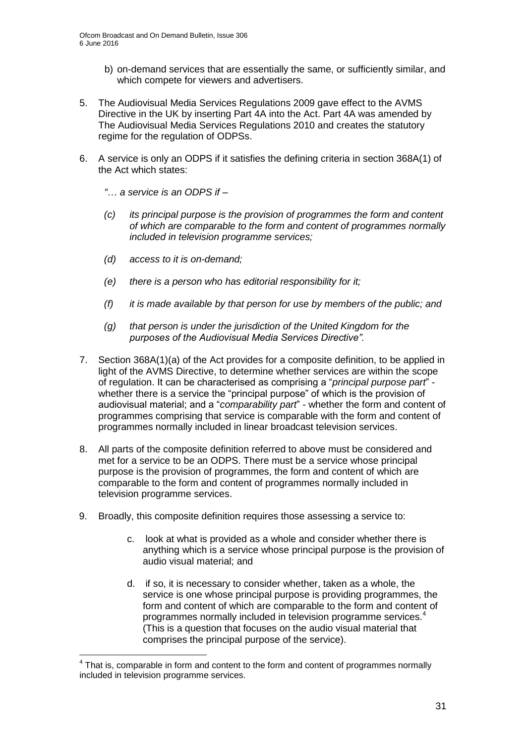b) on-demand services that are essentially the same, or sufficiently similar, and which compete for viewers and advertisers.

5. The Audiovisual Media Services Regulations 2009 gave effect to the AVMS Directive in the UK by inserting Part 4A into the Act. Part 4A was amended by The Audiovisual Media Services Regulations 2010 and creates the statutory regime for the regulation of ODPSs.

6. A service is only an ODPS if it satisfies the defining criteria in section 368A(1) of the Act which states:

   *"… a service is an ODPS if –*

   *(c) its principal purpose is the provision of programmes the form and content of which are comparable to the form and content of programmes normally included in television programme services;*

   *(d) access to it is on-demand;*

   *(e) there is a person who has editorial responsibility for it;*

   *(f) it is made available by that person for use by members of the public; and*

   *(g) that person is under the jurisdiction of the United Kingdom for the purposes of the Audiovisual Media Services Directive".*

7. Section 368A(1)(a) of the Act provides for a composite definition, to be applied in light of the AVMS Directive, to determine whether services are within the scope of regulation. It can be characterised as comprising a "*principal purpose part*" - whether there is a service the "principal purpose" of which is the provision of audiovisual material; and a "*comparability part*" - whether the form and content of programmes comprising that service is comparable with the form and content of programmes normally included in linear broadcast television services.

8. All parts of the composite definition referred to above must be considered and met for a service to be an ODPS. There must be a service whose principal purpose is the provision of programmes, the form and content of which are comparable to the form and content of programmes normally included in television programme services.

9. Broadly, this composite definition requires those assessing a service to:

   c. look at what is provided as a whole and consider whether there is anything which is a service whose principal purpose is the provision of audio visual material; and

   d. if so, it is necessary to consider whether, taken as a whole, the service is one whose principal purpose is providing programmes, the form and content of which are comparable to the form and content of programmes normally included in television programme services.[4] (This is a question that focuses on the audio visual material that comprises the principal purpose of the service).

---

[4] That is, comparable in form and content to the form and content of programmes normally included in television programme services.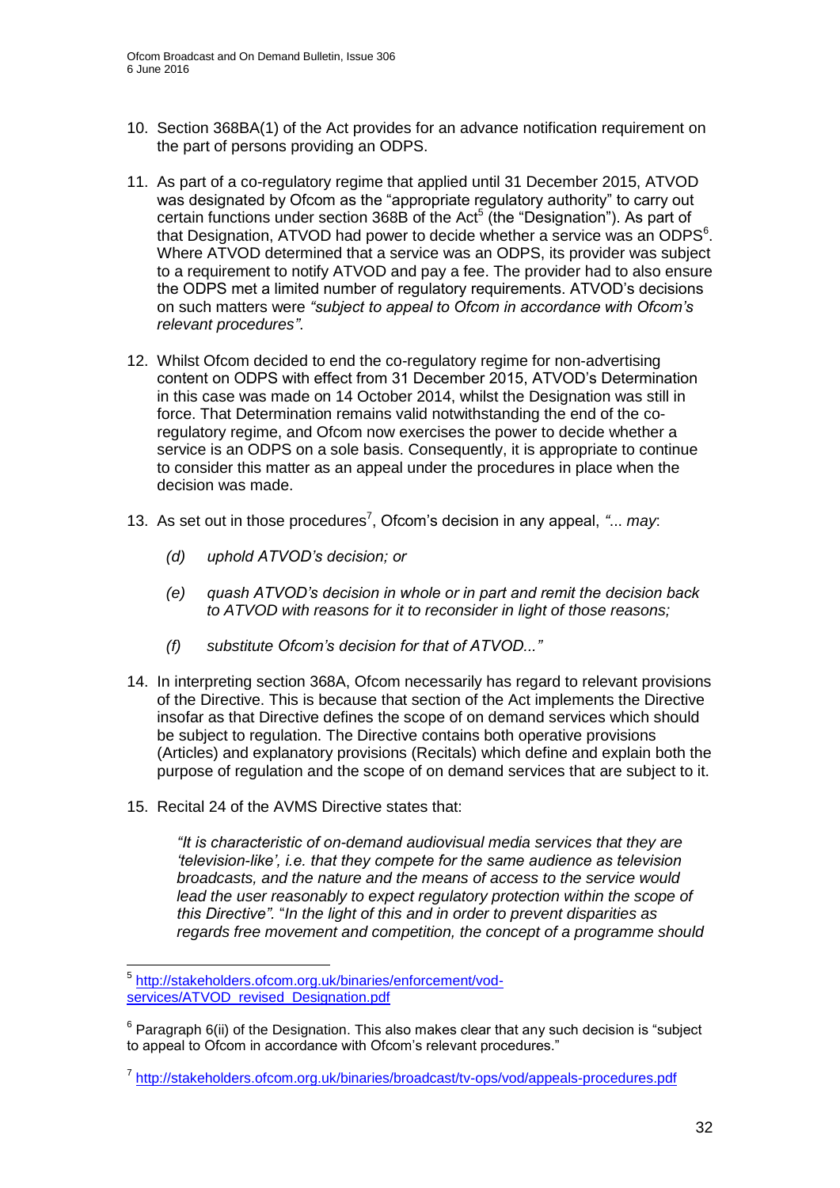10. Section 368BA(1) of the Act provides for an advance notification requirement on the part of persons providing an ODPS.

11. As part of a co-regulatory regime that applied until 31 December 2015, ATVOD was designated by Ofcom as the "appropriate regulatory authority" to carry out certain functions under section 368B of the Act[5] (the "Designation"). As part of that Designation, ATVOD had power to decide whether a service was an ODPS[6]. Where ATVOD determined that a service was an ODPS, its provider was subject to a requirement to notify ATVOD and pay a fee. The provider had to also ensure the ODPS met a limited number of regulatory requirements. ATVOD's decisions on such matters were *"subject to appeal to Ofcom in accordance with Ofcom's relevant procedures"*.

12. Whilst Ofcom decided to end the co-regulatory regime for non-advertising content on ODPS with effect from 31 December 2015, ATVOD's Determination in this case was made on 14 October 2014, whilst the Designation was still in force. That Determination remains valid notwithstanding the end of the co-regulatory regime, and Ofcom now exercises the power to decide whether a service is an ODPS on a sole basis. Consequently, it is appropriate to continue to consider this matter as an appeal under the procedures in place when the decision was made.

13. As set out in those procedures[7], Ofcom's decision in any appeal, *"... may*:

    *(d) uphold ATVOD's decision; or*

    *(e) quash ATVOD's decision in whole or in part and remit the decision back to ATVOD with reasons for it to reconsider in light of those reasons;*

    *(f) substitute Ofcom's decision for that of ATVOD..."*

14. In interpreting section 368A, Ofcom necessarily has regard to relevant provisions of the Directive. This is because that section of the Act implements the Directive insofar as that Directive defines the scope of on demand services which should be subject to regulation. The Directive contains both operative provisions (Articles) and explanatory provisions (Recitals) which define and explain both the purpose of regulation and the scope of on demand services that are subject to it.

15. Recital 24 of the AVMS Directive states that:

    *"It is characteristic of on-demand audiovisual media services that they are 'television-like', i.e. that they compete for the same audience as television broadcasts, and the nature and the means of access to the service would lead the user reasonably to expect regulatory protection within the scope of this Directive".* "*In the light of this and in order to prevent disparities as regards free movement and competition, the concept of a programme should*

---

[5] http://stakeholders.ofcom.org.uk/binaries/enforcement/vod-services/ATVOD_revised_Designation.pdf

[6] Paragraph 6(ii) of the Designation. This also makes clear that any such decision is "subject to appeal to Ofcom in accordance with Ofcom's relevant procedures."

[7] http://stakeholders.ofcom.org.uk/binaries/broadcast/tv-ops/vod/appeals-procedures.pdf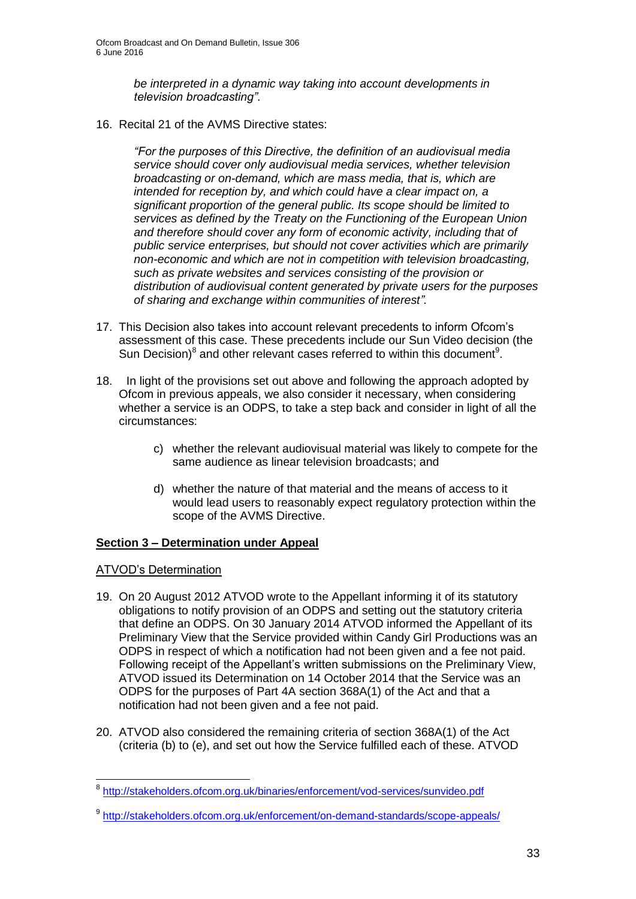*be interpreted in a dynamic way taking into account developments in television broadcasting".*

16. Recital 21 of the AVMS Directive states:

    *"For the purposes of this Directive, the definition of an audiovisual media service should cover only audiovisual media services, whether television broadcasting or on-demand, which are mass media, that is, which are intended for reception by, and which could have a clear impact on, a significant proportion of the general public. Its scope should be limited to services as defined by the Treaty on the Functioning of the European Union and therefore should cover any form of economic activity, including that of public service enterprises, but should not cover activities which are primarily non-economic and which are not in competition with television broadcasting, such as private websites and services consisting of the provision or distribution of audiovisual content generated by private users for the purposes of sharing and exchange within communities of interest".*

17. This Decision also takes into account relevant precedents to inform Ofcom's assessment of this case. These precedents include our Sun Video decision (the Sun Decision)[8] and other relevant cases referred to within this document[9].

18. In light of the provisions set out above and following the approach adopted by Ofcom in previous appeals, we also consider it necessary, when considering whether a service is an ODPS, to take a step back and consider in light of all the circumstances:

    c) whether the relevant audiovisual material was likely to compete for the same audience as linear television broadcasts; and

    d) whether the nature of that material and the means of access to it would lead users to reasonably expect regulatory protection within the scope of the AVMS Directive.

## Section 3 – Determination under Appeal

### ATVOD's Determination

19. On 20 August 2012 ATVOD wrote to the Appellant informing it of its statutory obligations to notify provision of an ODPS and setting out the statutory criteria that define an ODPS. On 30 January 2014 ATVOD informed the Appellant of its Preliminary View that the Service provided within Candy Girl Productions was an ODPS in respect of which a notification had not been given and a fee not paid. Following receipt of the Appellant's written submissions on the Preliminary View, ATVOD issued its Determination on 14 October 2014 that the Service was an ODPS for the purposes of Part 4A section 368A(1) of the Act and that a notification had not been given and a fee not paid.

20. ATVOD also considered the remaining criteria of section 368A(1) of the Act (criteria (b) to (e), and set out how the Service fulfilled each of these. ATVOD

---

[8] http://stakeholders.ofcom.org.uk/binaries/enforcement/vod-services/sunvideo.pdf

[9] http://stakeholders.ofcom.org.uk/enforcement/on-demand-standards/scope-appeals/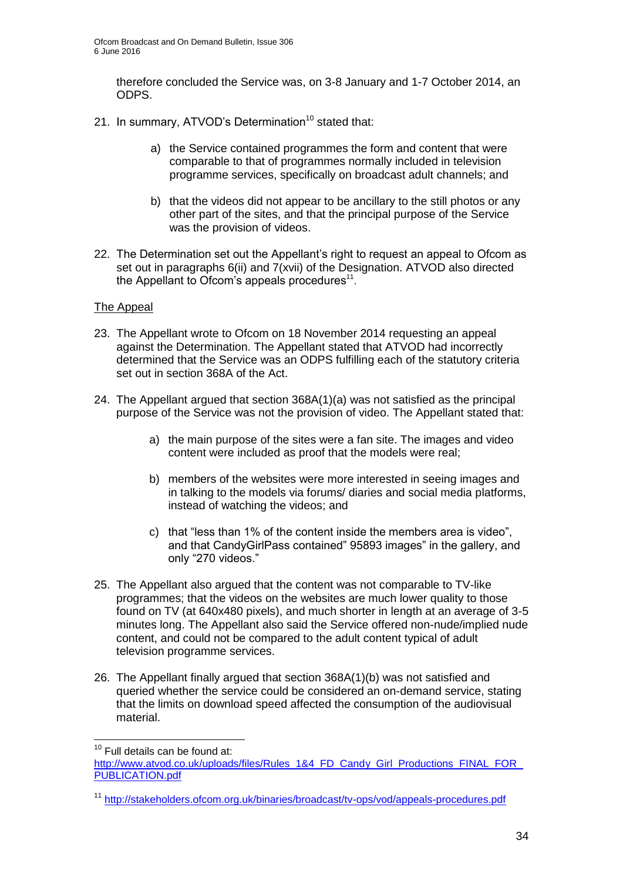therefore concluded the Service was, on 3-8 January and 1-7 October 2014, an ODPS.

21. In summary, ATVOD's Determination[10] stated that:

    a) the Service contained programmes the form and content that were comparable to that of programmes normally included in television programme services, specifically on broadcast adult channels; and

    b) that the videos did not appear to be ancillary to the still photos or any other part of the sites, and that the principal purpose of the Service was the provision of videos.

22. The Determination set out the Appellant's right to request an appeal to Ofcom as set out in paragraphs 6(ii) and 7(xvii) of the Designation. ATVOD also directed the Appellant to Ofcom's appeals procedures[11].

The Appeal

23. The Appellant wrote to Ofcom on 18 November 2014 requesting an appeal against the Determination. The Appellant stated that ATVOD had incorrectly determined that the Service was an ODPS fulfilling each of the statutory criteria set out in section 368A of the Act.

24. The Appellant argued that section 368A(1)(a) was not satisfied as the principal purpose of the Service was not the provision of video. The Appellant stated that:

    a) the main purpose of the sites were a fan site. The images and video content were included as proof that the models were real;

    b) members of the websites were more interested in seeing images and in talking to the models via forums/ diaries and social media platforms, instead of watching the videos; and

    c) that "less than 1% of the content inside the members area is video", and that CandyGirlPass contained" 95893 images" in the gallery, and only "270 videos."

25. The Appellant also argued that the content was not comparable to TV-like programmes; that the videos on the websites are much lower quality to those found on TV (at 640x480 pixels), and much shorter in length at an average of 3-5 minutes long. The Appellant also said the Service offered non-nude/implied nude content, and could not be compared to the adult content typical of adult television programme services.

26. The Appellant finally argued that section 368A(1)(b) was not satisfied and queried whether the service could be considered an on-demand service, stating that the limits on download speed affected the consumption of the audiovisual material.

---

[10] Full details can be found at: http://www.atvod.co.uk/uploads/files/Rules_1&4_FD_Candy_Girl_Productions_FINAL_FOR_PUBLICATION.pdf

[11] http://stakeholders.ofcom.org.uk/binaries/broadcast/tv-ops/vod/appeals-procedures.pdf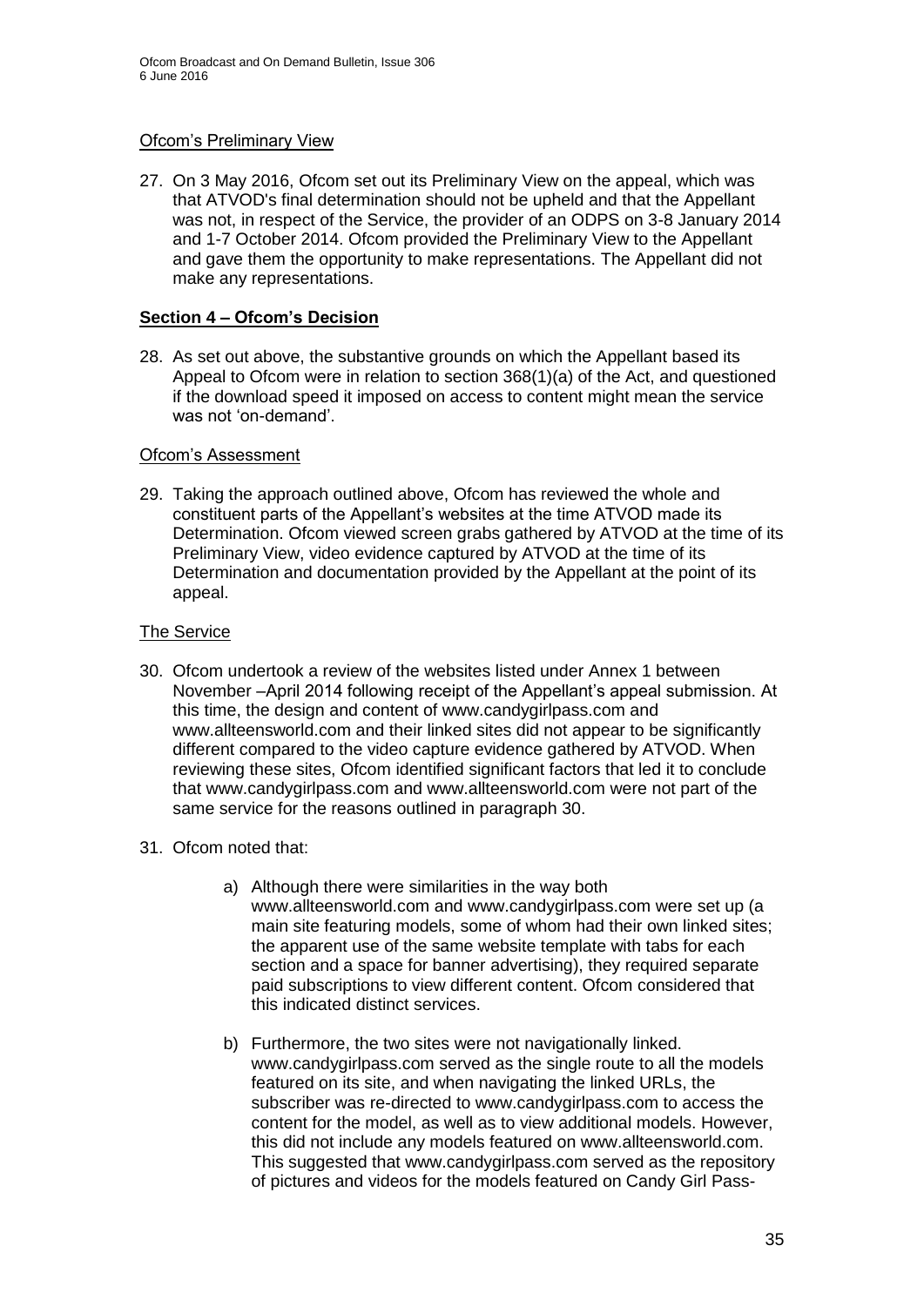### Ofcom's Preliminary View

27. On 3 May 2016, Ofcom set out its Preliminary View on the appeal, which was that ATVOD's final determination should not be upheld and that the Appellant was not, in respect of the Service, the provider of an ODPS on 3-8 January 2014 and 1-7 October 2014. Ofcom provided the Preliminary View to the Appellant and gave them the opportunity to make representations. The Appellant did not make any representations.

## **Section 4 – Ofcom's Decision**

28. As set out above, the substantive grounds on which the Appellant based its Appeal to Ofcom were in relation to section 368(1)(a) of the Act, and questioned if the download speed it imposed on access to content might mean the service was not 'on-demand'.

### Ofcom's Assessment

29. Taking the approach outlined above, Ofcom has reviewed the whole and constituent parts of the Appellant's websites at the time ATVOD made its Determination. Ofcom viewed screen grabs gathered by ATVOD at the time of its Preliminary View, video evidence captured by ATVOD at the time of its Determination and documentation provided by the Appellant at the point of its appeal.

### The Service

30. Ofcom undertook a review of the websites listed under Annex 1 between November –April 2014 following receipt of the Appellant's appeal submission. At this time, the design and content of www.candygirlpass.com and www.allteensworld.com and their linked sites did not appear to be significantly different compared to the video capture evidence gathered by ATVOD. When reviewing these sites, Ofcom identified significant factors that led it to conclude that www.candygirlpass.com and www.allteensworld.com were not part of the same service for the reasons outlined in paragraph 30.

31. Ofcom noted that:

    a) Although there were similarities in the way both www.allteensworld.com and www.candygirlpass.com were set up (a main site featuring models, some of whom had their own linked sites; the apparent use of the same website template with tabs for each section and a space for banner advertising), they required separate paid subscriptions to view different content. Ofcom considered that this indicated distinct services.

    b) Furthermore, the two sites were not navigationally linked. www.candygirlpass.com served as the single route to all the models featured on its site, and when navigating the linked URLs, the subscriber was re-directed to www.candygirlpass.com to access the content for the model, as well as to view additional models. However, this did not include any models featured on www.allteensworld.com. This suggested that www.candygirlpass.com served as the repository of pictures and videos for the models featured on Candy Girl Pass-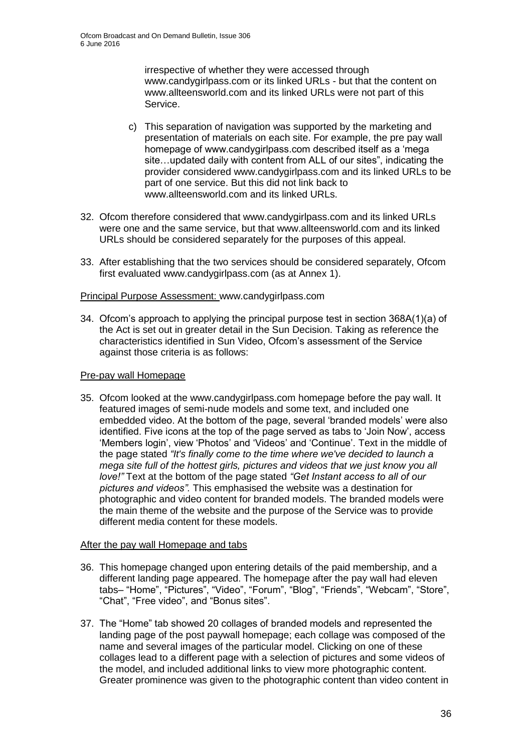irrespective of whether they were accessed through www.candygirlpass.com or its linked URLs - but that the content on www.allteensworld.com and its linked URLs were not part of this Service.

c) This separation of navigation was supported by the marketing and presentation of materials on each site. For example, the pre pay wall homepage of www.candygirlpass.com described itself as a 'mega site…updated daily with content from ALL of our sites", indicating the provider considered www.candygirlpass.com and its linked URLs to be part of one service. But this did not link back to www.allteensworld.com and its linked URLs.

32. Ofcom therefore considered that www.candygirlpass.com and its linked URLs were one and the same service, but that www.allteensworld.com and its linked URLs should be considered separately for the purposes of this appeal.

33. After establishing that the two services should be considered separately, Ofcom first evaluated www.candygirlpass.com (as at Annex 1).

Principal Purpose Assessment: www.candygirlpass.com

34. Ofcom's approach to applying the principal purpose test in section 368A(1)(a) of the Act is set out in greater detail in the Sun Decision. Taking as reference the characteristics identified in Sun Video, Ofcom's assessment of the Service against those criteria is as follows:

Pre-pay wall Homepage

35. Ofcom looked at the www.candygirlpass.com homepage before the pay wall. It featured images of semi-nude models and some text, and included one embedded video. At the bottom of the page, several 'branded models' were also identified. Five icons at the top of the page served as tabs to 'Join Now', access 'Members login', view 'Photos' and 'Videos' and 'Continue'. Text in the middle of the page stated *"It's finally come to the time where we've decided to launch a mega site full of the hottest girls, pictures and videos that we just know you all love!"* Text at the bottom of the page stated *"Get Instant access to all of our pictures and videos"*. This emphasised the website was a destination for photographic and video content for branded models. The branded models were the main theme of the website and the purpose of the Service was to provide different media content for these models.

After the pay wall Homepage and tabs

36. This homepage changed upon entering details of the paid membership, and a different landing page appeared. The homepage after the pay wall had eleven tabs– "Home", "Pictures", "Video", "Forum", "Blog", "Friends", "Webcam", "Store", "Chat", "Free video", and "Bonus sites".

37. The "Home" tab showed 20 collages of branded models and represented the landing page of the post paywall homepage; each collage was composed of the name and several images of the particular model. Clicking on one of these collages lead to a different page with a selection of pictures and some videos of the model, and included additional links to view more photographic content. Greater prominence was given to the photographic content than video content in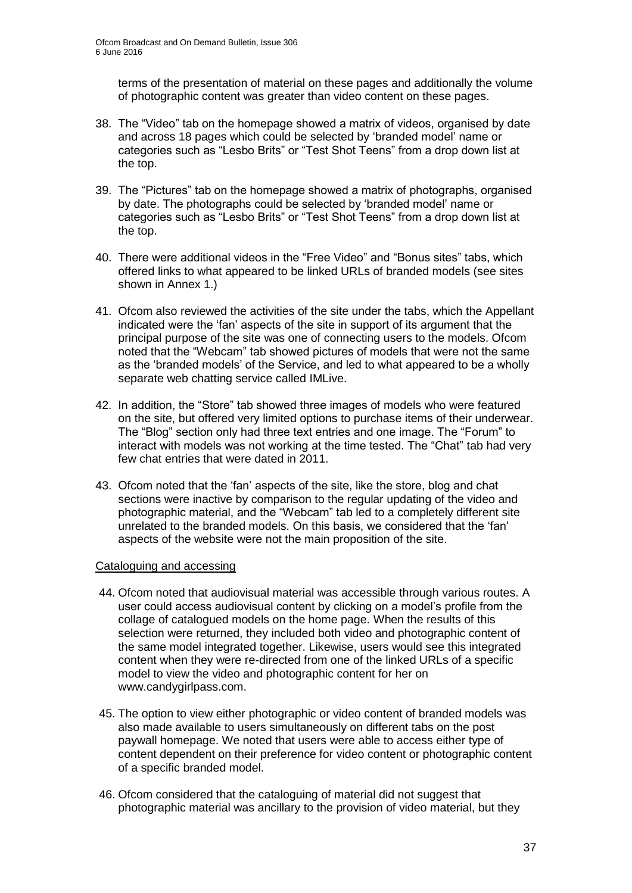terms of the presentation of material on these pages and additionally the volume of photographic content was greater than video content on these pages.

38. The "Video" tab on the homepage showed a matrix of videos, organised by date and across 18 pages which could be selected by 'branded model' name or categories such as "Lesbo Brits" or "Test Shot Teens" from a drop down list at the top.

39. The "Pictures" tab on the homepage showed a matrix of photographs, organised by date. The photographs could be selected by 'branded model' name or categories such as "Lesbo Brits" or "Test Shot Teens" from a drop down list at the top.

40. There were additional videos in the "Free Video" and "Bonus sites" tabs, which offered links to what appeared to be linked URLs of branded models (see sites shown in Annex 1.)

41. Ofcom also reviewed the activities of the site under the tabs, which the Appellant indicated were the 'fan' aspects of the site in support of its argument that the principal purpose of the site was one of connecting users to the models. Ofcom noted that the "Webcam" tab showed pictures of models that were not the same as the 'branded models' of the Service, and led to what appeared to be a wholly separate web chatting service called IMLive.

42. In addition, the "Store" tab showed three images of models who were featured on the site, but offered very limited options to purchase items of their underwear. The "Blog" section only had three text entries and one image. The "Forum" to interact with models was not working at the time tested. The "Chat" tab had very few chat entries that were dated in 2011.

43. Ofcom noted that the 'fan' aspects of the site, like the store, blog and chat sections were inactive by comparison to the regular updating of the video and photographic material, and the "Webcam" tab led to a completely different site unrelated to the branded models. On this basis, we considered that the 'fan' aspects of the website were not the main proposition of the site.

Cataloguing and accessing

44. Ofcom noted that audiovisual material was accessible through various routes. A user could access audiovisual content by clicking on a model's profile from the collage of catalogued models on the home page. When the results of this selection were returned, they included both video and photographic content of the same model integrated together. Likewise, users would see this integrated content when they were re-directed from one of the linked URLs of a specific model to view the video and photographic content for her on www.candygirlpass.com.

45. The option to view either photographic or video content of branded models was also made available to users simultaneously on different tabs on the post paywall homepage. We noted that users were able to access either type of content dependent on their preference for video content or photographic content of a specific branded model.

46. Ofcom considered that the cataloguing of material did not suggest that photographic material was ancillary to the provision of video material, but they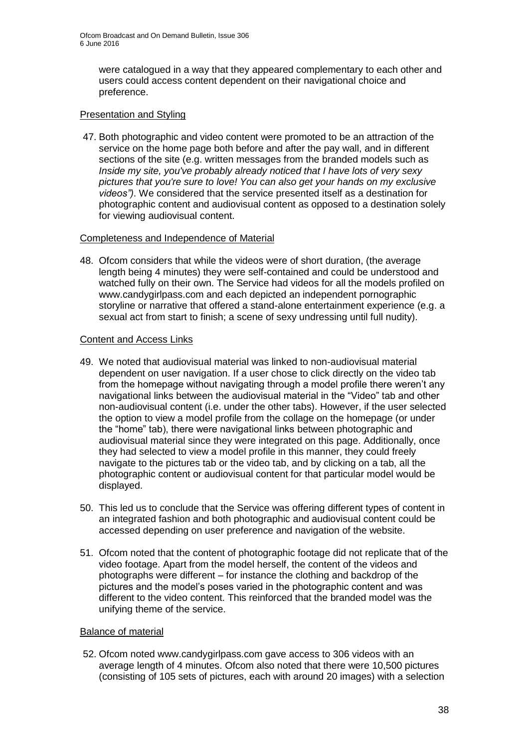were catalogued in a way that they appeared complementary to each other and users could access content dependent on their navigational choice and preference.

Presentation and Styling

47. Both photographic and video content were promoted to be an attraction of the service on the home page both before and after the pay wall, and in different sections of the site (e.g. written messages from the branded models such as *Inside my site, you've probably already noticed that I have lots of very sexy pictures that you're sure to love! You can also get your hands on my exclusive videos")*. We considered that the service presented itself as a destination for photographic content and audiovisual content as opposed to a destination solely for viewing audiovisual content.

Completeness and Independence of Material

48. Ofcom considers that while the videos were of short duration, (the average length being 4 minutes) they were self-contained and could be understood and watched fully on their own. The Service had videos for all the models profiled on www.candygirlpass.com and each depicted an independent pornographic storyline or narrative that offered a stand-alone entertainment experience (e.g. a sexual act from start to finish; a scene of sexy undressing until full nudity).

Content and Access Links

49. We noted that audiovisual material was linked to non-audiovisual material dependent on user navigation. If a user chose to click directly on the video tab from the homepage without navigating through a model profile there weren't any navigational links between the audiovisual material in the "Video" tab and other non-audiovisual content (i.e. under the other tabs). However, if the user selected the option to view a model profile from the collage on the homepage (or under the "home" tab), there were navigational links between photographic and audiovisual material since they were integrated on this page. Additionally, once they had selected to view a model profile in this manner, they could freely navigate to the pictures tab or the video tab, and by clicking on a tab, all the photographic content or audiovisual content for that particular model would be displayed.

50. This led us to conclude that the Service was offering different types of content in an integrated fashion and both photographic and audiovisual content could be accessed depending on user preference and navigation of the website.

51. Ofcom noted that the content of photographic footage did not replicate that of the video footage. Apart from the model herself, the content of the videos and photographs were different – for instance the clothing and backdrop of the pictures and the model's poses varied in the photographic content and was different to the video content. This reinforced that the branded model was the unifying theme of the service.

Balance of material

52. Ofcom noted www.candygirlpass.com gave access to 306 videos with an average length of 4 minutes. Ofcom also noted that there were 10,500 pictures (consisting of 105 sets of pictures, each with around 20 images) with a selection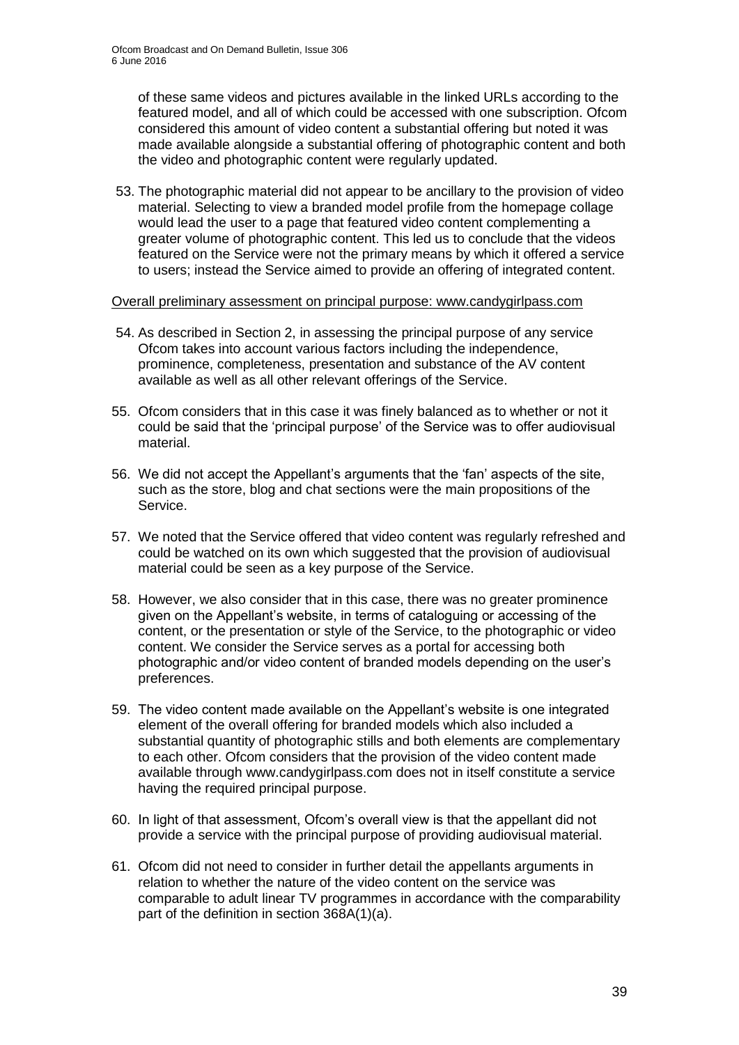of these same videos and pictures available in the linked URLs according to the featured model, and all of which could be accessed with one subscription. Ofcom considered this amount of video content a substantial offering but noted it was made available alongside a substantial offering of photographic content and both the video and photographic content were regularly updated.

53. The photographic material did not appear to be ancillary to the provision of video material. Selecting to view a branded model profile from the homepage collage would lead the user to a page that featured video content complementing a greater volume of photographic content. This led us to conclude that the videos featured on the Service were not the primary means by which it offered a service to users; instead the Service aimed to provide an offering of integrated content.

Overall preliminary assessment on principal purpose: www.candygirlpass.com

54. As described in Section 2, in assessing the principal purpose of any service Ofcom takes into account various factors including the independence, prominence, completeness, presentation and substance of the AV content available as well as all other relevant offerings of the Service.

55. Ofcom considers that in this case it was finely balanced as to whether or not it could be said that the 'principal purpose' of the Service was to offer audiovisual material.

56. We did not accept the Appellant's arguments that the 'fan' aspects of the site, such as the store, blog and chat sections were the main propositions of the Service.

57. We noted that the Service offered that video content was regularly refreshed and could be watched on its own which suggested that the provision of audiovisual material could be seen as a key purpose of the Service.

58. However, we also consider that in this case, there was no greater prominence given on the Appellant's website, in terms of cataloguing or accessing of the content, or the presentation or style of the Service, to the photographic or video content. We consider the Service serves as a portal for accessing both photographic and/or video content of branded models depending on the user's preferences.

59. The video content made available on the Appellant's website is one integrated element of the overall offering for branded models which also included a substantial quantity of photographic stills and both elements are complementary to each other. Ofcom considers that the provision of the video content made available through www.candygirlpass.com does not in itself constitute a service having the required principal purpose.

60. In light of that assessment, Ofcom's overall view is that the appellant did not provide a service with the principal purpose of providing audiovisual material.

61. Ofcom did not need to consider in further detail the appellants arguments in relation to whether the nature of the video content on the service was comparable to adult linear TV programmes in accordance with the comparability part of the definition in section 368A(1)(a).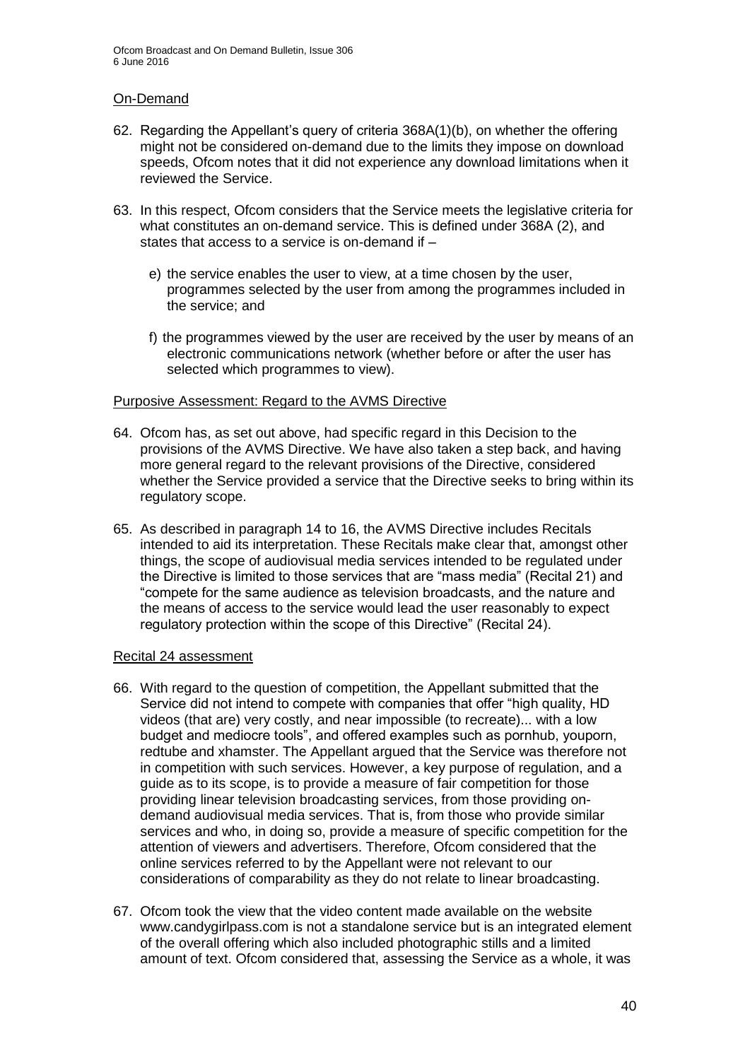## On-Demand

62. Regarding the Appellant's query of criteria 368A(1)(b), on whether the offering might not be considered on-demand due to the limits they impose on download speeds, Ofcom notes that it did not experience any download limitations when it reviewed the Service.

63. In this respect, Ofcom considers that the Service meets the legislative criteria for what constitutes an on-demand service. This is defined under 368A (2), and states that access to a service is on-demand if –

    e) the service enables the user to view, at a time chosen by the user, programmes selected by the user from among the programmes included in the service; and

    f) the programmes viewed by the user are received by the user by means of an electronic communications network (whether before or after the user has selected which programmes to view).

## Purposive Assessment: Regard to the AVMS Directive

64. Ofcom has, as set out above, had specific regard in this Decision to the provisions of the AVMS Directive. We have also taken a step back, and having more general regard to the relevant provisions of the Directive, considered whether the Service provided a service that the Directive seeks to bring within its regulatory scope.

65. As described in paragraph 14 to 16, the AVMS Directive includes Recitals intended to aid its interpretation. These Recitals make clear that, amongst other things, the scope of audiovisual media services intended to be regulated under the Directive is limited to those services that are "mass media" (Recital 21) and "compete for the same audience as television broadcasts, and the nature and the means of access to the service would lead the user reasonably to expect regulatory protection within the scope of this Directive" (Recital 24).

## Recital 24 assessment

66. With regard to the question of competition, the Appellant submitted that the Service did not intend to compete with companies that offer "high quality, HD videos (that are) very costly, and near impossible (to recreate)... with a low budget and mediocre tools", and offered examples such as pornhub, youporn, redtube and xhamster. The Appellant argued that the Service was therefore not in competition with such services. However, a key purpose of regulation, and a guide as to its scope, is to provide a measure of fair competition for those providing linear television broadcasting services, from those providing on-demand audiovisual media services. That is, from those who provide similar services and who, in doing so, provide a measure of specific competition for the attention of viewers and advertisers. Therefore, Ofcom considered that the online services referred to by the Appellant were not relevant to our considerations of comparability as they do not relate to linear broadcasting.

67. Ofcom took the view that the video content made available on the website www.candygirlpass.com is not a standalone service but is an integrated element of the overall offering which also included photographic stills and a limited amount of text. Ofcom considered that, assessing the Service as a whole, it was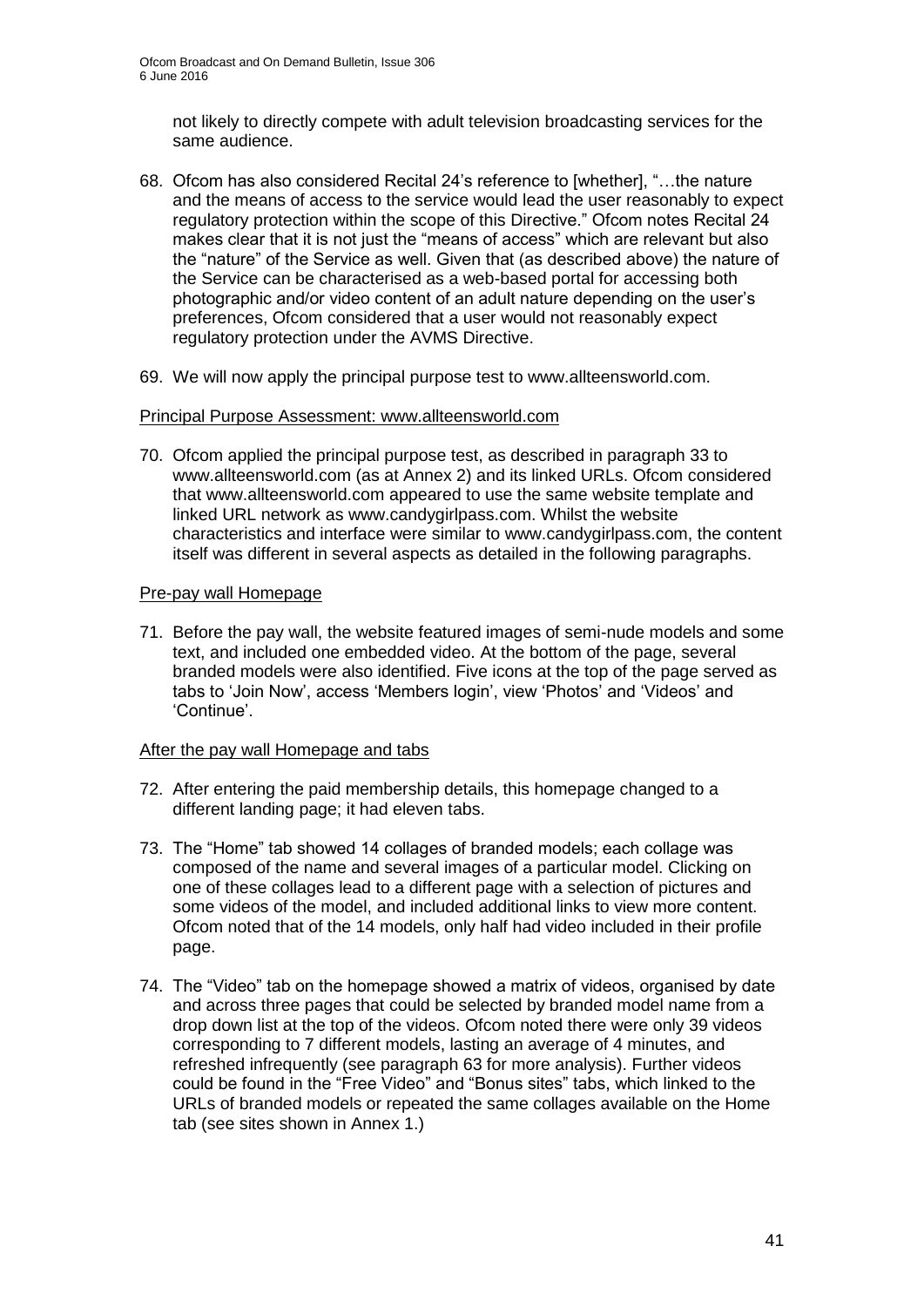not likely to directly compete with adult television broadcasting services for the same audience.

68. Ofcom has also considered Recital 24's reference to [whether], "…the nature and the means of access to the service would lead the user reasonably to expect regulatory protection within the scope of this Directive." Ofcom notes Recital 24 makes clear that it is not just the "means of access" which are relevant but also the "nature" of the Service as well. Given that (as described above) the nature of the Service can be characterised as a web-based portal for accessing both photographic and/or video content of an adult nature depending on the user's preferences, Ofcom considered that a user would not reasonably expect regulatory protection under the AVMS Directive.

69. We will now apply the principal purpose test to www.allteensworld.com.

<u>Principal Purpose Assessment: www.allteensworld.com</u>

70. Ofcom applied the principal purpose test, as described in paragraph 33 to www.allteensworld.com (as at Annex 2) and its linked URLs. Ofcom considered that www.allteensworld.com appeared to use the same website template and linked URL network as www.candygirlpass.com. Whilst the website characteristics and interface were similar to www.candygirlpass.com, the content itself was different in several aspects as detailed in the following paragraphs.

<u>Pre-pay wall Homepage</u>

71. Before the pay wall, the website featured images of semi-nude models and some text, and included one embedded video. At the bottom of the page, several branded models were also identified. Five icons at the top of the page served as tabs to 'Join Now', access 'Members login', view 'Photos' and 'Videos' and 'Continue'.

<u>After the pay wall Homepage and tabs</u>

72. After entering the paid membership details, this homepage changed to a different landing page; it had eleven tabs.

73. The "Home" tab showed 14 collages of branded models; each collage was composed of the name and several images of a particular model. Clicking on one of these collages lead to a different page with a selection of pictures and some videos of the model, and included additional links to view more content. Ofcom noted that of the 14 models, only half had video included in their profile page.

74. The "Video" tab on the homepage showed a matrix of videos, organised by date and across three pages that could be selected by branded model name from a drop down list at the top of the videos. Ofcom noted there were only 39 videos corresponding to 7 different models, lasting an average of 4 minutes, and refreshed infrequently (see paragraph 63 for more analysis). Further videos could be found in the "Free Video" and "Bonus sites" tabs, which linked to the URLs of branded models or repeated the same collages available on the Home tab (see sites shown in Annex 1.)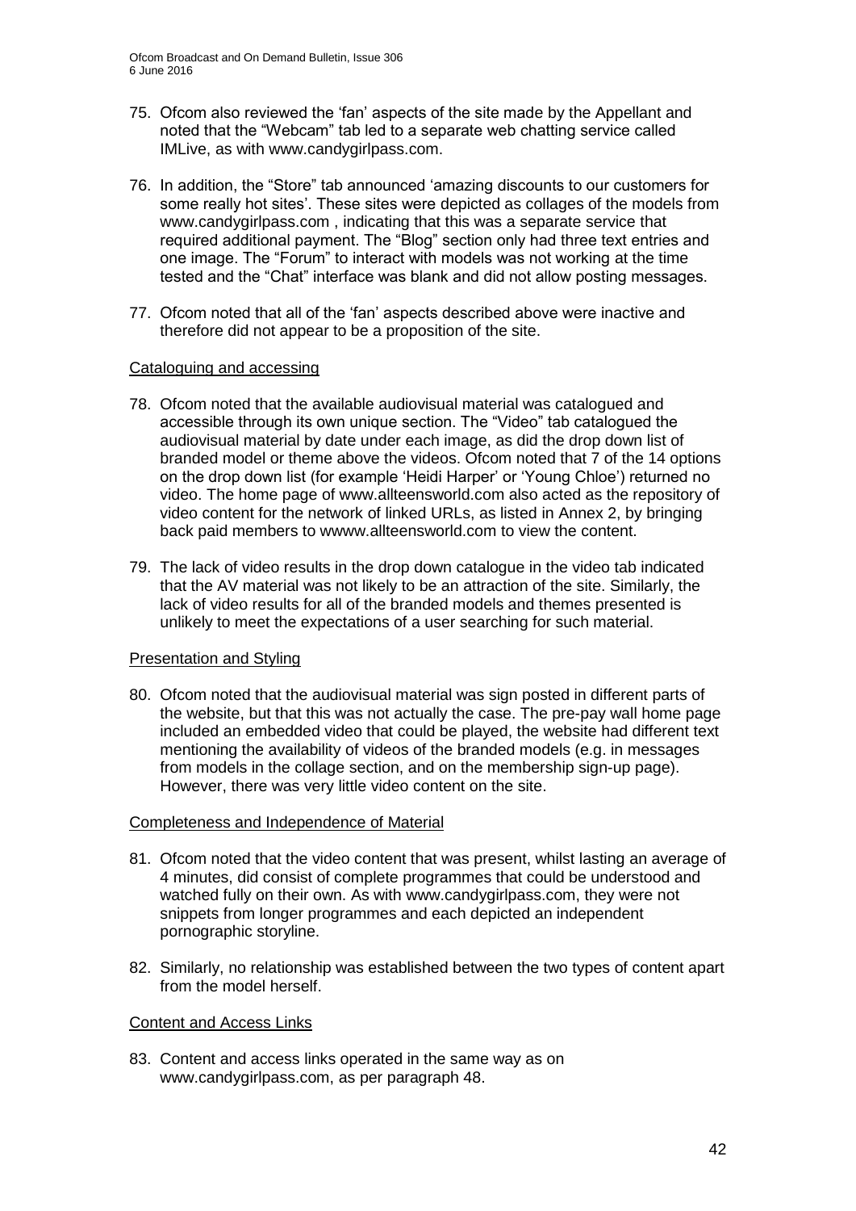75. Ofcom also reviewed the 'fan' aspects of the site made by the Appellant and noted that the "Webcam" tab led to a separate web chatting service called IMLive, as with www.candygirlpass.com.

76. In addition, the "Store" tab announced 'amazing discounts to our customers for some really hot sites'. These sites were depicted as collages of the models from www.candygirlpass.com , indicating that this was a separate service that required additional payment. The "Blog" section only had three text entries and one image. The "Forum" to interact with models was not working at the time tested and the "Chat" interface was blank and did not allow posting messages.

77. Ofcom noted that all of the 'fan' aspects described above were inactive and therefore did not appear to be a proposition of the site.

Cataloguing and accessing

78. Ofcom noted that the available audiovisual material was catalogued and accessible through its own unique section. The "Video" tab catalogued the audiovisual material by date under each image, as did the drop down list of branded model or theme above the videos. Ofcom noted that 7 of the 14 options on the drop down list (for example 'Heidi Harper' or 'Young Chloe') returned no video. The home page of www.allteensworld.com also acted as the repository of video content for the network of linked URLs, as listed in Annex 2, by bringing back paid members to wwww.allteensworld.com to view the content.

79. The lack of video results in the drop down catalogue in the video tab indicated that the AV material was not likely to be an attraction of the site. Similarly, the lack of video results for all of the branded models and themes presented is unlikely to meet the expectations of a user searching for such material.

Presentation and Styling

80. Ofcom noted that the audiovisual material was sign posted in different parts of the website, but that this was not actually the case. The pre-pay wall home page included an embedded video that could be played, the website had different text mentioning the availability of videos of the branded models (e.g. in messages from models in the collage section, and on the membership sign-up page). However, there was very little video content on the site.

Completeness and Independence of Material

81. Ofcom noted that the video content that was present, whilst lasting an average of 4 minutes, did consist of complete programmes that could be understood and watched fully on their own. As with www.candygirlpass.com, they were not snippets from longer programmes and each depicted an independent pornographic storyline.

82. Similarly, no relationship was established between the two types of content apart from the model herself.

Content and Access Links

83. Content and access links operated in the same way as on www.candygirlpass.com, as per paragraph 48.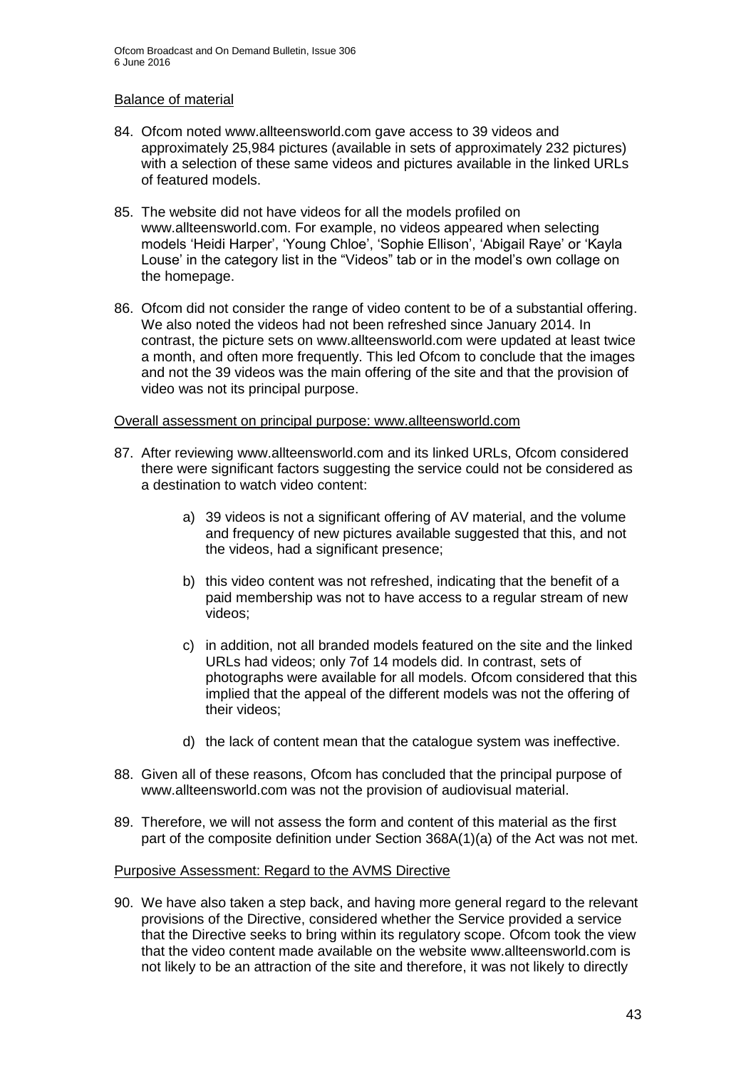Balance of material

84. Ofcom noted www.allteensworld.com gave access to 39 videos and approximately 25,984 pictures (available in sets of approximately 232 pictures) with a selection of these same videos and pictures available in the linked URLs of featured models.

85. The website did not have videos for all the models profiled on www.allteensworld.com. For example, no videos appeared when selecting models 'Heidi Harper', 'Young Chloe', 'Sophie Ellison', 'Abigail Raye' or 'Kayla Louse' in the category list in the "Videos" tab or in the model's own collage on the homepage.

86. Ofcom did not consider the range of video content to be of a substantial offering. We also noted the videos had not been refreshed since January 2014. In contrast, the picture sets on www.allteensworld.com were updated at least twice a month, and often more frequently. This led Ofcom to conclude that the images and not the 39 videos was the main offering of the site and that the provision of video was not its principal purpose.

Overall assessment on principal purpose: www.allteensworld.com

87. After reviewing www.allteensworld.com and its linked URLs, Ofcom considered there were significant factors suggesting the service could not be considered as a destination to watch video content:

    a) 39 videos is not a significant offering of AV material, and the volume and frequency of new pictures available suggested that this, and not the videos, had a significant presence;

    b) this video content was not refreshed, indicating that the benefit of a paid membership was not to have access to a regular stream of new videos;

    c) in addition, not all branded models featured on the site and the linked URLs had videos; only 7of 14 models did. In contrast, sets of photographs were available for all models. Ofcom considered that this implied that the appeal of the different models was not the offering of their videos;

    d) the lack of content mean that the catalogue system was ineffective.

88. Given all of these reasons, Ofcom has concluded that the principal purpose of www.allteensworld.com was not the provision of audiovisual material.

89. Therefore, we will not assess the form and content of this material as the first part of the composite definition under Section 368A(1)(a) of the Act was not met.

Purposive Assessment: Regard to the AVMS Directive

90. We have also taken a step back, and having more general regard to the relevant provisions of the Directive, considered whether the Service provided a service that the Directive seeks to bring within its regulatory scope. Ofcom took the view that the video content made available on the website www.allteensworld.com is not likely to be an attraction of the site and therefore, it was not likely to directly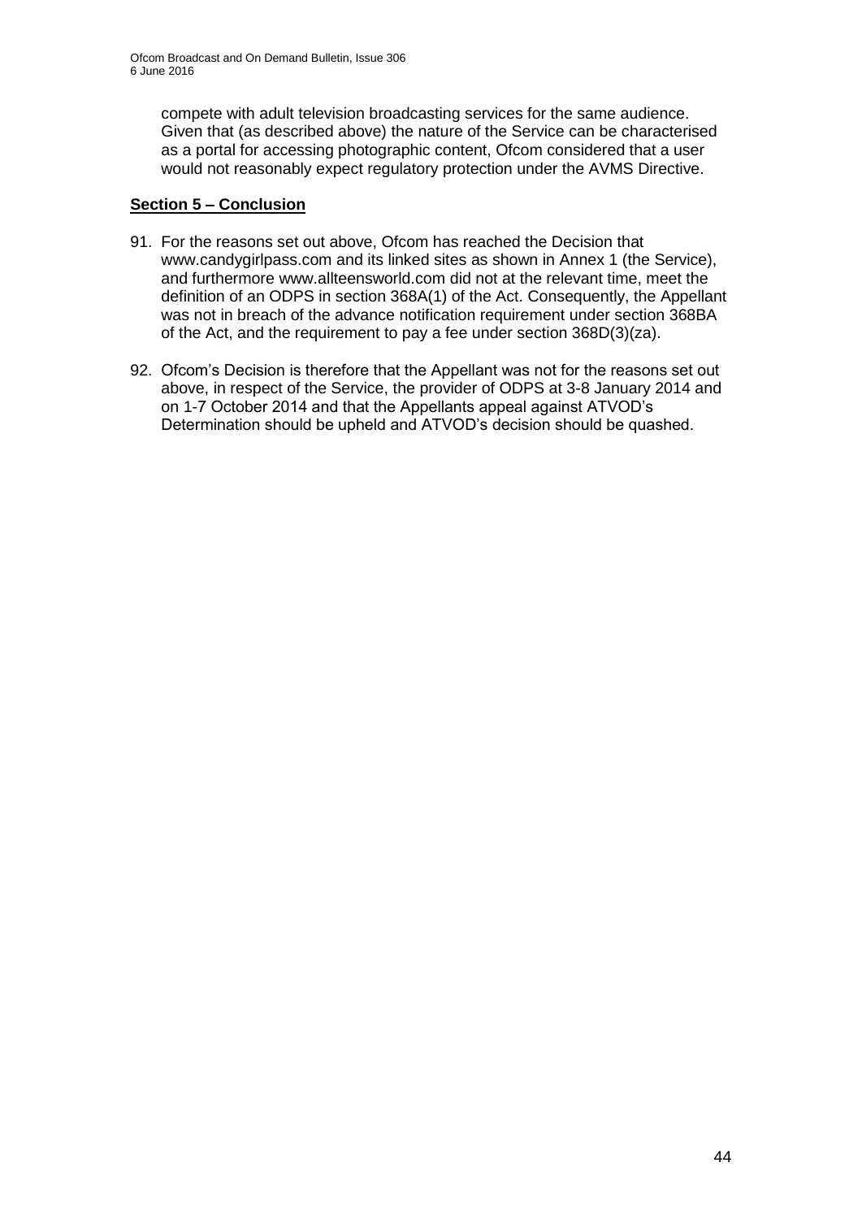compete with adult television broadcasting services for the same audience. Given that (as described above) the nature of the Service can be characterised as a portal for accessing photographic content, Ofcom considered that a user would not reasonably expect regulatory protection under the AVMS Directive.

## **Section 5 – Conclusion**

91. For the reasons set out above, Ofcom has reached the Decision that www.candygirlpass.com and its linked sites as shown in Annex 1 (the Service), and furthermore www.allteensworld.com did not at the relevant time, meet the definition of an ODPS in section 368A(1) of the Act. Consequently, the Appellant was not in breach of the advance notification requirement under section 368BA of the Act, and the requirement to pay a fee under section 368D(3)(za).

92. Ofcom's Decision is therefore that the Appellant was not for the reasons set out above, in respect of the Service, the provider of ODPS at 3-8 January 2014 and on 1-7 October 2014 and that the Appellants appeal against ATVOD's Determination should be upheld and ATVOD's decision should be quashed.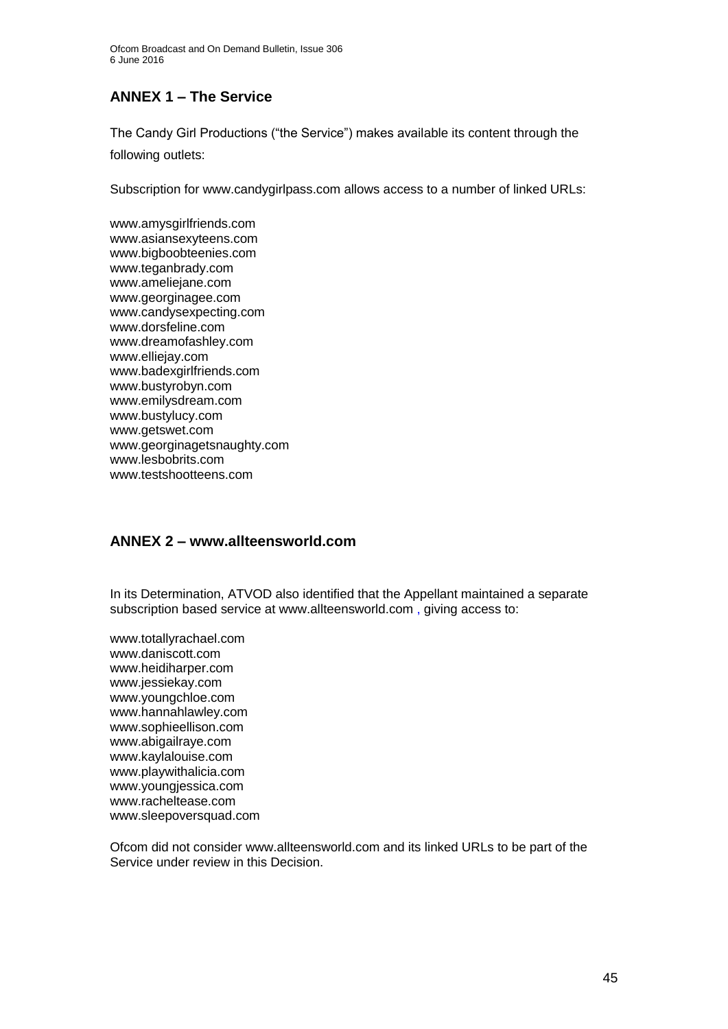## ANNEX 1 – The Service

The Candy Girl Productions ("the Service") makes available its content through the following outlets:

Subscription for www.candygirlpass.com allows access to a number of linked URLs:

www.amysgirlfriends.com
www.asiansexyteens.com
www.bigboobteenies.com
www.teganbrady.com
www.ameliejane.com
www.georginagee.com
www.candysexpecting.com
www.dorsfeline.com
www.dreamofashley.com
www.elliejay.com
www.badexgirlfriends.com
www.bustyrobyn.com
www.emilysdream.com
www.bustylucy.com
www.getswet.com
www.georginagetsnaughty.com
www.lesbobrits.com
www.testshootteens.com

## ANNEX 2 – www.allteensworld.com

In its Determination, ATVOD also identified that the Appellant maintained a separate subscription based service at www.allteensworld.com , giving access to:

www.totallyrachael.com
www.daniscott.com
www.heidiharper.com
www.jessiekay.com
www.youngchloe.com
www.hannahlawley.com
www.sophieellison.com
www.abigailraye.com
www.kaylalouise.com
www.playwithalicia.com
www.youngjessica.com
www.racheltease.com
www.sleepoversquad.com

Ofcom did not consider www.allteensworld.com and its linked URLs to be part of the Service under review in this Decision.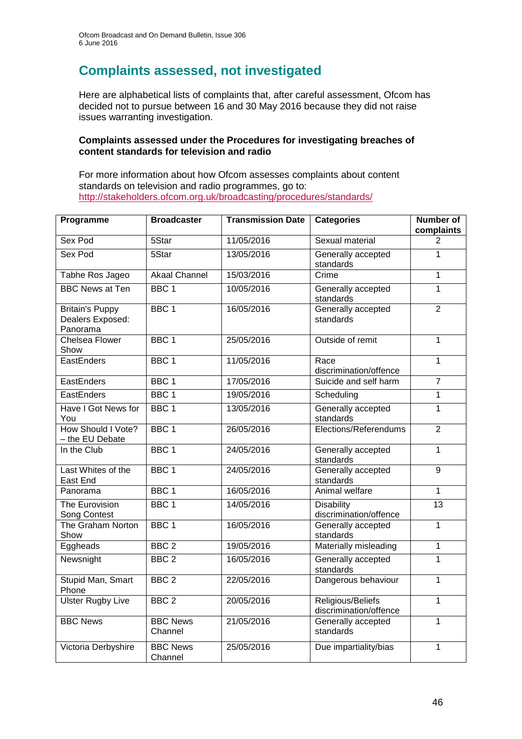## Complaints assessed, not investigated

Here are alphabetical lists of complaints that, after careful assessment, Ofcom has decided not to pursue between 16 and 30 May 2016 because they did not raise issues warranting investigation.

**Complaints assessed under the Procedures for investigating breaches of content standards for television and radio**

For more information about how Ofcom assesses complaints about content standards on television and radio programmes, go to: http://stakeholders.ofcom.org.uk/broadcasting/procedures/standards/

| Programme | Broadcaster | Transmission Date | Categories | Number of complaints |
|---|---|---|---|---|
| Sex Pod | 5Star | 11/05/2016 | Sexual material | 2 |
| Sex Pod | 5Star | 13/05/2016 | Generally accepted standards | 1 |
| Tabhe Ros Jageo | Akaal Channel | 15/03/2016 | Crime | 1 |
| BBC News at Ten | BBC 1 | 10/05/2016 | Generally accepted standards | 1 |
| Britain's Puppy Dealers Exposed: Panorama | BBC 1 | 16/05/2016 | Generally accepted standards | 2 |
| Chelsea Flower Show | BBC 1 | 25/05/2016 | Outside of remit | 1 |
| EastEnders | BBC 1 | 11/05/2016 | Race discrimination/offence | 1 |
| EastEnders | BBC 1 | 17/05/2016 | Suicide and self harm | 7 |
| EastEnders | BBC 1 | 19/05/2016 | Scheduling | 1 |
| Have I Got News for You | BBC 1 | 13/05/2016 | Generally accepted standards | 1 |
| How Should I Vote? – the EU Debate | BBC 1 | 26/05/2016 | Elections/Referendums | 2 |
| In the Club | BBC 1 | 24/05/2016 | Generally accepted standards | 1 |
| Last Whites of the East End | BBC 1 | 24/05/2016 | Generally accepted standards | 9 |
| Panorama | BBC 1 | 16/05/2016 | Animal welfare | 1 |
| The Eurovision Song Contest | BBC 1 | 14/05/2016 | Disability discrimination/offence | 13 |
| The Graham Norton Show | BBC 1 | 16/05/2016 | Generally accepted standards | 1 |
| Eggheads | BBC 2 | 19/05/2016 | Materially misleading | 1 |
| Newsnight | BBC 2 | 16/05/2016 | Generally accepted standards | 1 |
| Stupid Man, Smart Phone | BBC 2 | 22/05/2016 | Dangerous behaviour | 1 |
| Ulster Rugby Live | BBC 2 | 20/05/2016 | Religious/Beliefs discrimination/offence | 1 |
| BBC News | BBC News Channel | 21/05/2016 | Generally accepted standards | 1 |
| Victoria Derbyshire | BBC News Channel | 25/05/2016 | Due impartiality/bias | 1 |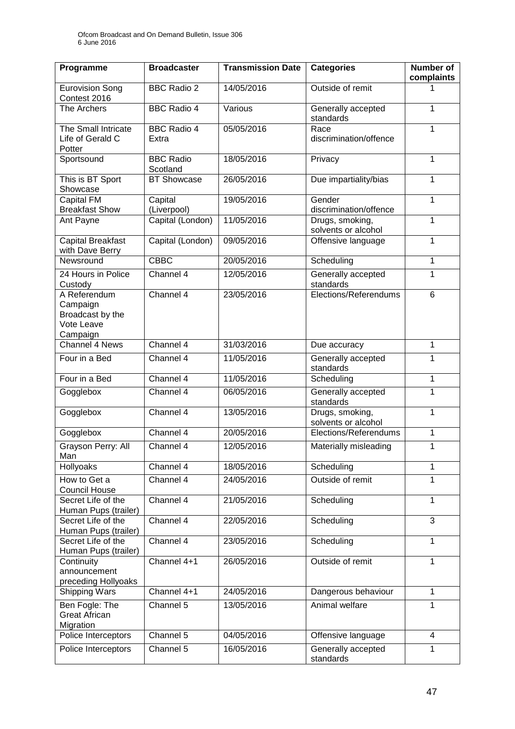| Programme | Broadcaster | Transmission Date | Categories | Number of complaints |
|---|---|---|---|---|
| Eurovision Song Contest 2016 | BBC Radio 2 | 14/05/2016 | Outside of remit | 1 |
| The Archers | BBC Radio 4 | Various | Generally accepted standards | 1 |
| The Small Intricate Life of Gerald C Potter | BBC Radio 4 Extra | 05/05/2016 | Race discrimination/offence | 1 |
| Sportsound | BBC Radio Scotland | 18/05/2016 | Privacy | 1 |
| This is BT Sport Showcase | BT Showcase | 26/05/2016 | Due impartiality/bias | 1 |
| Capital FM Breakfast Show | Capital (Liverpool) | 19/05/2016 | Gender discrimination/offence | 1 |
| Ant Payne | Capital (London) | 11/05/2016 | Drugs, smoking, solvents or alcohol | 1 |
| Capital Breakfast with Dave Berry | Capital (London) | 09/05/2016 | Offensive language | 1 |
| Newsround | CBBC | 20/05/2016 | Scheduling | 1 |
| 24 Hours in Police Custody | Channel 4 | 12/05/2016 | Generally accepted standards | 1 |
| A Referendum Campaign Broadcast by the Vote Leave Campaign | Channel 4 | 23/05/2016 | Elections/Referendums | 6 |
| Channel 4 News | Channel 4 | 31/03/2016 | Due accuracy | 1 |
| Four in a Bed | Channel 4 | 11/05/2016 | Generally accepted standards | 1 |
| Four in a Bed | Channel 4 | 11/05/2016 | Scheduling | 1 |
| Gogglebox | Channel 4 | 06/05/2016 | Generally accepted standards | 1 |
| Gogglebox | Channel 4 | 13/05/2016 | Drugs, smoking, solvents or alcohol | 1 |
| Gogglebox | Channel 4 | 20/05/2016 | Elections/Referendums | 1 |
| Grayson Perry: All Man | Channel 4 | 12/05/2016 | Materially misleading | 1 |
| Hollyoaks | Channel 4 | 18/05/2016 | Scheduling | 1 |
| How to Get a Council House | Channel 4 | 24/05/2016 | Outside of remit | 1 |
| Secret Life of the Human Pups (trailer) | Channel 4 | 21/05/2016 | Scheduling | 1 |
| Secret Life of the Human Pups (trailer) | Channel 4 | 22/05/2016 | Scheduling | 3 |
| Secret Life of the Human Pups (trailer) | Channel 4 | 23/05/2016 | Scheduling | 1 |
| Continuity announcement preceding Hollyoaks | Channel 4+1 | 26/05/2016 | Outside of remit | 1 |
| Shipping Wars | Channel 4+1 | 24/05/2016 | Dangerous behaviour | 1 |
| Ben Fogle: The Great African Migration | Channel 5 | 13/05/2016 | Animal welfare | 1 |
| Police Interceptors | Channel 5 | 04/05/2016 | Offensive language | 4 |
| Police Interceptors | Channel 5 | 16/05/2016 | Generally accepted standards | 1 |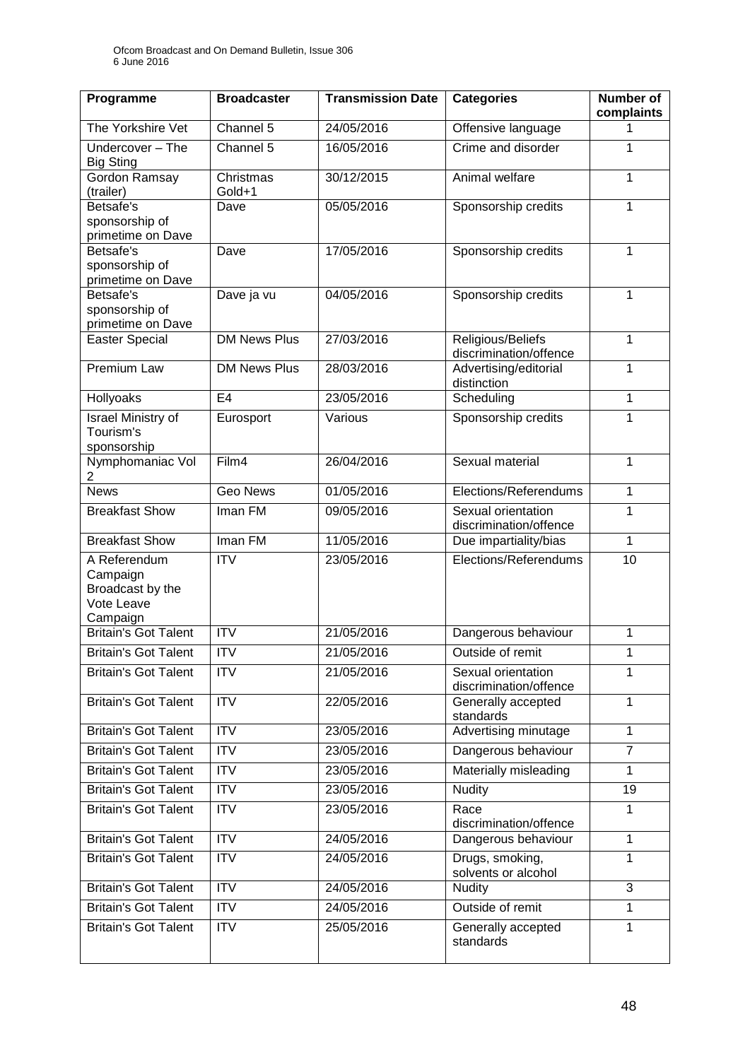| Programme | Broadcaster | Transmission Date | Categories | Number of complaints |
|---|---|---|---|---|
| The Yorkshire Vet | Channel 5 | 24/05/2016 | Offensive language | 1 |
| Undercover – The Big Sting | Channel 5 | 16/05/2016 | Crime and disorder | 1 |
| Gordon Ramsay (trailer) | Christmas Gold+1 | 30/12/2015 | Animal welfare | 1 |
| Betsafe's sponsorship of primetime on Dave | Dave | 05/05/2016 | Sponsorship credits | 1 |
| Betsafe's sponsorship of primetime on Dave | Dave | 17/05/2016 | Sponsorship credits | 1 |
| Betsafe's sponsorship of primetime on Dave | Dave ja vu | 04/05/2016 | Sponsorship credits | 1 |
| Easter Special | DM News Plus | 27/03/2016 | Religious/Beliefs discrimination/offence | 1 |
| Premium Law | DM News Plus | 28/03/2016 | Advertising/editorial distinction | 1 |
| Hollyoaks | E4 | 23/05/2016 | Scheduling | 1 |
| Israel Ministry of Tourism's sponsorship | Eurosport | Various | Sponsorship credits | 1 |
| Nymphomaniac Vol 2 | Film4 | 26/04/2016 | Sexual material | 1 |
| News | Geo News | 01/05/2016 | Elections/Referendums | 1 |
| Breakfast Show | Iman FM | 09/05/2016 | Sexual orientation discrimination/offence | 1 |
| Breakfast Show | Iman FM | 11/05/2016 | Due impartiality/bias | 1 |
| A Referendum Campaign Broadcast by the Vote Leave Campaign | ITV | 23/05/2016 | Elections/Referendums | 10 |
| Britain's Got Talent | ITV | 21/05/2016 | Dangerous behaviour | 1 |
| Britain's Got Talent | ITV | 21/05/2016 | Outside of remit | 1 |
| Britain's Got Talent | ITV | 21/05/2016 | Sexual orientation discrimination/offence | 1 |
| Britain's Got Talent | ITV | 22/05/2016 | Generally accepted standards | 1 |
| Britain's Got Talent | ITV | 23/05/2016 | Advertising minutage | 1 |
| Britain's Got Talent | ITV | 23/05/2016 | Dangerous behaviour | 7 |
| Britain's Got Talent | ITV | 23/05/2016 | Materially misleading | 1 |
| Britain's Got Talent | ITV | 23/05/2016 | Nudity | 19 |
| Britain's Got Talent | ITV | 23/05/2016 | Race discrimination/offence | 1 |
| Britain's Got Talent | ITV | 24/05/2016 | Dangerous behaviour | 1 |
| Britain's Got Talent | ITV | 24/05/2016 | Drugs, smoking, solvents or alcohol | 1 |
| Britain's Got Talent | ITV | 24/05/2016 | Nudity | 3 |
| Britain's Got Talent | ITV | 24/05/2016 | Outside of remit | 1 |
| Britain's Got Talent | ITV | 25/05/2016 | Generally accepted standards | 1 |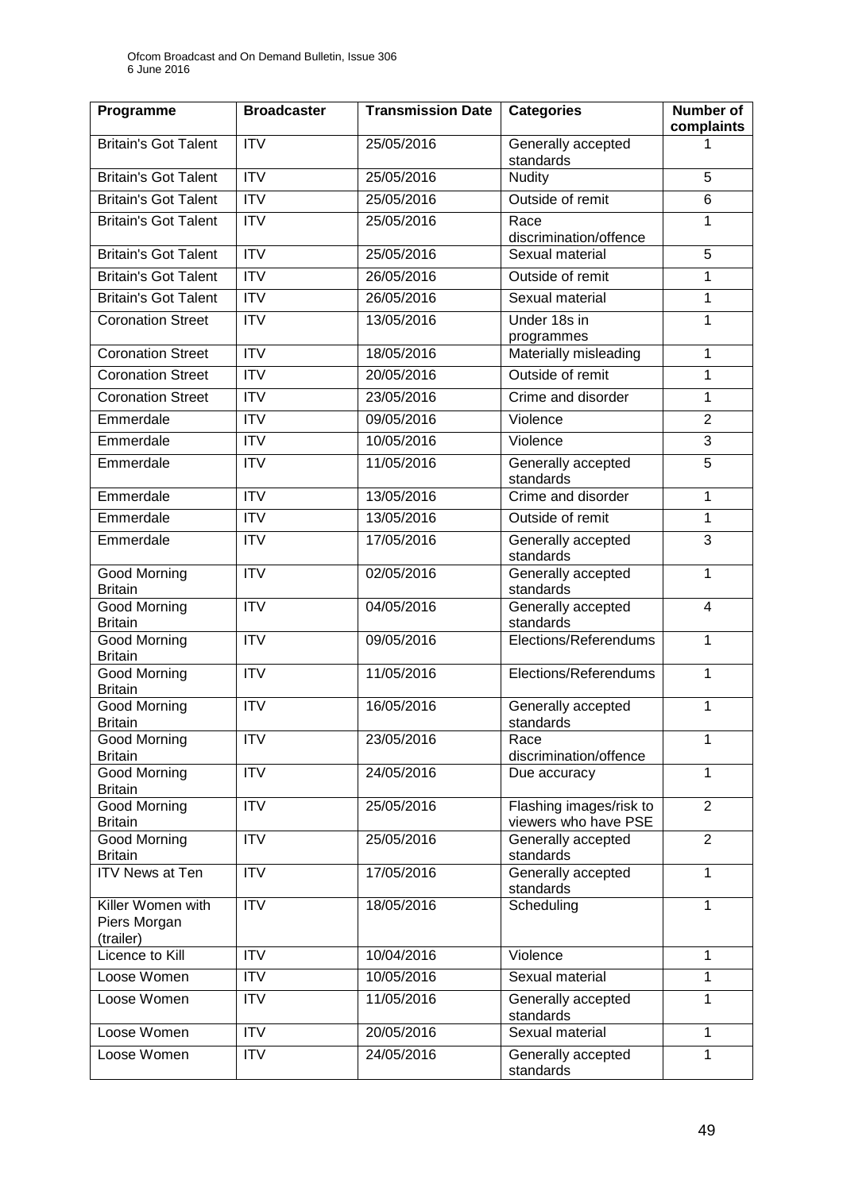| Programme | Broadcaster | Transmission Date | Categories | Number of complaints |
|---|---|---|---|---|
| Britain's Got Talent | ITV | 25/05/2016 | Generally accepted standards | 1 |
| Britain's Got Talent | ITV | 25/05/2016 | Nudity | 5 |
| Britain's Got Talent | ITV | 25/05/2016 | Outside of remit | 6 |
| Britain's Got Talent | ITV | 25/05/2016 | Race discrimination/offence | 1 |
| Britain's Got Talent | ITV | 25/05/2016 | Sexual material | 5 |
| Britain's Got Talent | ITV | 26/05/2016 | Outside of remit | 1 |
| Britain's Got Talent | ITV | 26/05/2016 | Sexual material | 1 |
| Coronation Street | ITV | 13/05/2016 | Under 18s in programmes | 1 |
| Coronation Street | ITV | 18/05/2016 | Materially misleading | 1 |
| Coronation Street | ITV | 20/05/2016 | Outside of remit | 1 |
| Coronation Street | ITV | 23/05/2016 | Crime and disorder | 1 |
| Emmerdale | ITV | 09/05/2016 | Violence | 2 |
| Emmerdale | ITV | 10/05/2016 | Violence | 3 |
| Emmerdale | ITV | 11/05/2016 | Generally accepted standards | 5 |
| Emmerdale | ITV | 13/05/2016 | Crime and disorder | 1 |
| Emmerdale | ITV | 13/05/2016 | Outside of remit | 1 |
| Emmerdale | ITV | 17/05/2016 | Generally accepted standards | 3 |
| Good Morning Britain | ITV | 02/05/2016 | Generally accepted standards | 1 |
| Good Morning Britain | ITV | 04/05/2016 | Generally accepted standards | 4 |
| Good Morning Britain | ITV | 09/05/2016 | Elections/Referendums | 1 |
| Good Morning Britain | ITV | 11/05/2016 | Elections/Referendums | 1 |
| Good Morning Britain | ITV | 16/05/2016 | Generally accepted standards | 1 |
| Good Morning Britain | ITV | 23/05/2016 | Race discrimination/offence | 1 |
| Good Morning Britain | ITV | 24/05/2016 | Due accuracy | 1 |
| Good Morning Britain | ITV | 25/05/2016 | Flashing images/risk to viewers who have PSE | 2 |
| Good Morning Britain | ITV | 25/05/2016 | Generally accepted standards | 2 |
| ITV News at Ten | ITV | 17/05/2016 | Generally accepted standards | 1 |
| Killer Women with Piers Morgan (trailer) | ITV | 18/05/2016 | Scheduling | 1 |
| Licence to Kill | ITV | 10/04/2016 | Violence | 1 |
| Loose Women | ITV | 10/05/2016 | Sexual material | 1 |
| Loose Women | ITV | 11/05/2016 | Generally accepted standards | 1 |
| Loose Women | ITV | 20/05/2016 | Sexual material | 1 |
| Loose Women | ITV | 24/05/2016 | Generally accepted standards | 1 |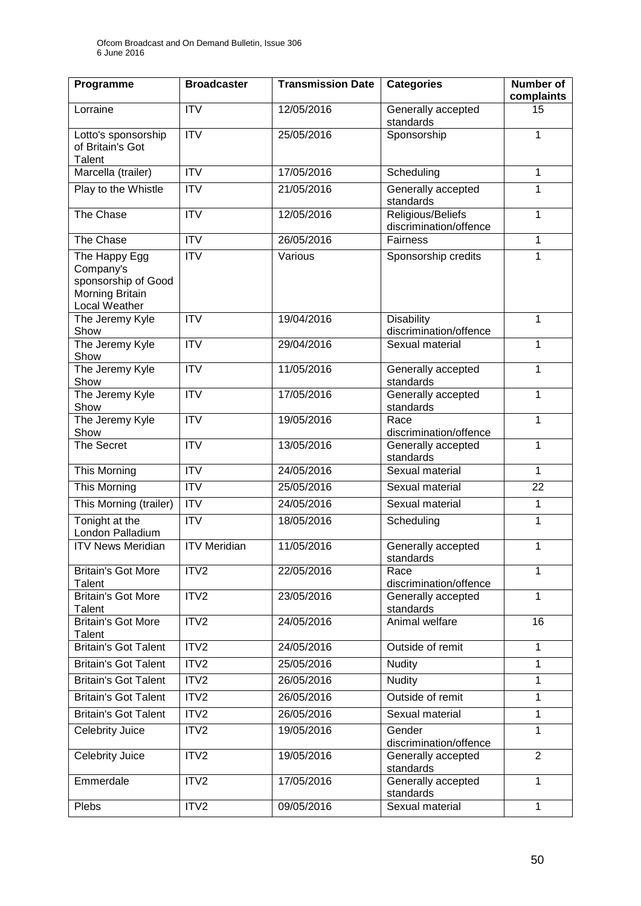| Programme | Broadcaster | Transmission Date | Categories | Number of complaints |
|---|---|---|---|---|
| Lorraine | ITV | 12/05/2016 | Generally accepted standards | 15 |
| Lotto's sponsorship of Britain's Got Talent | ITV | 25/05/2016 | Sponsorship | 1 |
| Marcella (trailer) | ITV | 17/05/2016 | Scheduling | 1 |
| Play to the Whistle | ITV | 21/05/2016 | Generally accepted standards | 1 |
| The Chase | ITV | 12/05/2016 | Religious/Beliefs discrimination/offence | 1 |
| The Chase | ITV | 26/05/2016 | Fairness | 1 |
| The Happy Egg Company's sponsorship of Good Morning Britain Local Weather | ITV | Various | Sponsorship credits | 1 |
| The Jeremy Kyle Show | ITV | 19/04/2016 | Disability discrimination/offence | 1 |
| The Jeremy Kyle Show | ITV | 29/04/2016 | Sexual material | 1 |
| The Jeremy Kyle Show | ITV | 11/05/2016 | Generally accepted standards | 1 |
| The Jeremy Kyle Show | ITV | 17/05/2016 | Generally accepted standards | 1 |
| The Jeremy Kyle Show | ITV | 19/05/2016 | Race discrimination/offence | 1 |
| The Secret | ITV | 13/05/2016 | Generally accepted standards | 1 |
| This Morning | ITV | 24/05/2016 | Sexual material | 1 |
| This Morning | ITV | 25/05/2016 | Sexual material | 22 |
| This Morning (trailer) | ITV | 24/05/2016 | Sexual material | 1 |
| Tonight at the London Palladium | ITV | 18/05/2016 | Scheduling | 1 |
| ITV News Meridian | ITV Meridian | 11/05/2016 | Generally accepted standards | 1 |
| Britain's Got More Talent | ITV2 | 22/05/2016 | Race discrimination/offence | 1 |
| Britain's Got More Talent | ITV2 | 23/05/2016 | Generally accepted standards | 1 |
| Britain's Got More Talent | ITV2 | 24/05/2016 | Animal welfare | 16 |
| Britain's Got Talent | ITV2 | 24/05/2016 | Outside of remit | 1 |
| Britain's Got Talent | ITV2 | 25/05/2016 | Nudity | 1 |
| Britain's Got Talent | ITV2 | 26/05/2016 | Nudity | 1 |
| Britain's Got Talent | ITV2 | 26/05/2016 | Outside of remit | 1 |
| Britain's Got Talent | ITV2 | 26/05/2016 | Sexual material | 1 |
| Celebrity Juice | ITV2 | 19/05/2016 | Gender discrimination/offence | 1 |
| Celebrity Juice | ITV2 | 19/05/2016 | Generally accepted standards | 2 |
| Emmerdale | ITV2 | 17/05/2016 | Generally accepted standards | 1 |
| Plebs | ITV2 | 09/05/2016 | Sexual material | 1 |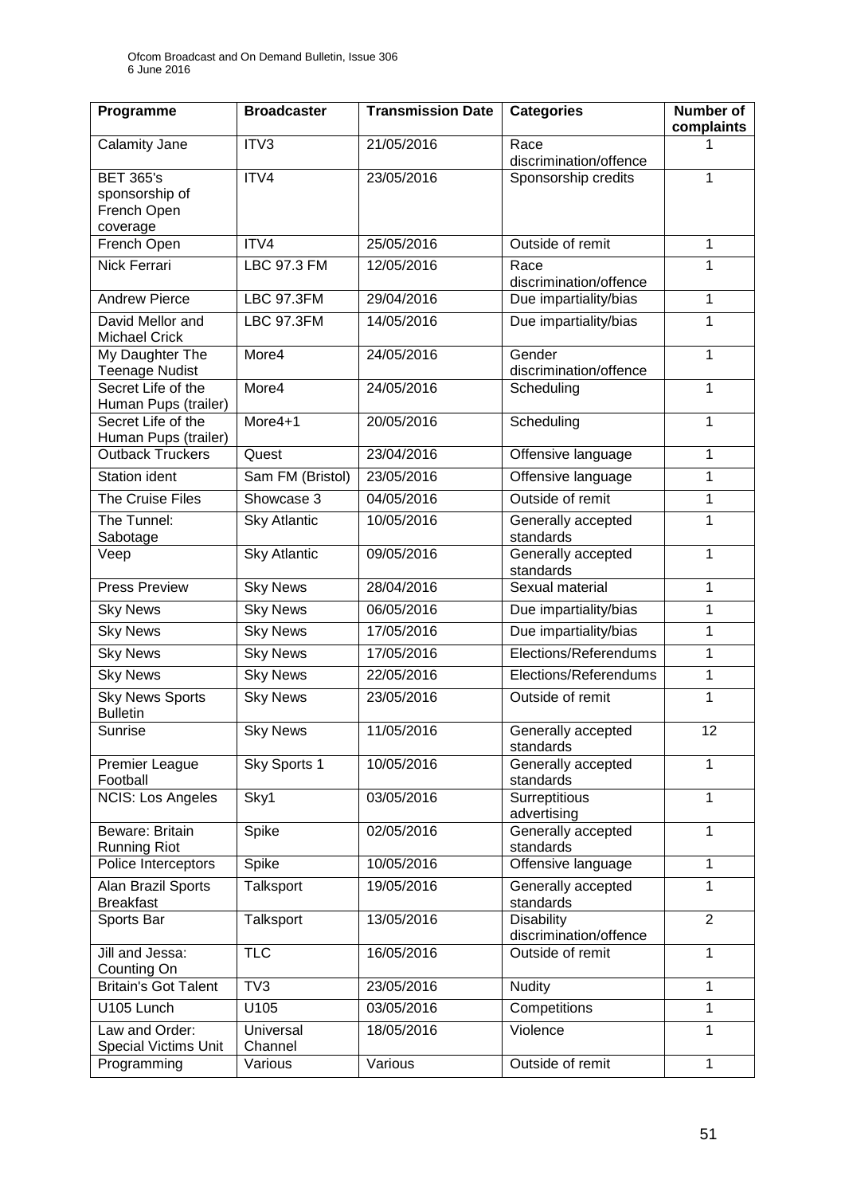| Programme | Broadcaster | Transmission Date | Categories | Number of complaints |
|---|---|---|---|---|
| Calamity Jane | ITV3 | 21/05/2016 | Race discrimination/offence | 1 |
| BET 365's sponsorship of French Open coverage | ITV4 | 23/05/2016 | Sponsorship credits | 1 |
| French Open | ITV4 | 25/05/2016 | Outside of remit | 1 |
| Nick Ferrari | LBC 97.3 FM | 12/05/2016 | Race discrimination/offence | 1 |
| Andrew Pierce | LBC 97.3FM | 29/04/2016 | Due impartiality/bias | 1 |
| David Mellor and Michael Crick | LBC 97.3FM | 14/05/2016 | Due impartiality/bias | 1 |
| My Daughter The Teenage Nudist | More4 | 24/05/2016 | Gender discrimination/offence | 1 |
| Secret Life of the Human Pups (trailer) | More4 | 24/05/2016 | Scheduling | 1 |
| Secret Life of the Human Pups (trailer) | More4+1 | 20/05/2016 | Scheduling | 1 |
| Outback Truckers | Quest | 23/04/2016 | Offensive language | 1 |
| Station ident | Sam FM (Bristol) | 23/05/2016 | Offensive language | 1 |
| The Cruise Files | Showcase 3 | 04/05/2016 | Outside of remit | 1 |
| The Tunnel: Sabotage | Sky Atlantic | 10/05/2016 | Generally accepted standards | 1 |
| Veep | Sky Atlantic | 09/05/2016 | Generally accepted standards | 1 |
| Press Preview | Sky News | 28/04/2016 | Sexual material | 1 |
| Sky News | Sky News | 06/05/2016 | Due impartiality/bias | 1 |
| Sky News | Sky News | 17/05/2016 | Due impartiality/bias | 1 |
| Sky News | Sky News | 17/05/2016 | Elections/Referendums | 1 |
| Sky News | Sky News | 22/05/2016 | Elections/Referendums | 1 |
| Sky News Sports Bulletin | Sky News | 23/05/2016 | Outside of remit | 1 |
| Sunrise | Sky News | 11/05/2016 | Generally accepted standards | 12 |
| Premier League Football | Sky Sports 1 | 10/05/2016 | Generally accepted standards | 1 |
| NCIS: Los Angeles | Sky1 | 03/05/2016 | Surreptitious advertising | 1 |
| Beware: Britain Running Riot | Spike | 02/05/2016 | Generally accepted standards | 1 |
| Police Interceptors | Spike | 10/05/2016 | Offensive language | 1 |
| Alan Brazil Sports Breakfast | Talksport | 19/05/2016 | Generally accepted standards | 1 |
| Sports Bar | Talksport | 13/05/2016 | Disability discrimination/offence | 2 |
| Jill and Jessa: Counting On | TLC | 16/05/2016 | Outside of remit | 1 |
| Britain's Got Talent | TV3 | 23/05/2016 | Nudity | 1 |
| U105 Lunch | U105 | 03/05/2016 | Competitions | 1 |
| Law and Order: Special Victims Unit | Universal Channel | 18/05/2016 | Violence | 1 |
| Programming | Various | Various | Outside of remit | 1 |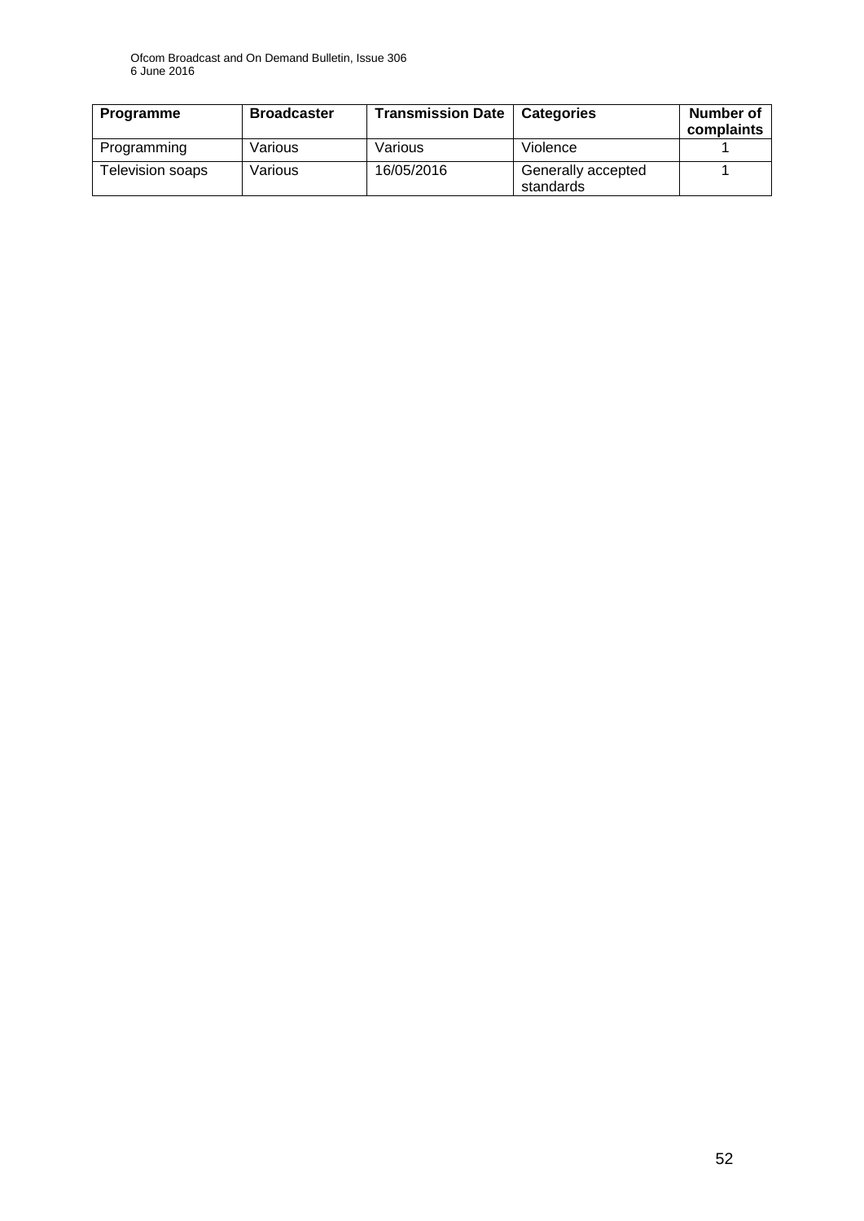| Programme | Broadcaster | Transmission Date | Categories | Number of complaints |
|---|---|---|---|---|
| Programming | Various | Various | Violence | 1 |
| Television soaps | Various | 16/05/2016 | Generally accepted standards | 1 |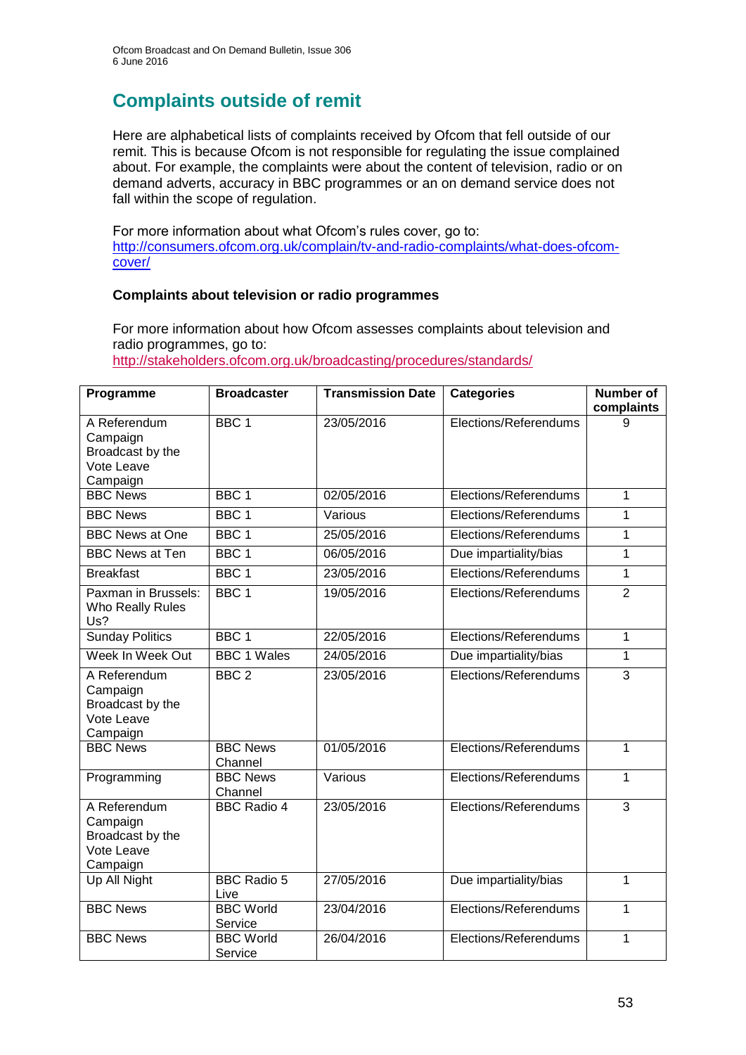## Complaints outside of remit

Here are alphabetical lists of complaints received by Ofcom that fell outside of our remit. This is because Ofcom is not responsible for regulating the issue complained about. For example, the complaints were about the content of television, radio or on demand adverts, accuracy in BBC programmes or an on demand service does not fall within the scope of regulation.

For more information about what Ofcom's rules cover, go to: [http://consumers.ofcom.org.uk/complain/tv-and-radio-complaints/what-does-ofcom-cover/](http://consumers.ofcom.org.uk/complain/tv-and-radio-complaints/what-does-ofcom-cover/)

### Complaints about television or radio programmes

For more information about how Ofcom assesses complaints about television and radio programmes, go to: [http://stakeholders.ofcom.org.uk/broadcasting/procedures/standards/](http://stakeholders.ofcom.org.uk/broadcasting/procedures/standards/)

| Programme | Broadcaster | Transmission Date | Categories | Number of complaints |
|---|---|---|---|---|
| A Referendum Campaign Broadcast by the Vote Leave Campaign | BBC 1 | 23/05/2016 | Elections/Referendums | 9 |
| BBC News | BBC 1 | 02/05/2016 | Elections/Referendums | 1 |
| BBC News | BBC 1 | Various | Elections/Referendums | 1 |
| BBC News at One | BBC 1 | 25/05/2016 | Elections/Referendums | 1 |
| BBC News at Ten | BBC 1 | 06/05/2016 | Due impartiality/bias | 1 |
| Breakfast | BBC 1 | 23/05/2016 | Elections/Referendums | 1 |
| Paxman in Brussels: Who Really Rules Us? | BBC 1 | 19/05/2016 | Elections/Referendums | 2 |
| Sunday Politics | BBC 1 | 22/05/2016 | Elections/Referendums | 1 |
| Week In Week Out | BBC 1 Wales | 24/05/2016 | Due impartiality/bias | 1 |
| A Referendum Campaign Broadcast by the Vote Leave Campaign | BBC 2 | 23/05/2016 | Elections/Referendums | 3 |
| BBC News | BBC News Channel | 01/05/2016 | Elections/Referendums | 1 |
| Programming | BBC News Channel | Various | Elections/Referendums | 1 |
| A Referendum Campaign Broadcast by the Vote Leave Campaign | BBC Radio 4 | 23/05/2016 | Elections/Referendums | 3 |
| Up All Night | BBC Radio 5 Live | 27/05/2016 | Due impartiality/bias | 1 |
| BBC News | BBC World Service | 23/04/2016 | Elections/Referendums | 1 |
| BBC News | BBC World Service | 26/04/2016 | Elections/Referendums | 1 |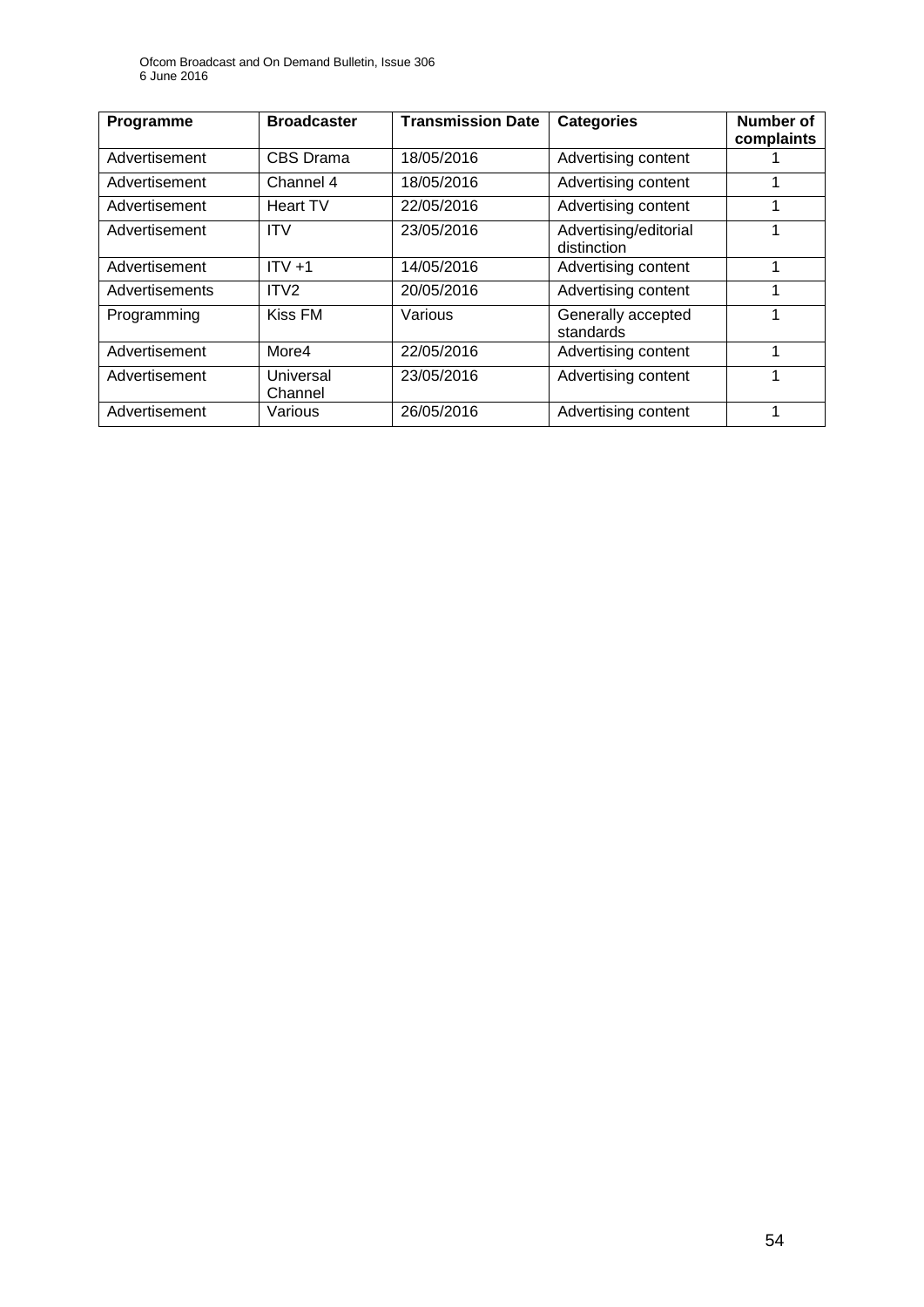| Programme | Broadcaster | Transmission Date | Categories | Number of complaints |
|---|---|---|---|---|
| Advertisement | CBS Drama | 18/05/2016 | Advertising content | 1 |
| Advertisement | Channel 4 | 18/05/2016 | Advertising content | 1 |
| Advertisement | Heart TV | 22/05/2016 | Advertising content | 1 |
| Advertisement | ITV | 23/05/2016 | Advertising/editorial distinction | 1 |
| Advertisement | ITV +1 | 14/05/2016 | Advertising content | 1 |
| Advertisements | ITV2 | 20/05/2016 | Advertising content | 1 |
| Programming | Kiss FM | Various | Generally accepted standards | 1 |
| Advertisement | More4 | 22/05/2016 | Advertising content | 1 |
| Advertisement | Universal Channel | 23/05/2016 | Advertising content | 1 |
| Advertisement | Various | 26/05/2016 | Advertising content | 1 |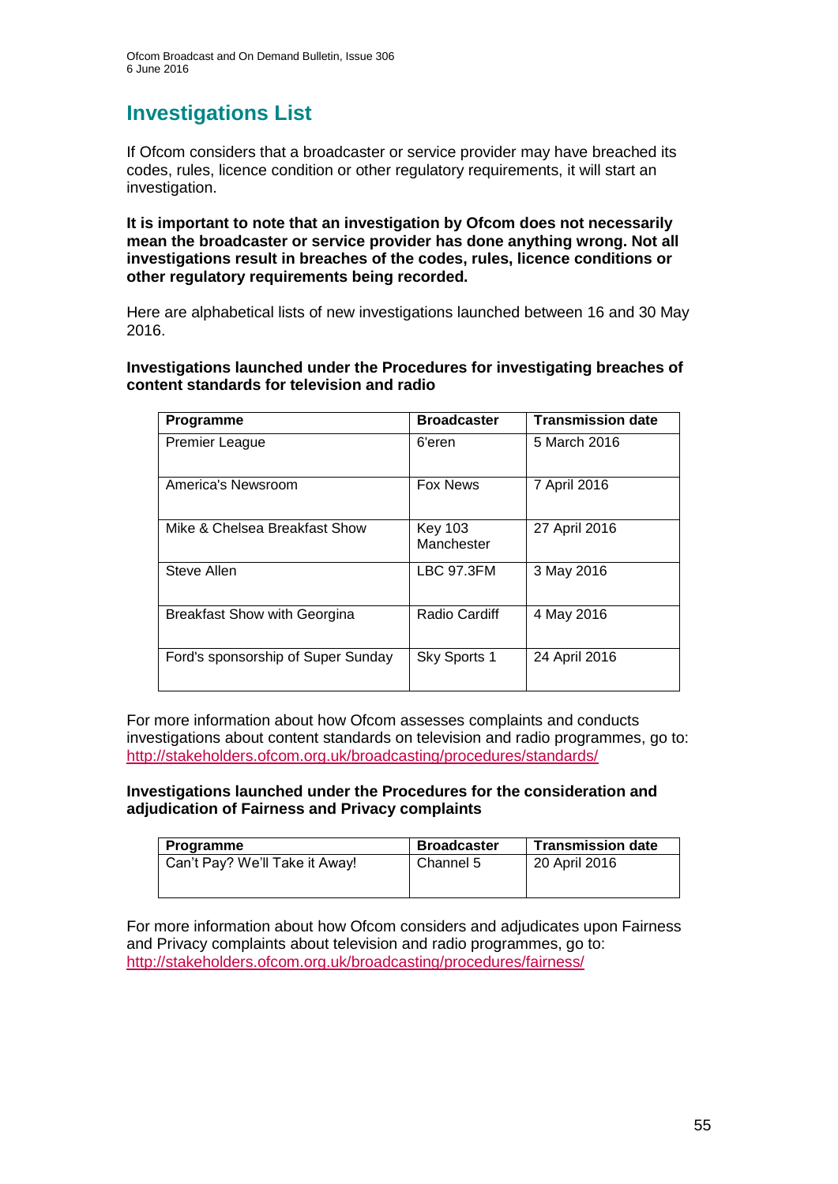# Investigations List

If Ofcom considers that a broadcaster or service provider may have breached its codes, rules, licence condition or other regulatory requirements, it will start an investigation.

**It is important to note that an investigation by Ofcom does not necessarily mean the broadcaster or service provider has done anything wrong. Not all investigations result in breaches of the codes, rules, licence conditions or other regulatory requirements being recorded.**

Here are alphabetical lists of new investigations launched between 16 and 30 May 2016.

**Investigations launched under the Procedures for investigating breaches of content standards for television and radio**

| Programme | Broadcaster | Transmission date |
|---|---|---|
| Premier League | 6'eren | 5 March 2016 |
| America's Newsroom | Fox News | 7 April 2016 |
| Mike & Chelsea Breakfast Show | Key 103 Manchester | 27 April 2016 |
| Steve Allen | LBC 97.3FM | 3 May 2016 |
| Breakfast Show with Georgina | Radio Cardiff | 4 May 2016 |
| Ford's sponsorship of Super Sunday | Sky Sports 1 | 24 April 2016 |

For more information about how Ofcom assesses complaints and conducts investigations about content standards on television and radio programmes, go to: http://stakeholders.ofcom.org.uk/broadcasting/procedures/standards/

**Investigations launched under the Procedures for the consideration and adjudication of Fairness and Privacy complaints**

| Programme | Broadcaster | Transmission date |
|---|---|---|
| Can't Pay? We'll Take it Away! | Channel 5 | 20 April 2016 |

For more information about how Ofcom considers and adjudicates upon Fairness and Privacy complaints about television and radio programmes, go to: http://stakeholders.ofcom.org.uk/broadcasting/procedures/fairness/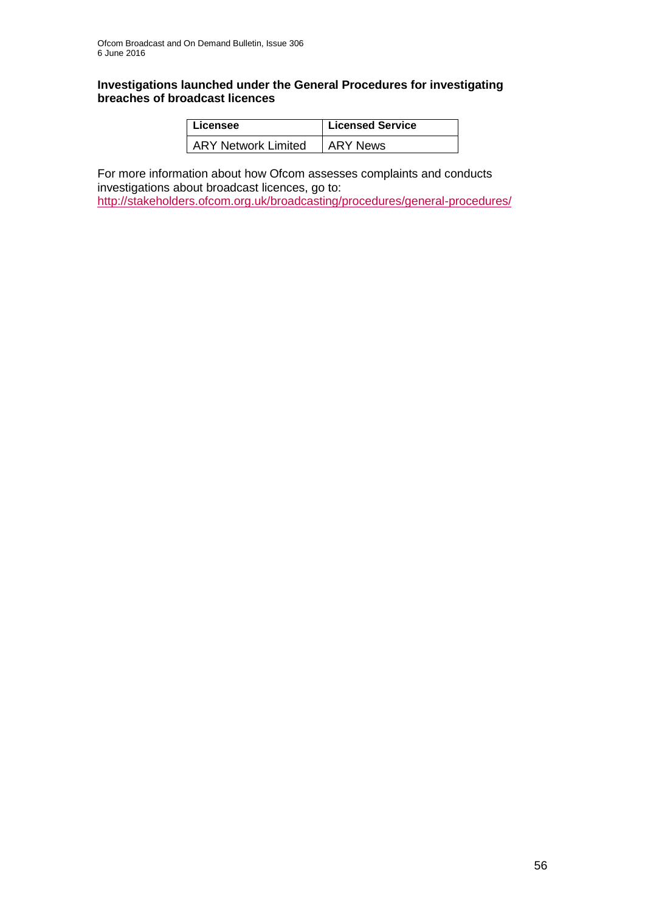### Investigations launched under the General Procedures for investigating breaches of broadcast licences

| Licensee | Licensed Service |
|---|---|
| ARY Network Limited | ARY News |

For more information about how Ofcom assesses complaints and conducts investigations about broadcast licences, go to:
http://stakeholders.ofcom.org.uk/broadcasting/procedures/general-procedures/